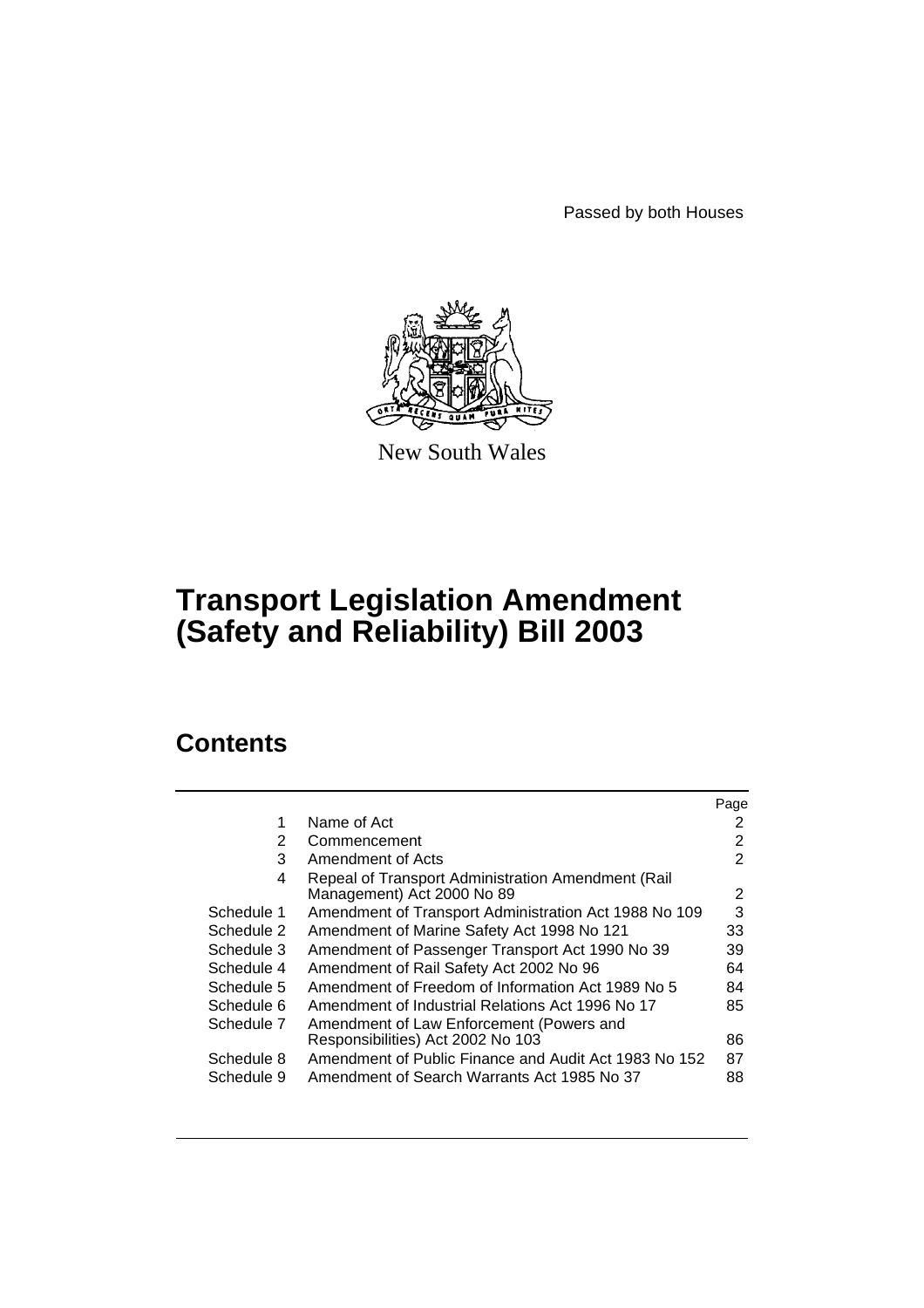Passed by both Houses

New South Wales

# Transport Legislation Amendment (Safety and Reliability) Bill 2003

## Contents

| | | Page |
|---|---|---|
| 1 | Name of Act | 2 |
| 2 | Commencement | 2 |
| 3 | Amendment of Acts | 2 |
| 4 | Repeal of Transport Administration Amendment (Rail Management) Act 2000 No 89 | 2 |
| Schedule 1 | Amendment of Transport Administration Act 1988 No 109 | 3 |
| Schedule 2 | Amendment of Marine Safety Act 1998 No 121 | 33 |
| Schedule 3 | Amendment of Passenger Transport Act 1990 No 39 | 39 |
| Schedule 4 | Amendment of Rail Safety Act 2002 No 96 | 64 |
| Schedule 5 | Amendment of Freedom of Information Act 1989 No 5 | 84 |
| Schedule 6 | Amendment of Industrial Relations Act 1996 No 17 | 85 |
| Schedule 7 | Amendment of Law Enforcement (Powers and Responsibilities) Act 2002 No 103 | 86 |
| Schedule 8 | Amendment of Public Finance and Audit Act 1983 No 152 | 87 |
| Schedule 9 | Amendment of Search Warrants Act 1985 No 37 | 88 |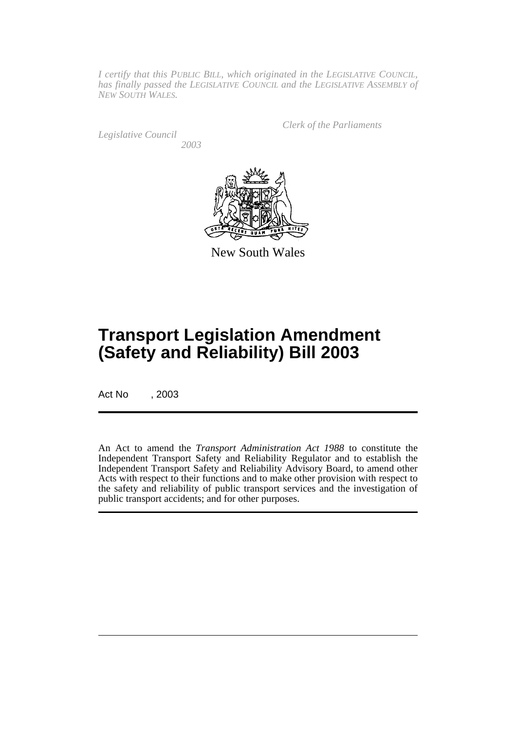*I certify that this PUBLIC BILL, which originated in the LEGISLATIVE COUNCIL, has finally passed the LEGISLATIVE COUNCIL and the LEGISLATIVE ASSEMBLY of NEW SOUTH WALES.*

*Clerk of the Parliaments*

*Legislative Council*

*2003*

New South Wales

# Transport Legislation Amendment (Safety and Reliability) Bill 2003

Act No , 2003

An Act to amend the *Transport Administration Act 1988* to constitute the Independent Transport Safety and Reliability Regulator and to establish the Independent Transport Safety and Reliability Advisory Board, to amend other Acts with respect to their functions and to make other provision with respect to the safety and reliability of public transport services and the investigation of public transport accidents; and for other purposes.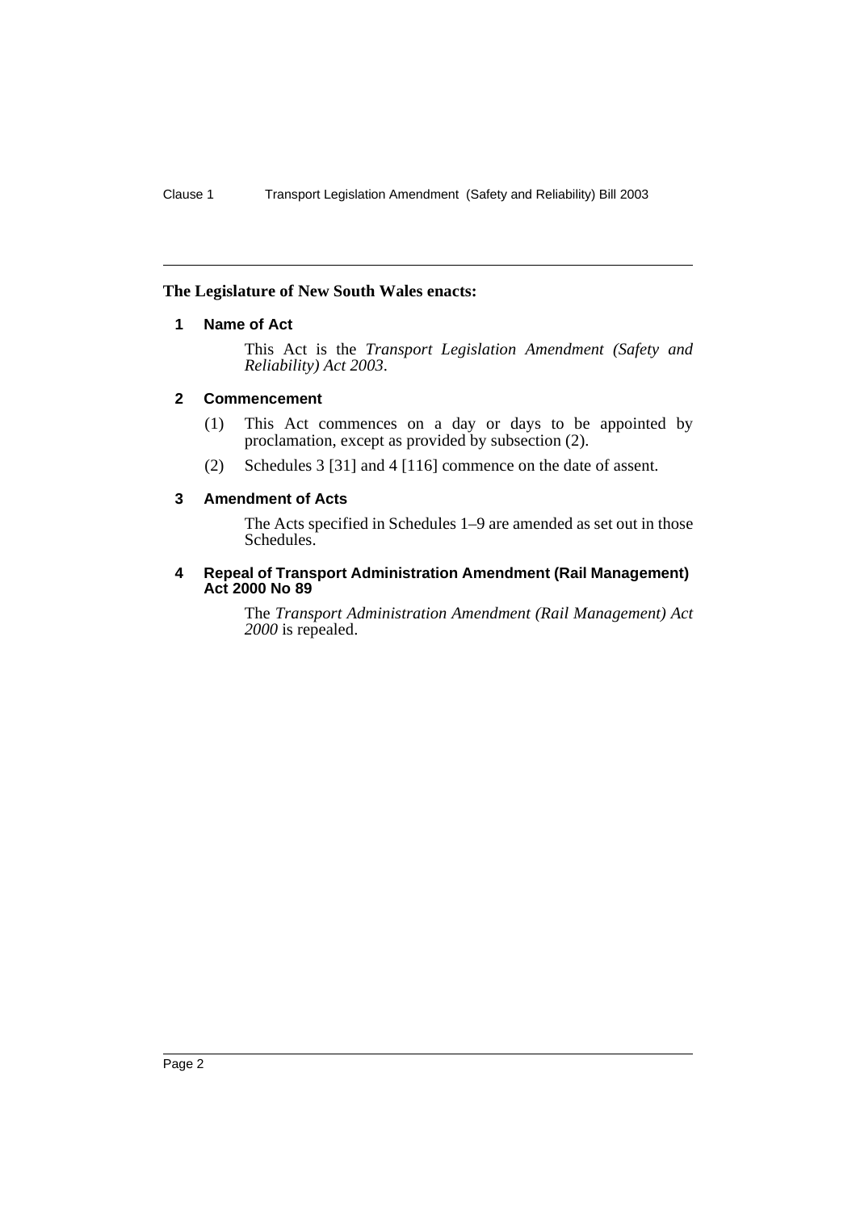**The Legislature of New South Wales enacts:**

### 1 Name of Act

This Act is the *Transport Legislation Amendment (Safety and Reliability) Act 2003*.

### 2 Commencement

(1) This Act commences on a day or days to be appointed by proclamation, except as provided by subsection (2).

(2) Schedules 3 [31] and 4 [116] commence on the date of assent.

### 3 Amendment of Acts

The Acts specified in Schedules 1–9 are amended as set out in those Schedules.

### 4 Repeal of Transport Administration Amendment (Rail Management) Act 2000 No 89

The *Transport Administration Amendment (Rail Management) Act 2000* is repealed.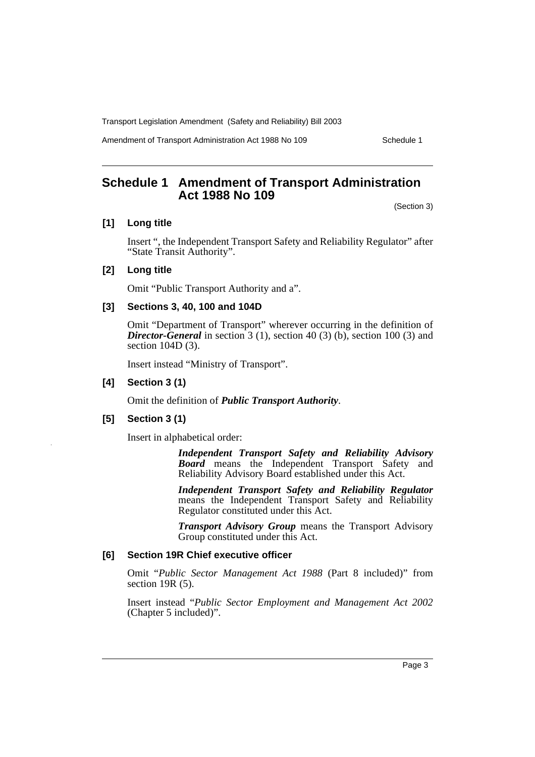# Schedule 1 Amendment of Transport Administration Act 1988 No 109

(Section 3)

### [1] Long title

Insert ", the Independent Transport Safety and Reliability Regulator" after "State Transit Authority".

### [2] Long title

Omit "Public Transport Authority and a".

### [3] Sections 3, 40, 100 and 104D

Omit "Department of Transport" wherever occurring in the definition of ***Director-General*** in section 3 (1), section 40 (3) (b), section 100 (3) and section 104D (3).

Insert instead "Ministry of Transport".

### [4] Section 3 (1)

Omit the definition of ***Public Transport Authority***.

### [5] Section 3 (1)

Insert in alphabetical order:

> ***Independent Transport Safety and Reliability Advisory Board*** means the Independent Transport Safety and Reliability Advisory Board established under this Act.
>
> ***Independent Transport Safety and Reliability Regulator*** means the Independent Transport Safety and Reliability Regulator constituted under this Act.
>
> ***Transport Advisory Group*** means the Transport Advisory Group constituted under this Act.

### [6] Section 19R Chief executive officer

Omit "*Public Sector Management Act 1988* (Part 8 included)" from section 19R (5).

Insert instead "*Public Sector Employment and Management Act 2002* (Chapter 5 included)".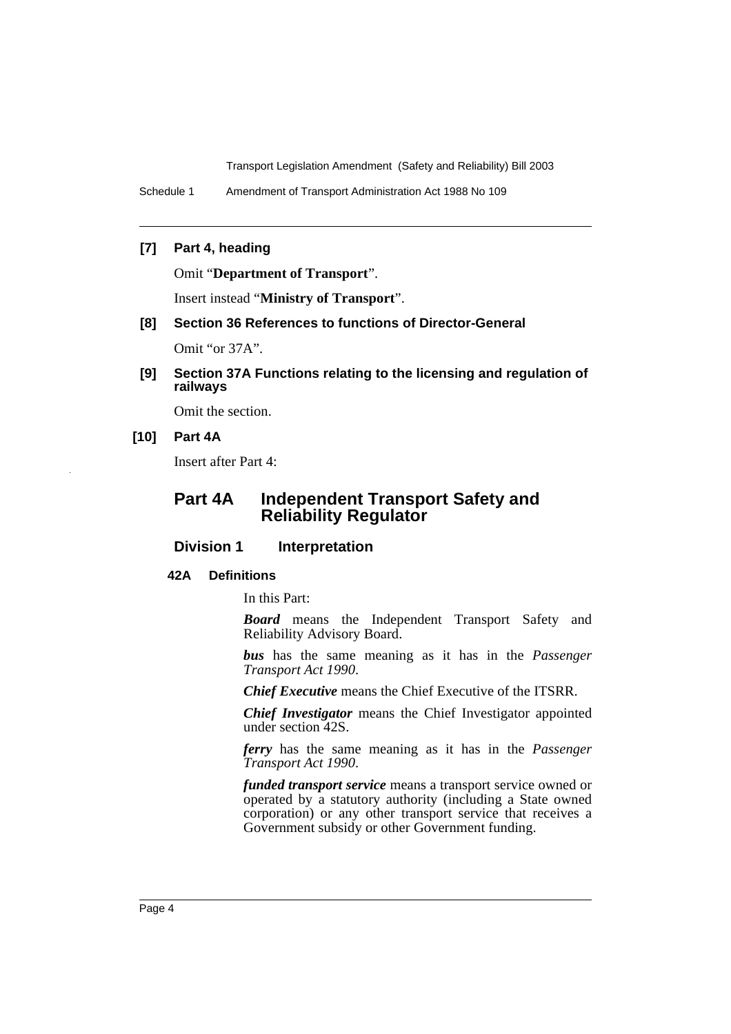**[7] Part 4, heading**

Omit "**Department of Transport**".

Insert instead "**Ministry of Transport**".

**[8] Section 36 References to functions of Director-General**

Omit "or 37A".

**[9] Section 37A Functions relating to the licensing and regulation of railways**

Omit the section.

**[10] Part 4A**

Insert after Part 4:

## Part 4A Independent Transport Safety and Reliability Regulator

### Division 1 Interpretation

#### 42A Definitions

In this Part:

***Board*** means the Independent Transport Safety and Reliability Advisory Board.

***bus*** has the same meaning as it has in the *Passenger Transport Act 1990*.

***Chief Executive*** means the Chief Executive of the ITSRR.

***Chief Investigator*** means the Chief Investigator appointed under section 42S.

***ferry*** has the same meaning as it has in the *Passenger Transport Act 1990*.

***funded transport service*** means a transport service owned or operated by a statutory authority (including a State owned corporation) or any other transport service that receives a Government subsidy or other Government funding.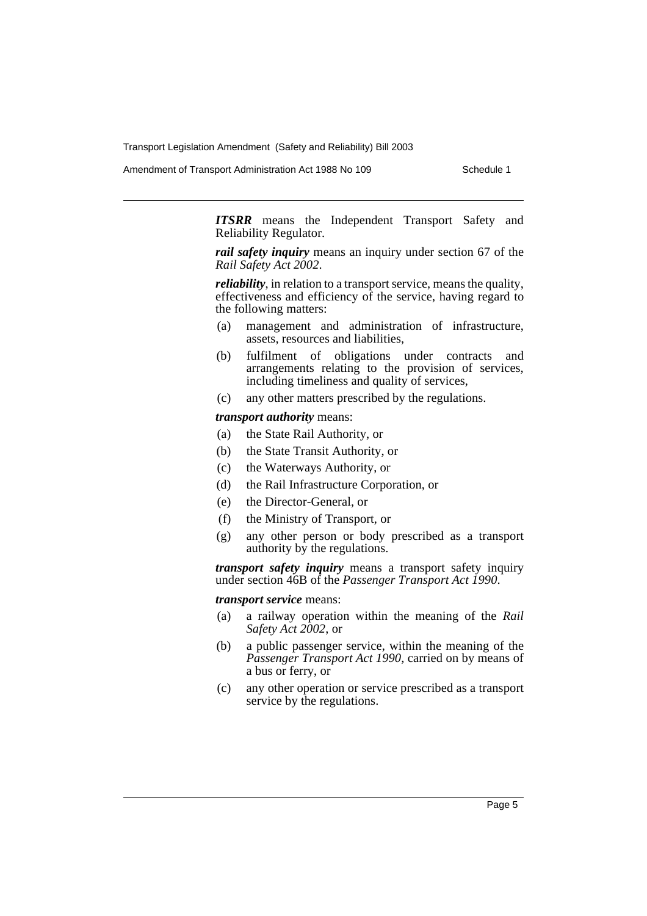***ITSRR*** means the Independent Transport Safety and Reliability Regulator.

***rail safety inquiry*** means an inquiry under section 67 of the *Rail Safety Act 2002*.

***reliability***, in relation to a transport service, means the quality, effectiveness and efficiency of the service, having regard to the following matters:

(a) management and administration of infrastructure, assets, resources and liabilities,

(b) fulfilment of obligations under contracts and arrangements relating to the provision of services, including timeliness and quality of services,

(c) any other matters prescribed by the regulations.

***transport authority*** means:

(a) the State Rail Authority, or

(b) the State Transit Authority, or

(c) the Waterways Authority, or

(d) the Rail Infrastructure Corporation, or

(e) the Director-General, or

(f) the Ministry of Transport, or

(g) any other person or body prescribed as a transport authority by the regulations.

***transport safety inquiry*** means a transport safety inquiry under section 46B of the *Passenger Transport Act 1990*.

***transport service*** means:

(a) a railway operation within the meaning of the *Rail Safety Act 2002*, or

(b) a public passenger service, within the meaning of the *Passenger Transport Act 1990*, carried on by means of a bus or ferry, or

(c) any other operation or service prescribed as a transport service by the regulations.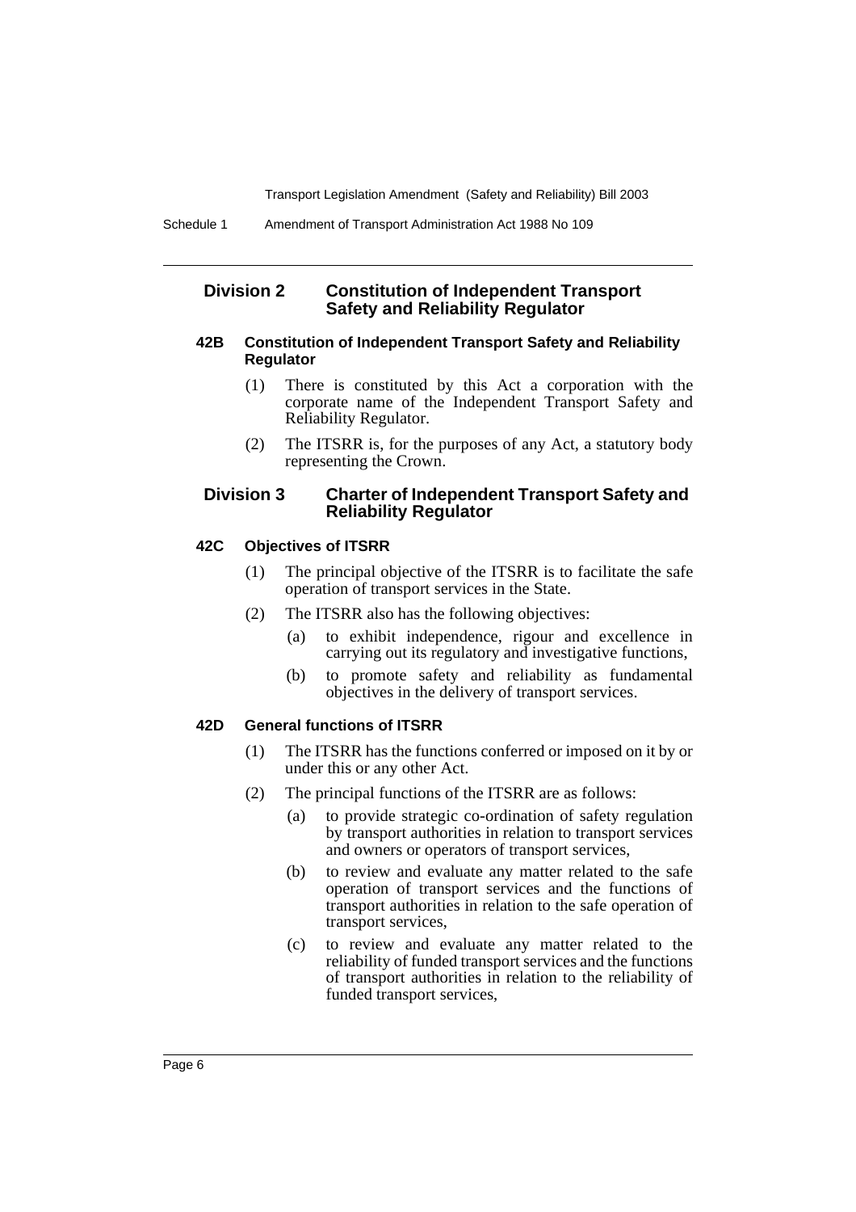## Division 2 Constitution of Independent Transport Safety and Reliability Regulator

### 42B Constitution of Independent Transport Safety and Reliability Regulator

(1) There is constituted by this Act a corporation with the corporate name of the Independent Transport Safety and Reliability Regulator.

(2) The ITSRR is, for the purposes of any Act, a statutory body representing the Crown.

## Division 3 Charter of Independent Transport Safety and Reliability Regulator

### 42C Objectives of ITSRR

(1) The principal objective of the ITSRR is to facilitate the safe operation of transport services in the State.

(2) The ITSRR also has the following objectives:

- (a) to exhibit independence, rigour and excellence in carrying out its regulatory and investigative functions,
- (b) to promote safety and reliability as fundamental objectives in the delivery of transport services.

### 42D General functions of ITSRR

(1) The ITSRR has the functions conferred or imposed on it by or under this or any other Act.

(2) The principal functions of the ITSRR are as follows:

- (a) to provide strategic co-ordination of safety regulation by transport authorities in relation to transport services and owners or operators of transport services,
- (b) to review and evaluate any matter related to the safe operation of transport services and the functions of transport authorities in relation to the safe operation of transport services,
- (c) to review and evaluate any matter related to the reliability of funded transport services and the functions of transport authorities in relation to the reliability of funded transport services,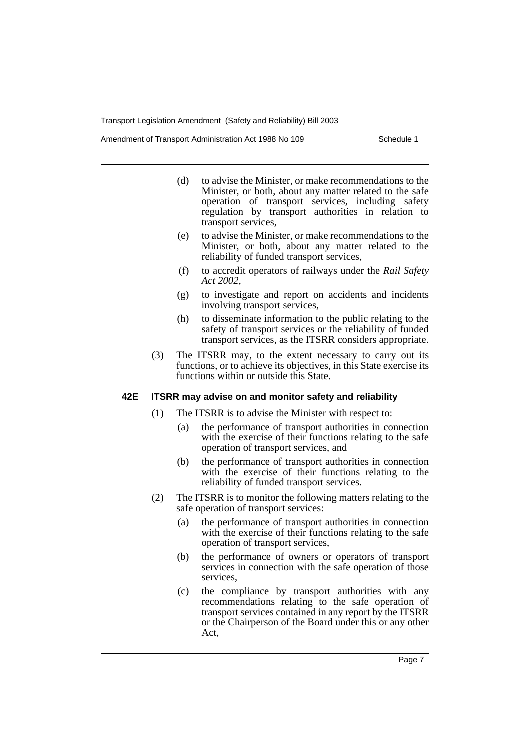(d) to advise the Minister, or make recommendations to the Minister, or both, about any matter related to the safe operation of transport services, including safety regulation by transport authorities in relation to transport services,

(e) to advise the Minister, or make recommendations to the Minister, or both, about any matter related to the reliability of funded transport services,

(f) to accredit operators of railways under the *Rail Safety Act 2002*,

(g) to investigate and report on accidents and incidents involving transport services,

(h) to disseminate information to the public relating to the safety of transport services or the reliability of funded transport services, as the ITSRR considers appropriate.

(3) The ITSRR may, to the extent necessary to carry out its functions, or to achieve its objectives, in this State exercise its functions within or outside this State.

### 42E ITSRR may advise on and monitor safety and reliability

(1) The ITSRR is to advise the Minister with respect to:

(a) the performance of transport authorities in connection with the exercise of their functions relating to the safe operation of transport services, and

(b) the performance of transport authorities in connection with the exercise of their functions relating to the reliability of funded transport services.

(2) The ITSRR is to monitor the following matters relating to the safe operation of transport services:

(a) the performance of transport authorities in connection with the exercise of their functions relating to the safe operation of transport services,

(b) the performance of owners or operators of transport services in connection with the safe operation of those services,

(c) the compliance by transport authorities with any recommendations relating to the safe operation of transport services contained in any report by the ITSRR or the Chairperson of the Board under this or any other Act,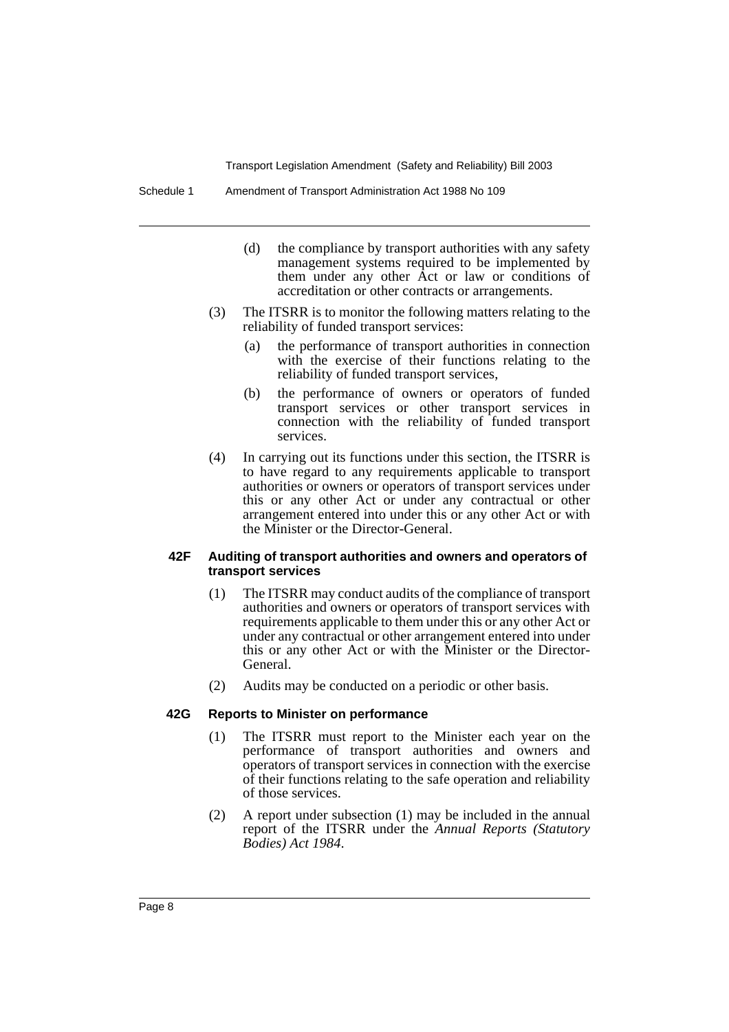(d) the compliance by transport authorities with any safety management systems required to be implemented by them under any other Act or law or conditions of accreditation or other contracts or arrangements.

(3) The ITSRR is to monitor the following matters relating to the reliability of funded transport services:

(a) the performance of transport authorities in connection with the exercise of their functions relating to the reliability of funded transport services,

(b) the performance of owners or operators of funded transport services or other transport services in connection with the reliability of funded transport services.

(4) In carrying out its functions under this section, the ITSRR is to have regard to any requirements applicable to transport authorities or owners or operators of transport services under this or any other Act or under any contractual or other arrangement entered into under this or any other Act or with the Minister or the Director-General.

#### 42F Auditing of transport authorities and owners and operators of transport services

(1) The ITSRR may conduct audits of the compliance of transport authorities and owners or operators of transport services with requirements applicable to them under this or any other Act or under any contractual or other arrangement entered into under this or any other Act or with the Minister or the Director-General.

(2) Audits may be conducted on a periodic or other basis.

#### 42G Reports to Minister on performance

(1) The ITSRR must report to the Minister each year on the performance of transport authorities and owners and operators of transport services in connection with the exercise of their functions relating to the safe operation and reliability of those services.

(2) A report under subsection (1) may be included in the annual report of the ITSRR under the *Annual Reports (Statutory Bodies) Act 1984*.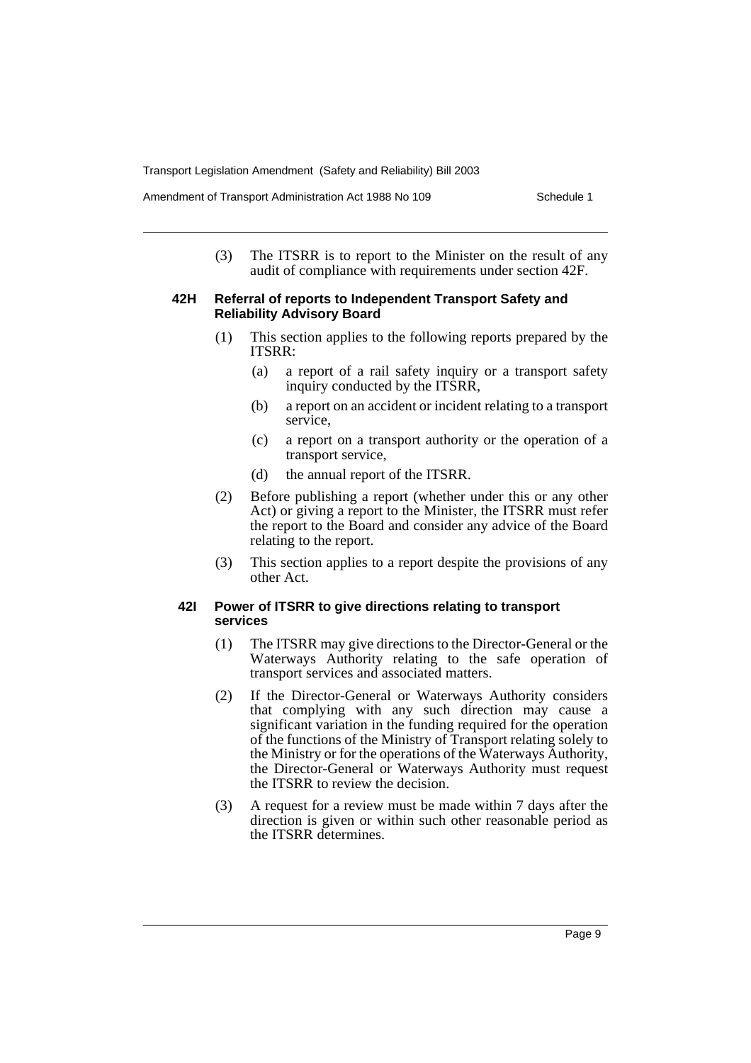(3) The ITSRR is to report to the Minister on the result of any audit of compliance with requirements under section 42F.

#### 42H Referral of reports to Independent Transport Safety and Reliability Advisory Board

(1) This section applies to the following reports prepared by the ITSRR:

- (a) a report of a rail safety inquiry or a transport safety inquiry conducted by the ITSRR,
- (b) a report on an accident or incident relating to a transport service,
- (c) a report on a transport authority or the operation of a transport service,
- (d) the annual report of the ITSRR.

(2) Before publishing a report (whether under this or any other Act) or giving a report to the Minister, the ITSRR must refer the report to the Board and consider any advice of the Board relating to the report.

(3) This section applies to a report despite the provisions of any other Act.

#### 42I Power of ITSRR to give directions relating to transport services

(1) The ITSRR may give directions to the Director-General or the Waterways Authority relating to the safe operation of transport services and associated matters.

(2) If the Director-General or Waterways Authority considers that complying with any such direction may cause a significant variation in the funding required for the operation of the functions of the Ministry of Transport relating solely to the Ministry or for the operations of the Waterways Authority, the Director-General or Waterways Authority must request the ITSRR to review the decision.

(3) A request for a review must be made within 7 days after the direction is given or within such other reasonable period as the ITSRR determines.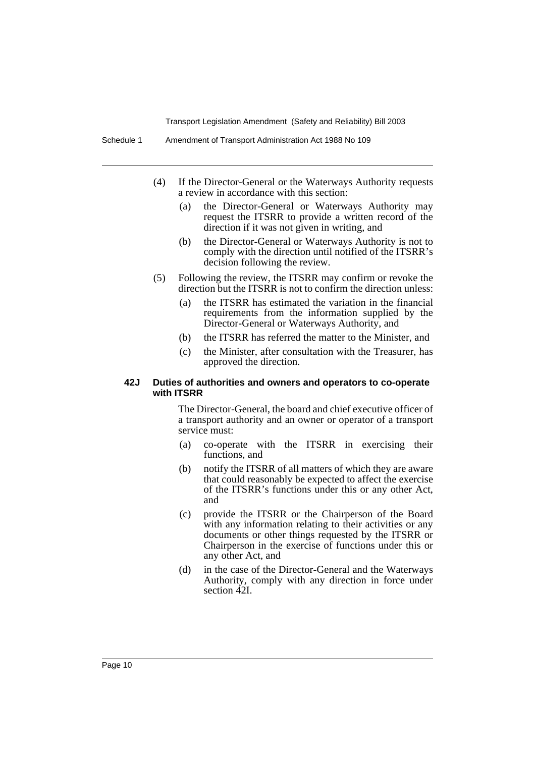(4) If the Director-General or the Waterways Authority requests a review in accordance with this section:

(a) the Director-General or Waterways Authority may request the ITSRR to provide a written record of the direction if it was not given in writing, and

(b) the Director-General or Waterways Authority is not to comply with the direction until notified of the ITSRR's decision following the review.

(5) Following the review, the ITSRR may confirm or revoke the direction but the ITSRR is not to confirm the direction unless:

(a) the ITSRR has estimated the variation in the financial requirements from the information supplied by the Director-General or Waterways Authority, and

(b) the ITSRR has referred the matter to the Minister, and

(c) the Minister, after consultation with the Treasurer, has approved the direction.

**42J Duties of authorities and owners and operators to co-operate with ITSRR**

The Director-General, the board and chief executive officer of a transport authority and an owner or operator of a transport service must:

(a) co-operate with the ITSRR in exercising their functions, and

(b) notify the ITSRR of all matters of which they are aware that could reasonably be expected to affect the exercise of the ITSRR's functions under this or any other Act, and

(c) provide the ITSRR or the Chairperson of the Board with any information relating to their activities or any documents or other things requested by the ITSRR or Chairperson in the exercise of functions under this or any other Act, and

(d) in the case of the Director-General and the Waterways Authority, comply with any direction in force under section 42I.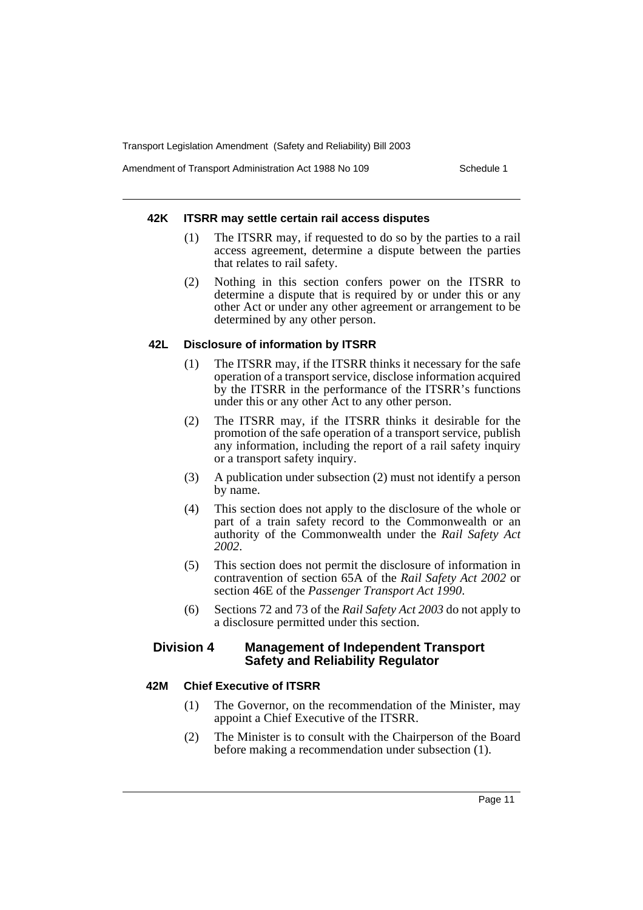#### 42K ITSRR may settle certain rail access disputes

(1) The ITSRR may, if requested to do so by the parties to a rail access agreement, determine a dispute between the parties that relates to rail safety.

(2) Nothing in this section confers power on the ITSRR to determine a dispute that is required by or under this or any other Act or under any other agreement or arrangement to be determined by any other person.

#### 42L Disclosure of information by ITSRR

(1) The ITSRR may, if the ITSRR thinks it necessary for the safe operation of a transport service, disclose information acquired by the ITSRR in the performance of the ITSRR's functions under this or any other Act to any other person.

(2) The ITSRR may, if the ITSRR thinks it desirable for the promotion of the safe operation of a transport service, publish any information, including the report of a rail safety inquiry or a transport safety inquiry.

(3) A publication under subsection (2) must not identify a person by name.

(4) This section does not apply to the disclosure of the whole or part of a train safety record to the Commonwealth or an authority of the Commonwealth under the *Rail Safety Act 2002*.

(5) This section does not permit the disclosure of information in contravention of section 65A of the *Rail Safety Act 2002* or section 46E of the *Passenger Transport Act 1990*.

(6) Sections 72 and 73 of the *Rail Safety Act 2003* do not apply to a disclosure permitted under this section.

### Division 4 Management of Independent Transport Safety and Reliability Regulator

#### 42M Chief Executive of ITSRR

(1) The Governor, on the recommendation of the Minister, may appoint a Chief Executive of the ITSRR.

(2) The Minister is to consult with the Chairperson of the Board before making a recommendation under subsection (1).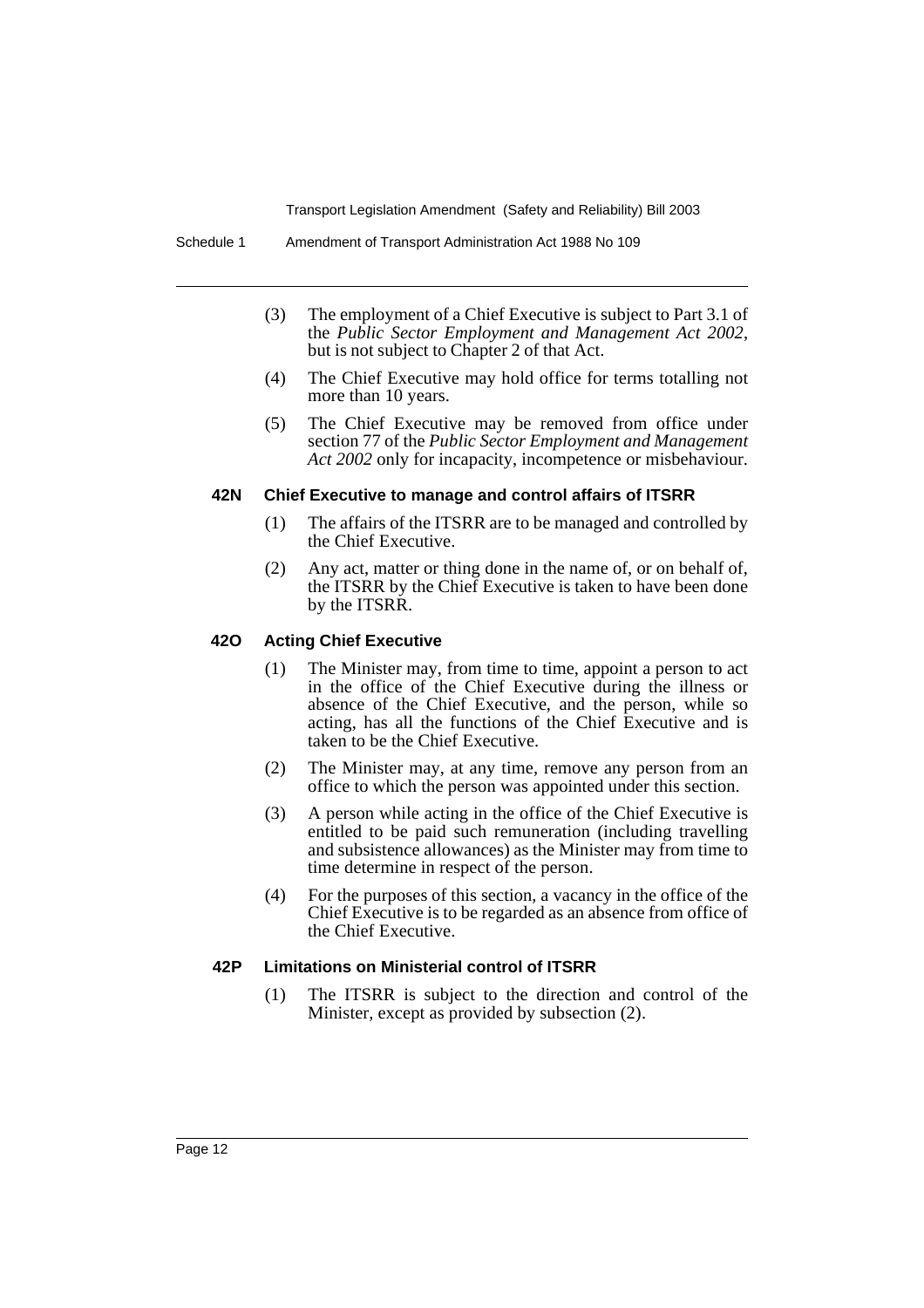(3) The employment of a Chief Executive is subject to Part 3.1 of the *Public Sector Employment and Management Act 2002*, but is not subject to Chapter 2 of that Act.

(4) The Chief Executive may hold office for terms totalling not more than 10 years.

(5) The Chief Executive may be removed from office under section 77 of the *Public Sector Employment and Management Act 2002* only for incapacity, incompetence or misbehaviour.

#### 42N Chief Executive to manage and control affairs of ITSRR

(1) The affairs of the ITSRR are to be managed and controlled by the Chief Executive.

(2) Any act, matter or thing done in the name of, or on behalf of, the ITSRR by the Chief Executive is taken to have been done by the ITSRR.

#### 42O Acting Chief Executive

(1) The Minister may, from time to time, appoint a person to act in the office of the Chief Executive during the illness or absence of the Chief Executive, and the person, while so acting, has all the functions of the Chief Executive and is taken to be the Chief Executive.

(2) The Minister may, at any time, remove any person from an office to which the person was appointed under this section.

(3) A person while acting in the office of the Chief Executive is entitled to be paid such remuneration (including travelling and subsistence allowances) as the Minister may from time to time determine in respect of the person.

(4) For the purposes of this section, a vacancy in the office of the Chief Executive is to be regarded as an absence from office of the Chief Executive.

#### 42P Limitations on Ministerial control of ITSRR

(1) The ITSRR is subject to the direction and control of the Minister, except as provided by subsection (2).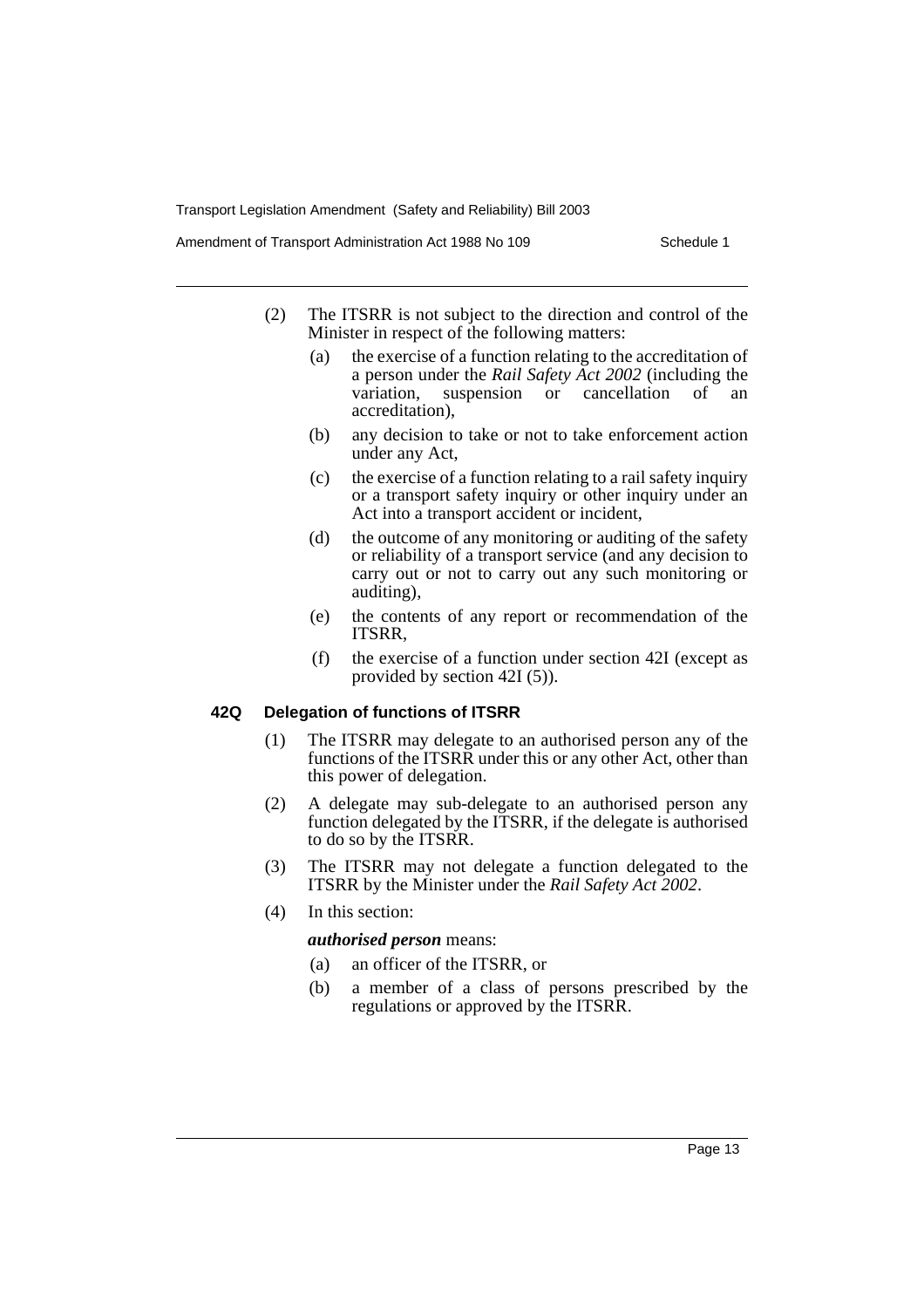(2) The ITSRR is not subject to the direction and control of the Minister in respect of the following matters:

- (a) the exercise of a function relating to the accreditation of a person under the *Rail Safety Act 2002* (including the variation, suspension or cancellation of an accreditation),
- (b) any decision to take or not to take enforcement action under any Act,
- (c) the exercise of a function relating to a rail safety inquiry or a transport safety inquiry or other inquiry under an Act into a transport accident or incident,
- (d) the outcome of any monitoring or auditing of the safety or reliability of a transport service (and any decision to carry out or not to carry out any such monitoring or auditing),
- (e) the contents of any report or recommendation of the ITSRR,
- (f) the exercise of a function under section 42I (except as provided by section 42I (5)).

### 42Q Delegation of functions of ITSRR

(1) The ITSRR may delegate to an authorised person any of the functions of the ITSRR under this or any other Act, other than this power of delegation.

(2) A delegate may sub-delegate to an authorised person any function delegated by the ITSRR, if the delegate is authorised to do so by the ITSRR.

(3) The ITSRR may not delegate a function delegated to the ITSRR by the Minister under the *Rail Safety Act 2002*.

(4) In this section:

***authorised person*** means:

- (a) an officer of the ITSRR, or
- (b) a member of a class of persons prescribed by the regulations or approved by the ITSRR.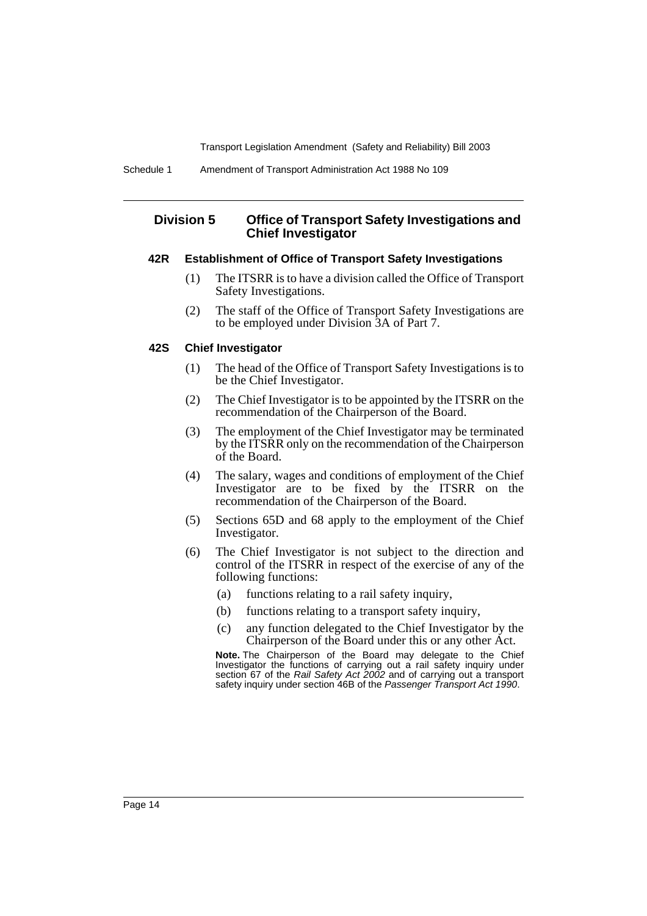## Division 5 Office of Transport Safety Investigations and Chief Investigator

### 42R Establishment of Office of Transport Safety Investigations

(1) The ITSRR is to have a division called the Office of Transport Safety Investigations.

(2) The staff of the Office of Transport Safety Investigations are to be employed under Division 3A of Part 7.

### 42S Chief Investigator

(1) The head of the Office of Transport Safety Investigations is to be the Chief Investigator.

(2) The Chief Investigator is to be appointed by the ITSRR on the recommendation of the Chairperson of the Board.

(3) The employment of the Chief Investigator may be terminated by the ITSRR only on the recommendation of the Chairperson of the Board.

(4) The salary, wages and conditions of employment of the Chief Investigator are to be fixed by the ITSRR on the recommendation of the Chairperson of the Board.

(5) Sections 65D and 68 apply to the employment of the Chief Investigator.

(6) The Chief Investigator is not subject to the direction and control of the ITSRR in respect of the exercise of any of the following functions:

- (a) functions relating to a rail safety inquiry,
- (b) functions relating to a transport safety inquiry,
- (c) any function delegated to the Chief Investigator by the Chairperson of the Board under this or any other Act.

**Note.** The Chairperson of the Board may delegate to the Chief Investigator the functions of carrying out a rail safety inquiry under section 67 of the *Rail Safety Act 2002* and of carrying out a transport safety inquiry under section 46B of the *Passenger Transport Act 1990*.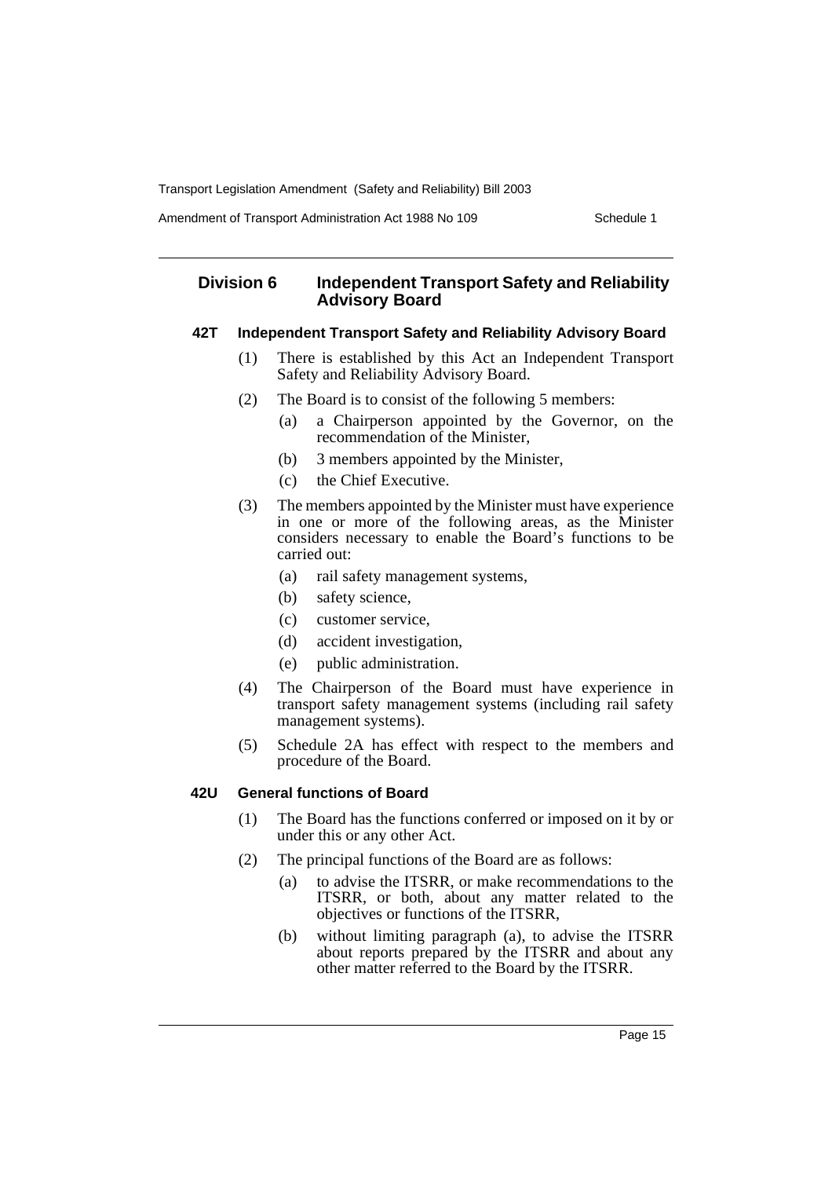## Division 6 Independent Transport Safety and Reliability Advisory Board

### 42T Independent Transport Safety and Reliability Advisory Board

(1) There is established by this Act an Independent Transport Safety and Reliability Advisory Board.

(2) The Board is to consist of the following 5 members:

- (a) a Chairperson appointed by the Governor, on the recommendation of the Minister,
- (b) 3 members appointed by the Minister,
- (c) the Chief Executive.

(3) The members appointed by the Minister must have experience in one or more of the following areas, as the Minister considers necessary to enable the Board's functions to be carried out:

- (a) rail safety management systems,
- (b) safety science,
- (c) customer service,
- (d) accident investigation,
- (e) public administration.

(4) The Chairperson of the Board must have experience in transport safety management systems (including rail safety management systems).

(5) Schedule 2A has effect with respect to the members and procedure of the Board.

### 42U General functions of Board

(1) The Board has the functions conferred or imposed on it by or under this or any other Act.

(2) The principal functions of the Board are as follows:

- (a) to advise the ITSRR, or make recommendations to the ITSRR, or both, about any matter related to the objectives or functions of the ITSRR,
- (b) without limiting paragraph (a), to advise the ITSRR about reports prepared by the ITSRR and about any other matter referred to the Board by the ITSRR.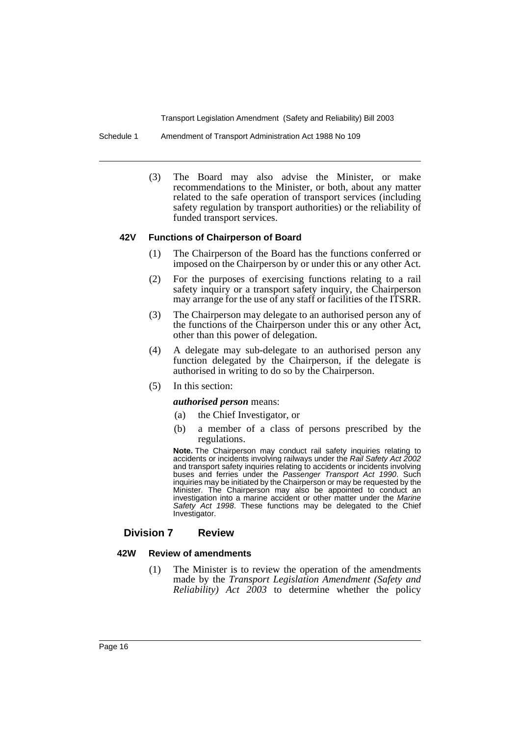(3) The Board may also advise the Minister, or make recommendations to the Minister, or both, about any matter related to the safe operation of transport services (including safety regulation by transport authorities) or the reliability of funded transport services.

#### 42V Functions of Chairperson of Board

(1) The Chairperson of the Board has the functions conferred or imposed on the Chairperson by or under this or any other Act.

(2) For the purposes of exercising functions relating to a rail safety inquiry or a transport safety inquiry, the Chairperson may arrange for the use of any staff or facilities of the ITSRR.

(3) The Chairperson may delegate to an authorised person any of the functions of the Chairperson under this or any other Act, other than this power of delegation.

(4) A delegate may sub-delegate to an authorised person any function delegated by the Chairperson, if the delegate is authorised in writing to do so by the Chairperson.

(5) In this section:

***authorised person*** means:

(a) the Chief Investigator, or

(b) a member of a class of persons prescribed by the regulations.

**Note.** The Chairperson may conduct rail safety inquiries relating to accidents or incidents involving railways under the *Rail Safety Act 2002* and transport safety inquiries relating to accidents or incidents involving buses and ferries under the *Passenger Transport Act 1990*. Such inquiries may be initiated by the Chairperson or may be requested by the Minister. The Chairperson may also be appointed to conduct an investigation into a marine accident or other matter under the *Marine Safety Act 1998*. These functions may be delegated to the Chief Investigator.

### Division 7 Review

#### 42W Review of amendments

(1) The Minister is to review the operation of the amendments made by the *Transport Legislation Amendment (Safety and Reliability) Act 2003* to determine whether the policy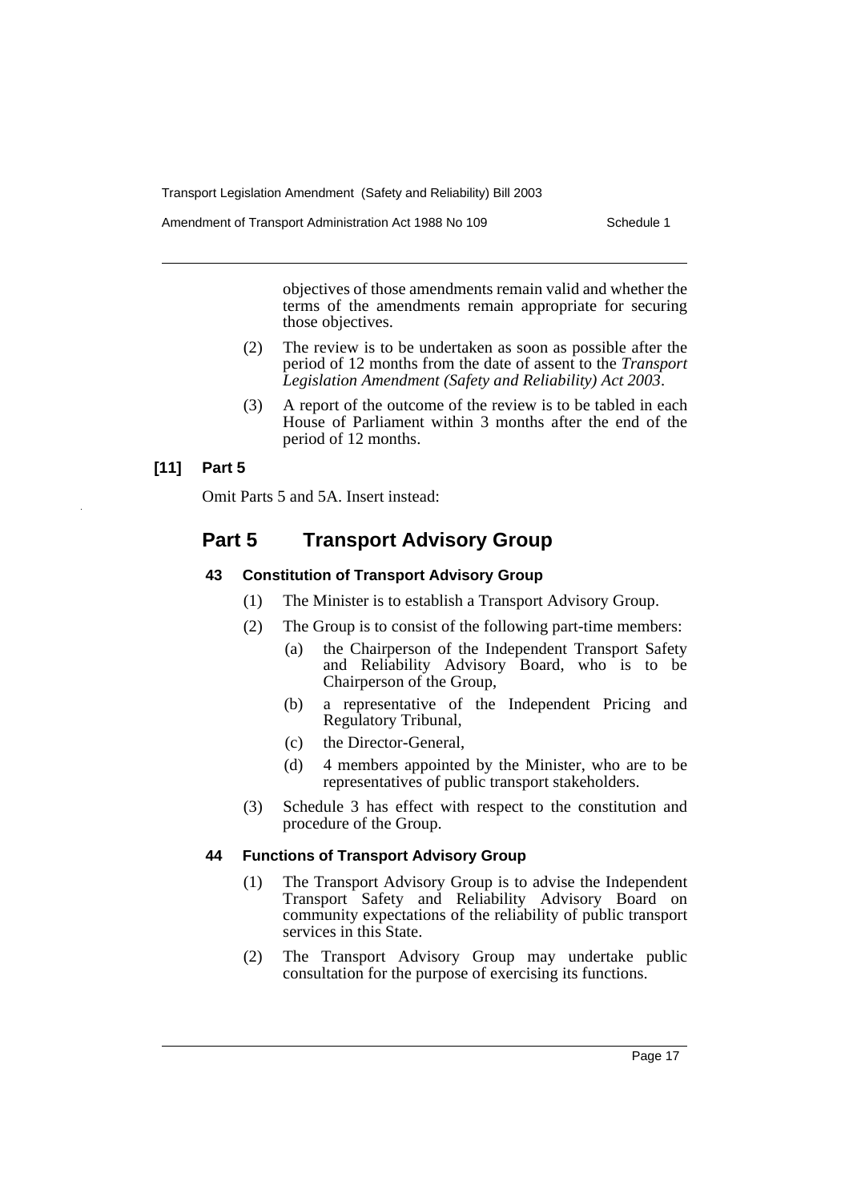objectives of those amendments remain valid and whether the terms of the amendments remain appropriate for securing those objectives.

(2) The review is to be undertaken as soon as possible after the period of 12 months from the date of assent to the *Transport Legislation Amendment (Safety and Reliability) Act 2003*.

(3) A report of the outcome of the review is to be tabled in each House of Parliament within 3 months after the end of the period of 12 months.

**[11] Part 5**

Omit Parts 5 and 5A. Insert instead:

## Part 5 Transport Advisory Group

### 43 Constitution of Transport Advisory Group

(1) The Minister is to establish a Transport Advisory Group.

(2) The Group is to consist of the following part-time members:

- (a) the Chairperson of the Independent Transport Safety and Reliability Advisory Board, who is to be Chairperson of the Group,
- (b) a representative of the Independent Pricing and Regulatory Tribunal,
- (c) the Director-General,
- (d) 4 members appointed by the Minister, who are to be representatives of public transport stakeholders.

(3) Schedule 3 has effect with respect to the constitution and procedure of the Group.

### 44 Functions of Transport Advisory Group

(1) The Transport Advisory Group is to advise the Independent Transport Safety and Reliability Advisory Board on community expectations of the reliability of public transport services in this State.

(2) The Transport Advisory Group may undertake public consultation for the purpose of exercising its functions.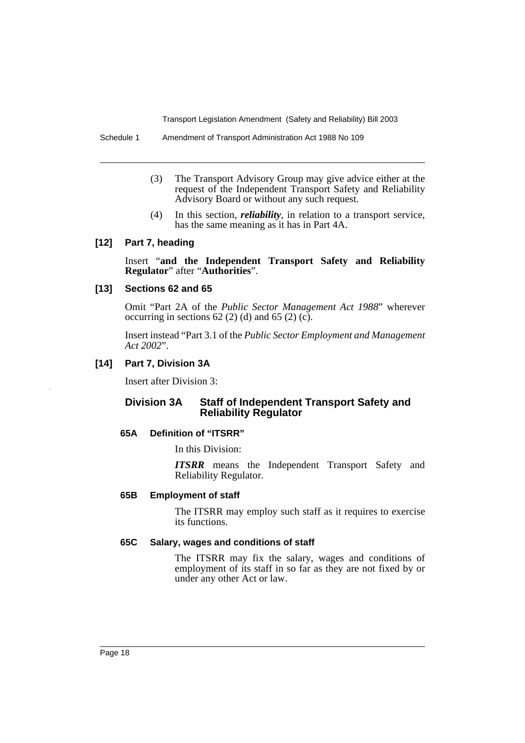(3) The Transport Advisory Group may give advice either at the request of the Independent Transport Safety and Reliability Advisory Board or without any such request.

(4) In this section, ***reliability***, in relation to a transport service, has the same meaning as it has in Part 4A.

### [12] Part 7, heading

Insert "**and the Independent Transport Safety and Reliability Regulator**" after "**Authorities**".

### [13] Sections 62 and 65

Omit "Part 2A of the *Public Sector Management Act 1988*" wherever occurring in sections 62 (2) (d) and 65 (2) (c).

Insert instead "Part 3.1 of the *Public Sector Employment and Management Act 2002*".

### [14] Part 7, Division 3A

Insert after Division 3:

## Division 3A Staff of Independent Transport Safety and Reliability Regulator

#### 65A Definition of "ITSRR"

In this Division:

***ITSRR*** means the Independent Transport Safety and Reliability Regulator.

#### 65B Employment of staff

The ITSRR may employ such staff as it requires to exercise its functions.

#### 65C Salary, wages and conditions of staff

The ITSRR may fix the salary, wages and conditions of employment of its staff in so far as they are not fixed by or under any other Act or law.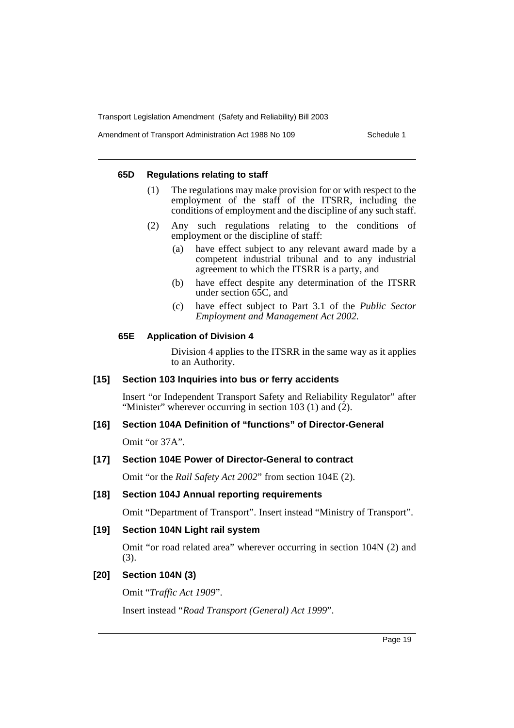#### 65D Regulations relating to staff

(1) The regulations may make provision for or with respect to the employment of the staff of the ITSRR, including the conditions of employment and the discipline of any such staff.

(2) Any such regulations relating to the conditions of employment or the discipline of staff:

(a) have effect subject to any relevant award made by a competent industrial tribunal and to any industrial agreement to which the ITSRR is a party, and

(b) have effect despite any determination of the ITSRR under section 65C, and

(c) have effect subject to Part 3.1 of the *Public Sector Employment and Management Act 2002.*

#### 65E Application of Division 4

Division 4 applies to the ITSRR in the same way as it applies to an Authority.

### [15] Section 103 Inquiries into bus or ferry accidents

Insert "or Independent Transport Safety and Reliability Regulator" after "Minister" wherever occurring in section 103 (1) and (2).

### [16] Section 104A Definition of "functions" of Director-General

Omit "or 37A".

### [17] Section 104E Power of Director-General to contract

Omit "or the *Rail Safety Act 2002*" from section 104E (2).

### [18] Section 104J Annual reporting requirements

Omit "Department of Transport". Insert instead "Ministry of Transport".

### [19] Section 104N Light rail system

Omit "or road related area" wherever occurring in section 104N (2) and (3).

### [20] Section 104N (3)

Omit "*Traffic Act 1909*".

Insert instead "*Road Transport (General) Act 1999*".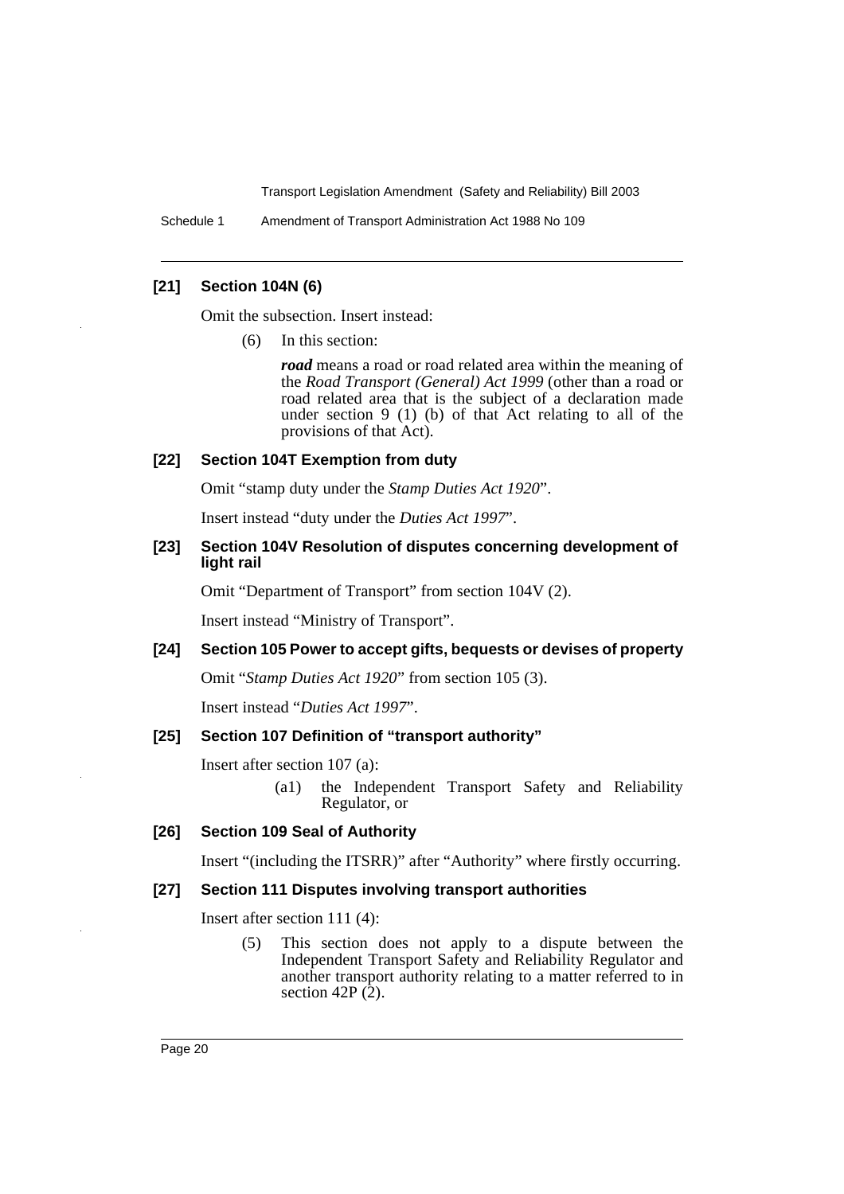### [21] Section 104N (6)

Omit the subsection. Insert instead:

(6) In this section:

***road*** means a road or road related area within the meaning of the *Road Transport (General) Act 1999* (other than a road or road related area that is the subject of a declaration made under section 9 (1) (b) of that Act relating to all of the provisions of that Act).

### [22] Section 104T Exemption from duty

Omit "stamp duty under the *Stamp Duties Act 1920*".

Insert instead "duty under the *Duties Act 1997*".

### [23] Section 104V Resolution of disputes concerning development of light rail

Omit "Department of Transport" from section 104V (2).

Insert instead "Ministry of Transport".

### [24] Section 105 Power to accept gifts, bequests or devises of property

Omit "*Stamp Duties Act 1920*" from section 105 (3).

Insert instead "*Duties Act 1997*".

### [25] Section 107 Definition of "transport authority"

Insert after section 107 (a):

(a1) the Independent Transport Safety and Reliability Regulator, or

### [26] Section 109 Seal of Authority

Insert "(including the ITSRR)" after "Authority" where firstly occurring.

### [27] Section 111 Disputes involving transport authorities

Insert after section 111 (4):

(5) This section does not apply to a dispute between the Independent Transport Safety and Reliability Regulator and another transport authority relating to a matter referred to in section 42P (2).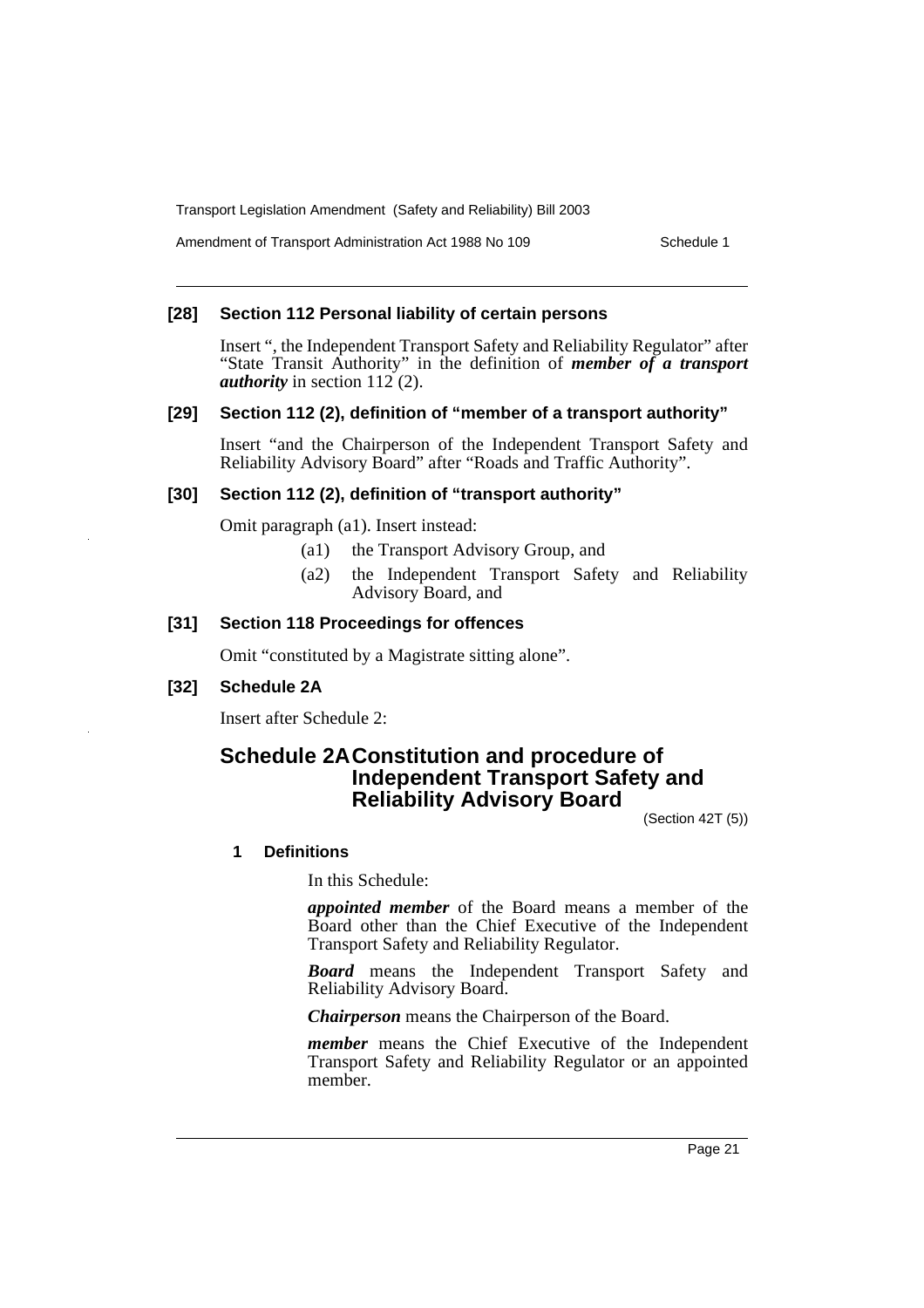### [28] Section 112 Personal liability of certain persons

Insert ", the Independent Transport Safety and Reliability Regulator" after "State Transit Authority" in the definition of ***member of a transport authority*** in section 112 (2).

### [29] Section 112 (2), definition of "member of a transport authority"

Insert "and the Chairperson of the Independent Transport Safety and Reliability Advisory Board" after "Roads and Traffic Authority".

### [30] Section 112 (2), definition of "transport authority"

Omit paragraph (a1). Insert instead:

- (a1) the Transport Advisory Group, and
- (a2) the Independent Transport Safety and Reliability Advisory Board, and

### [31] Section 118 Proceedings for offences

Omit "constituted by a Magistrate sitting alone".

### [32] Schedule 2A

Insert after Schedule 2:

## Schedule 2A Constitution and procedure of Independent Transport Safety and Reliability Advisory Board

(Section 42T (5))

#### 1 Definitions

In this Schedule:

***appointed member*** of the Board means a member of the Board other than the Chief Executive of the Independent Transport Safety and Reliability Regulator.

***Board*** means the Independent Transport Safety and Reliability Advisory Board.

***Chairperson*** means the Chairperson of the Board.

***member*** means the Chief Executive of the Independent Transport Safety and Reliability Regulator or an appointed member.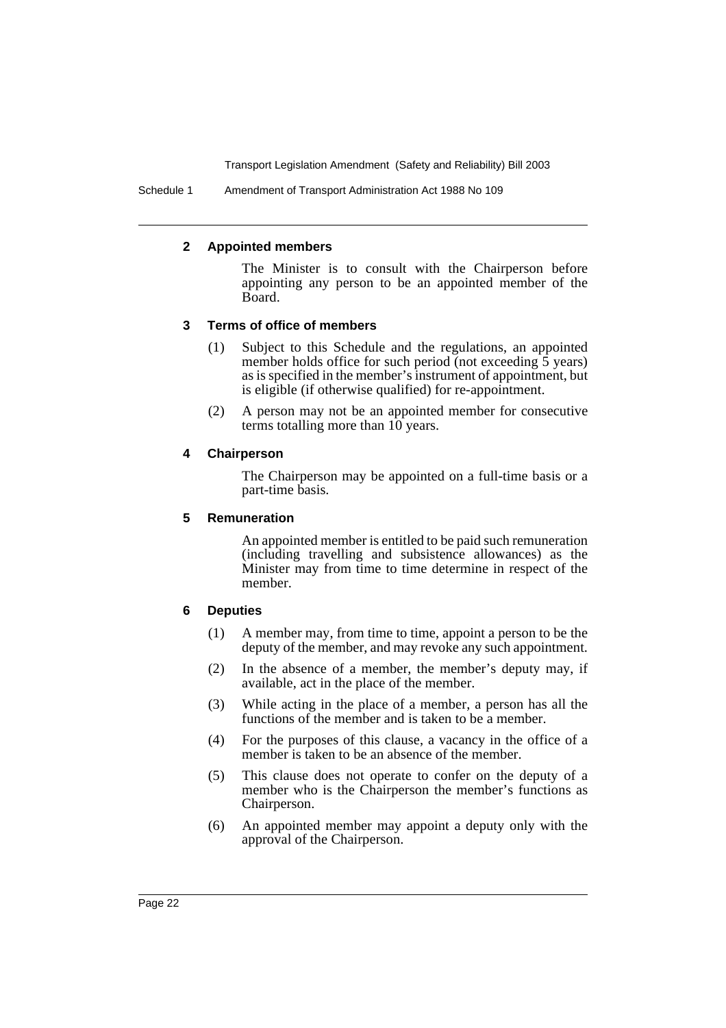### 2 Appointed members

The Minister is to consult with the Chairperson before appointing any person to be an appointed member of the Board.

### 3 Terms of office of members

(1) Subject to this Schedule and the regulations, an appointed member holds office for such period (not exceeding 5 years) as is specified in the member's instrument of appointment, but is eligible (if otherwise qualified) for re-appointment.

(2) A person may not be an appointed member for consecutive terms totalling more than 10 years.

### 4 Chairperson

The Chairperson may be appointed on a full-time basis or a part-time basis.

### 5 Remuneration

An appointed member is entitled to be paid such remuneration (including travelling and subsistence allowances) as the Minister may from time to time determine in respect of the member.

### 6 Deputies

(1) A member may, from time to time, appoint a person to be the deputy of the member, and may revoke any such appointment.

(2) In the absence of a member, the member's deputy may, if available, act in the place of the member.

(3) While acting in the place of a member, a person has all the functions of the member and is taken to be a member.

(4) For the purposes of this clause, a vacancy in the office of a member is taken to be an absence of the member.

(5) This clause does not operate to confer on the deputy of a member who is the Chairperson the member's functions as Chairperson.

(6) An appointed member may appoint a deputy only with the approval of the Chairperson.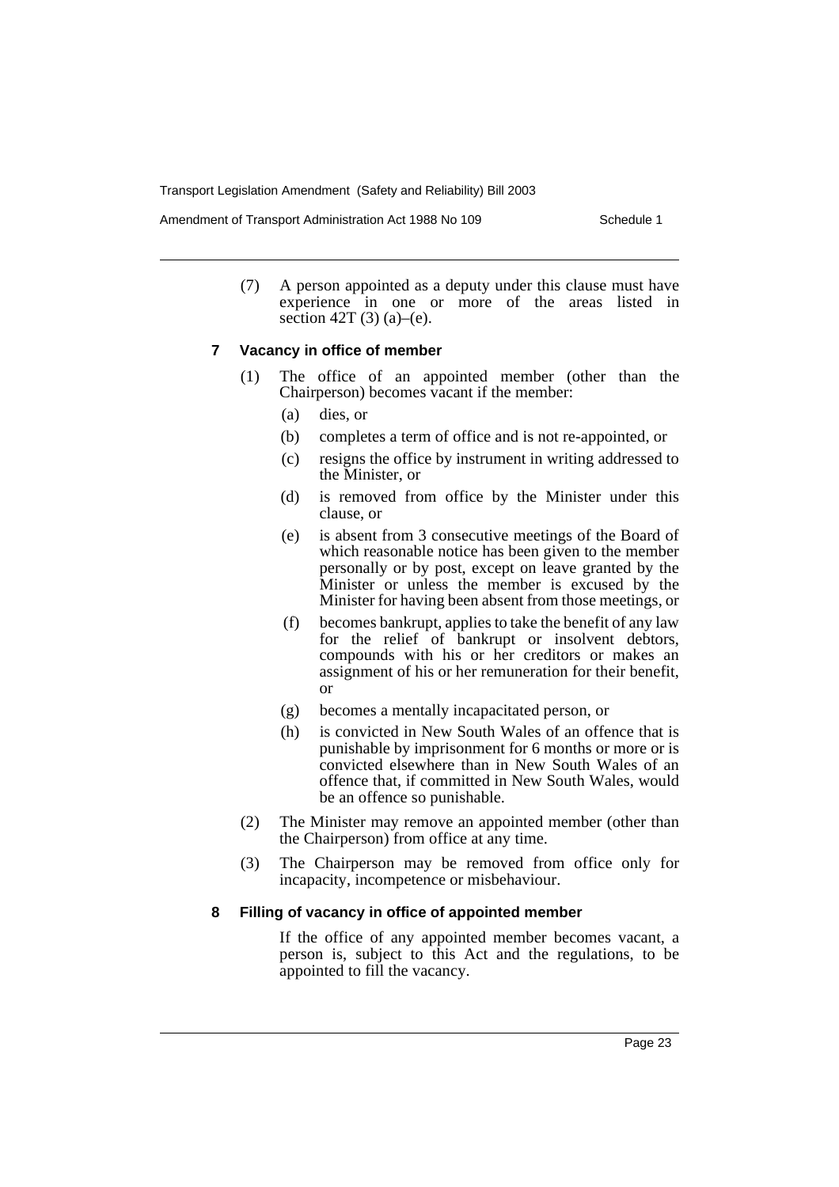(7) A person appointed as a deputy under this clause must have experience in one or more of the areas listed in section 42T (3) (a)–(e).

### 7 Vacancy in office of member

(1) The office of an appointed member (other than the Chairperson) becomes vacant if the member:

- (a) dies, or
- (b) completes a term of office and is not re-appointed, or
- (c) resigns the office by instrument in writing addressed to the Minister, or
- (d) is removed from office by the Minister under this clause, or
- (e) is absent from 3 consecutive meetings of the Board of which reasonable notice has been given to the member personally or by post, except on leave granted by the Minister or unless the member is excused by the Minister for having been absent from those meetings, or
- (f) becomes bankrupt, applies to take the benefit of any law for the relief of bankrupt or insolvent debtors, compounds with his or her creditors or makes an assignment of his or her remuneration for their benefit, or
- (g) becomes a mentally incapacitated person, or
- (h) is convicted in New South Wales of an offence that is punishable by imprisonment for 6 months or more or is convicted elsewhere than in New South Wales of an offence that, if committed in New South Wales, would be an offence so punishable.

(2) The Minister may remove an appointed member (other than the Chairperson) from office at any time.

(3) The Chairperson may be removed from office only for incapacity, incompetence or misbehaviour.

### 8 Filling of vacancy in office of appointed member

If the office of any appointed member becomes vacant, a person is, subject to this Act and the regulations, to be appointed to fill the vacancy.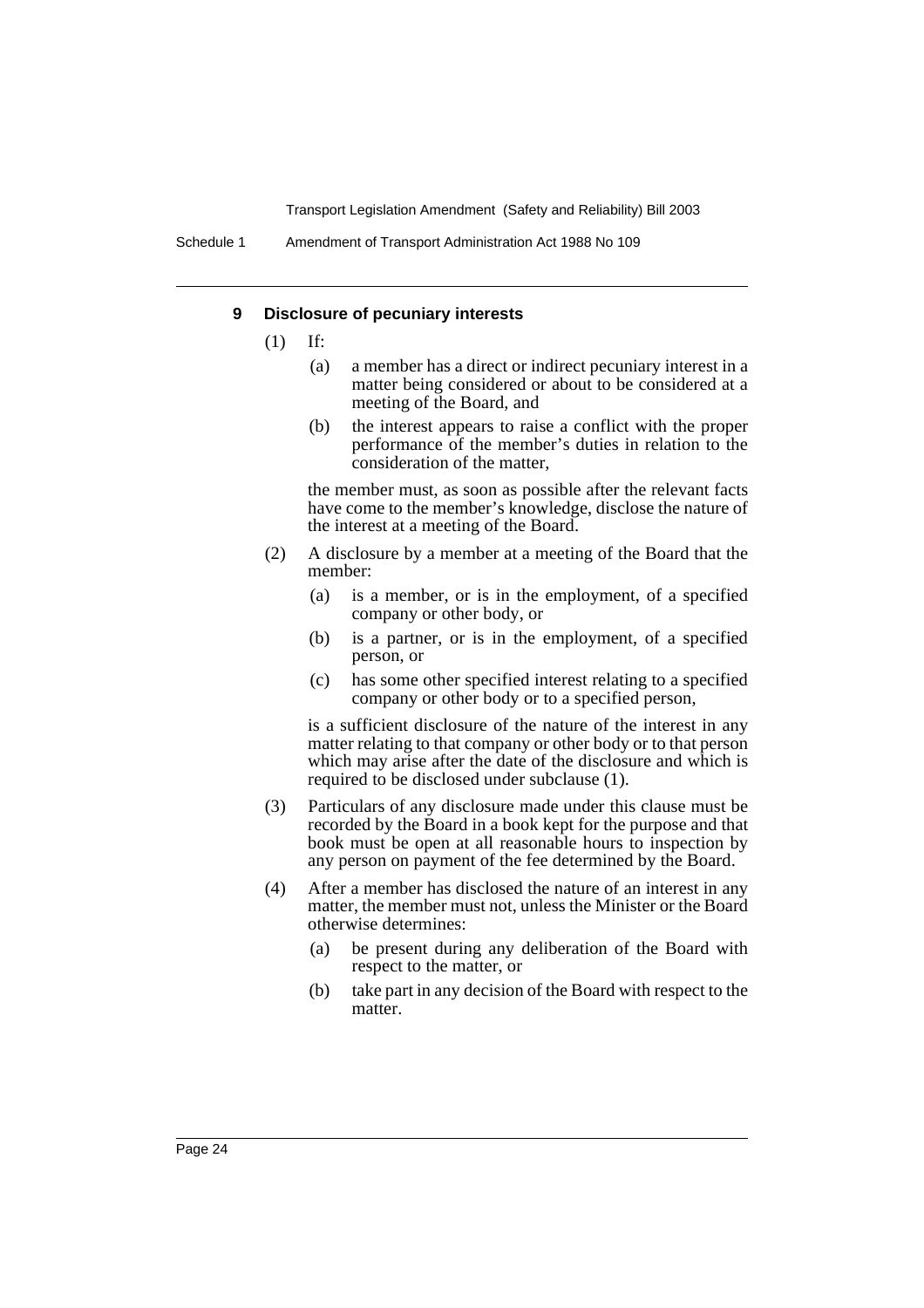### 9 Disclosure of pecuniary interests

(1) If:

(a) a member has a direct or indirect pecuniary interest in a matter being considered or about to be considered at a meeting of the Board, and

(b) the interest appears to raise a conflict with the proper performance of the member's duties in relation to the consideration of the matter,

the member must, as soon as possible after the relevant facts have come to the member's knowledge, disclose the nature of the interest at a meeting of the Board.

(2) A disclosure by a member at a meeting of the Board that the member:

(a) is a member, or is in the employment, of a specified company or other body, or

(b) is a partner, or is in the employment, of a specified person, or

(c) has some other specified interest relating to a specified company or other body or to a specified person,

is a sufficient disclosure of the nature of the interest in any matter relating to that company or other body or to that person which may arise after the date of the disclosure and which is required to be disclosed under subclause (1).

(3) Particulars of any disclosure made under this clause must be recorded by the Board in a book kept for the purpose and that book must be open at all reasonable hours to inspection by any person on payment of the fee determined by the Board.

(4) After a member has disclosed the nature of an interest in any matter, the member must not, unless the Minister or the Board otherwise determines:

(a) be present during any deliberation of the Board with respect to the matter, or

(b) take part in any decision of the Board with respect to the matter.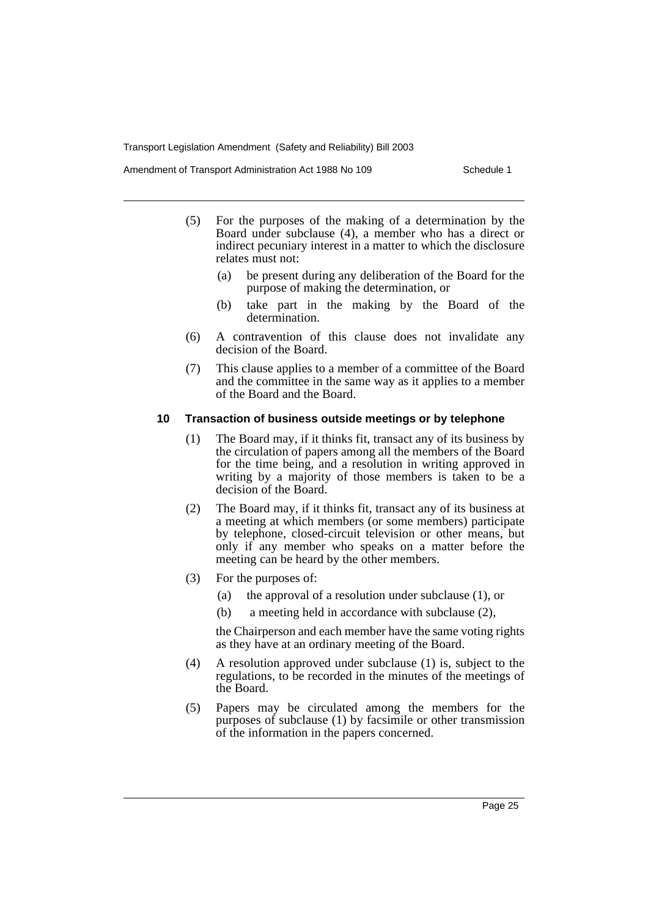(5) For the purposes of the making of a determination by the Board under subclause (4), a member who has a direct or indirect pecuniary interest in a matter to which the disclosure relates must not:

   (a) be present during any deliberation of the Board for the purpose of making the determination, or

   (b) take part in the making by the Board of the determination.

(6) A contravention of this clause does not invalidate any decision of the Board.

(7) This clause applies to a member of a committee of the Board and the committee in the same way as it applies to a member of the Board and the Board.

#### 10 Transaction of business outside meetings or by telephone

(1) The Board may, if it thinks fit, transact any of its business by the circulation of papers among all the members of the Board for the time being, and a resolution in writing approved in writing by a majority of those members is taken to be a decision of the Board.

(2) The Board may, if it thinks fit, transact any of its business at a meeting at which members (or some members) participate by telephone, closed-circuit television or other means, but only if any member who speaks on a matter before the meeting can be heard by the other members.

(3) For the purposes of:

   (a) the approval of a resolution under subclause (1), or

   (b) a meeting held in accordance with subclause (2),

   the Chairperson and each member have the same voting rights as they have at an ordinary meeting of the Board.

(4) A resolution approved under subclause (1) is, subject to the regulations, to be recorded in the minutes of the meetings of the Board.

(5) Papers may be circulated among the members for the purposes of subclause (1) by facsimile or other transmission of the information in the papers concerned.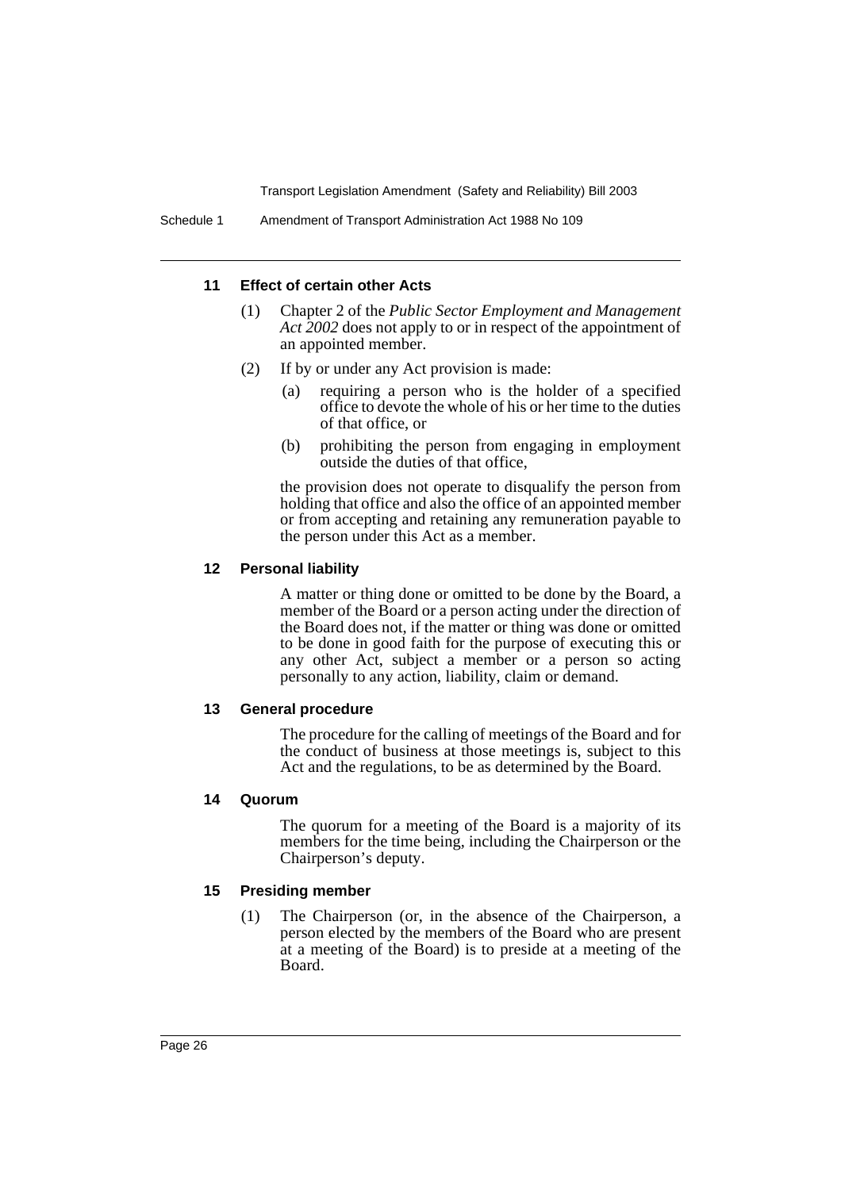#### 11 Effect of certain other Acts

(1) Chapter 2 of the *Public Sector Employment and Management Act 2002* does not apply to or in respect of the appointment of an appointed member.

(2) If by or under any Act provision is made:

- (a) requiring a person who is the holder of a specified office to devote the whole of his or her time to the duties of that office, or
- (b) prohibiting the person from engaging in employment outside the duties of that office,

the provision does not operate to disqualify the person from holding that office and also the office of an appointed member or from accepting and retaining any remuneration payable to the person under this Act as a member.

#### 12 Personal liability

A matter or thing done or omitted to be done by the Board, a member of the Board or a person acting under the direction of the Board does not, if the matter or thing was done or omitted to be done in good faith for the purpose of executing this or any other Act, subject a member or a person so acting personally to any action, liability, claim or demand.

#### 13 General procedure

The procedure for the calling of meetings of the Board and for the conduct of business at those meetings is, subject to this Act and the regulations, to be as determined by the Board.

#### 14 Quorum

The quorum for a meeting of the Board is a majority of its members for the time being, including the Chairperson or the Chairperson's deputy.

#### 15 Presiding member

(1) The Chairperson (or, in the absence of the Chairperson, a person elected by the members of the Board who are present at a meeting of the Board) is to preside at a meeting of the Board.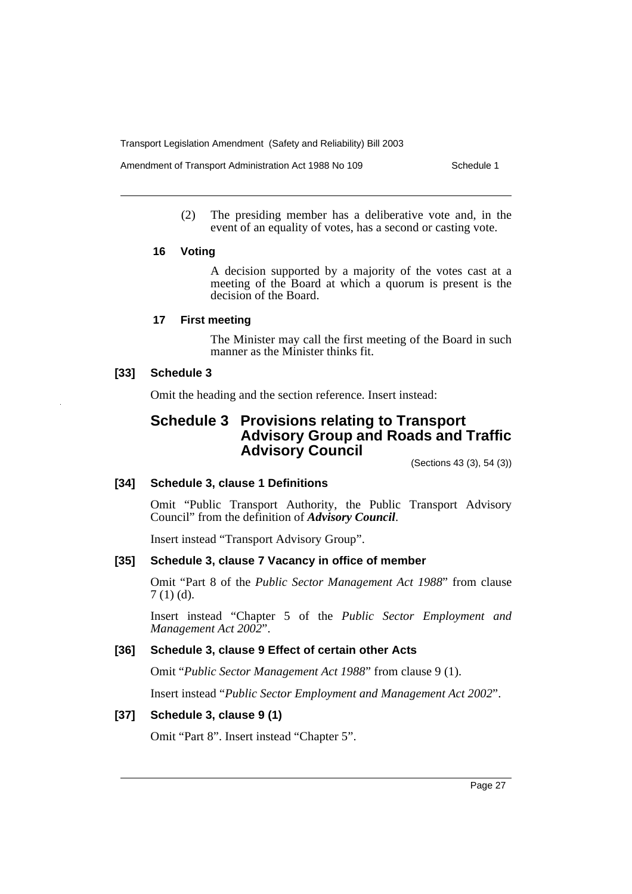(2) The presiding member has a deliberative vote and, in the event of an equality of votes, has a second or casting vote.

#### 16 Voting

A decision supported by a majority of the votes cast at a meeting of the Board at which a quorum is present is the decision of the Board.

#### 17 First meeting

The Minister may call the first meeting of the Board in such manner as the Minister thinks fit.

### [33] Schedule 3

Omit the heading and the section reference. Insert instead:

## Schedule 3 Provisions relating to Transport Advisory Group and Roads and Traffic Advisory Council

(Sections 43 (3), 54 (3))

### [34] Schedule 3, clause 1 Definitions

Omit "Public Transport Authority, the Public Transport Advisory Council" from the definition of ***Advisory Council***.

Insert instead "Transport Advisory Group".

### [35] Schedule 3, clause 7 Vacancy in office of member

Omit "Part 8 of the *Public Sector Management Act 1988*" from clause 7 (1) (d).

Insert instead "Chapter 5 of the *Public Sector Employment and Management Act 2002*".

### [36] Schedule 3, clause 9 Effect of certain other Acts

Omit "*Public Sector Management Act 1988*" from clause 9 (1).

Insert instead "*Public Sector Employment and Management Act 2002*".

### [37] Schedule 3, clause 9 (1)

Omit "Part 8". Insert instead "Chapter 5".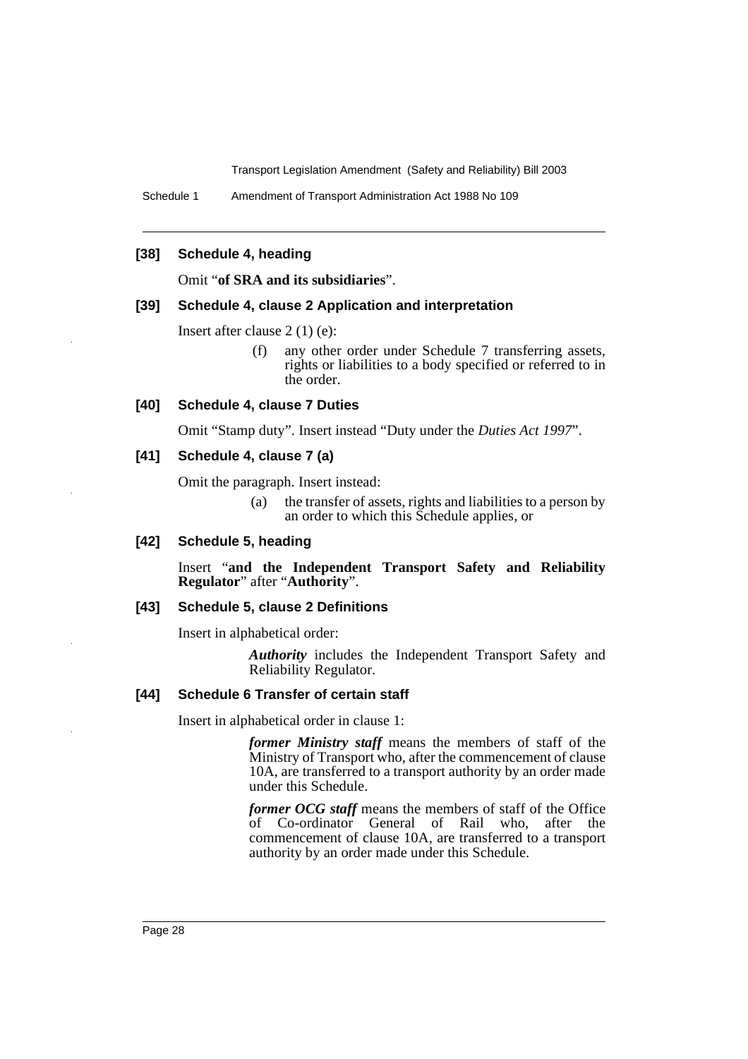### [38] Schedule 4, heading

Omit "**of SRA and its subsidiaries**".

### [39] Schedule 4, clause 2 Application and interpretation

Insert after clause 2 (1) (e):

> (f) any other order under Schedule 7 transferring assets, rights or liabilities to a body specified or referred to in the order.

### [40] Schedule 4, clause 7 Duties

Omit "Stamp duty". Insert instead "Duty under the *Duties Act 1997*".

### [41] Schedule 4, clause 7 (a)

Omit the paragraph. Insert instead:

> (a) the transfer of assets, rights and liabilities to a person by an order to which this Schedule applies, or

### [42] Schedule 5, heading

Insert "**and the Independent Transport Safety and Reliability Regulator**" after "**Authority**".

### [43] Schedule 5, clause 2 Definitions

Insert in alphabetical order:

> ***Authority*** includes the Independent Transport Safety and Reliability Regulator.

### [44] Schedule 6 Transfer of certain staff

Insert in alphabetical order in clause 1:

> ***former Ministry staff*** means the members of staff of the Ministry of Transport who, after the commencement of clause 10A, are transferred to a transport authority by an order made under this Schedule.
>
> ***former OCG staff*** means the members of staff of the Office of Co-ordinator General of Rail who, after the commencement of clause 10A, are transferred to a transport authority by an order made under this Schedule.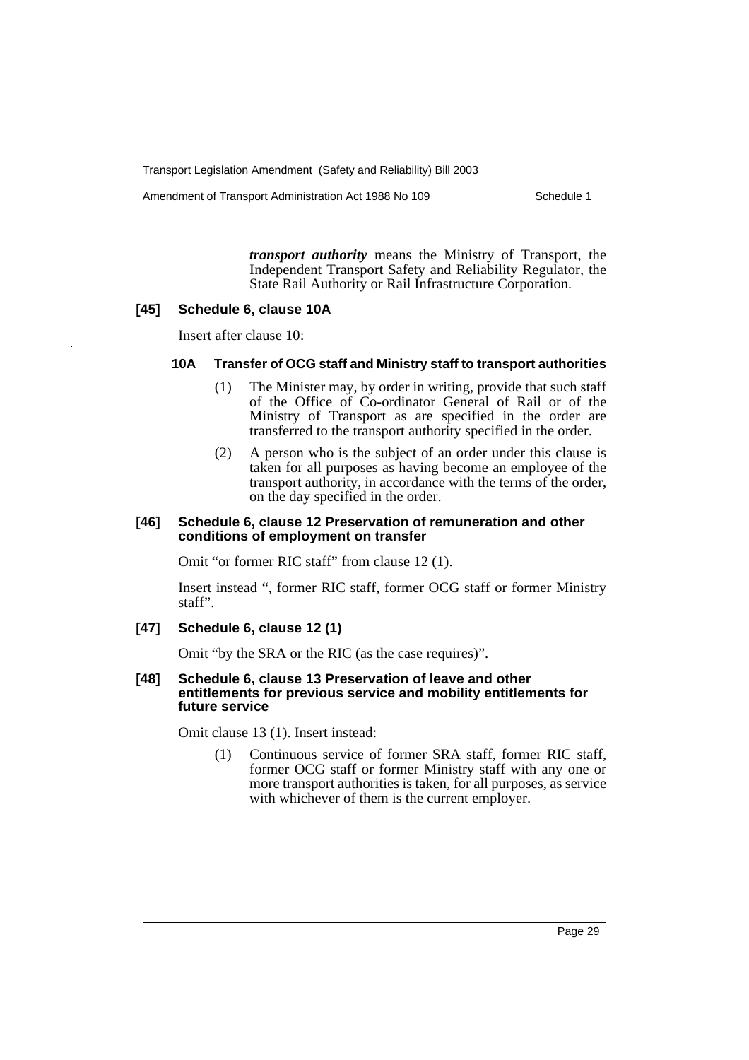***transport authority*** means the Ministry of Transport, the Independent Transport Safety and Reliability Regulator, the State Rail Authority or Rail Infrastructure Corporation.

### [45] Schedule 6, clause 10A

Insert after clause 10:

#### 10A Transfer of OCG staff and Ministry staff to transport authorities

(1) The Minister may, by order in writing, provide that such staff of the Office of Co-ordinator General of Rail or of the Ministry of Transport as are specified in the order are transferred to the transport authority specified in the order.

(2) A person who is the subject of an order under this clause is taken for all purposes as having become an employee of the transport authority, in accordance with the terms of the order, on the day specified in the order.

### [46] Schedule 6, clause 12 Preservation of remuneration and other conditions of employment on transfer

Omit "or former RIC staff" from clause 12 (1).

Insert instead ", former RIC staff, former OCG staff or former Ministry staff".

### [47] Schedule 6, clause 12 (1)

Omit "by the SRA or the RIC (as the case requires)".

### [48] Schedule 6, clause 13 Preservation of leave and other entitlements for previous service and mobility entitlements for future service

Omit clause 13 (1). Insert instead:

(1) Continuous service of former SRA staff, former RIC staff, former OCG staff or former Ministry staff with any one or more transport authorities is taken, for all purposes, as service with whichever of them is the current employer.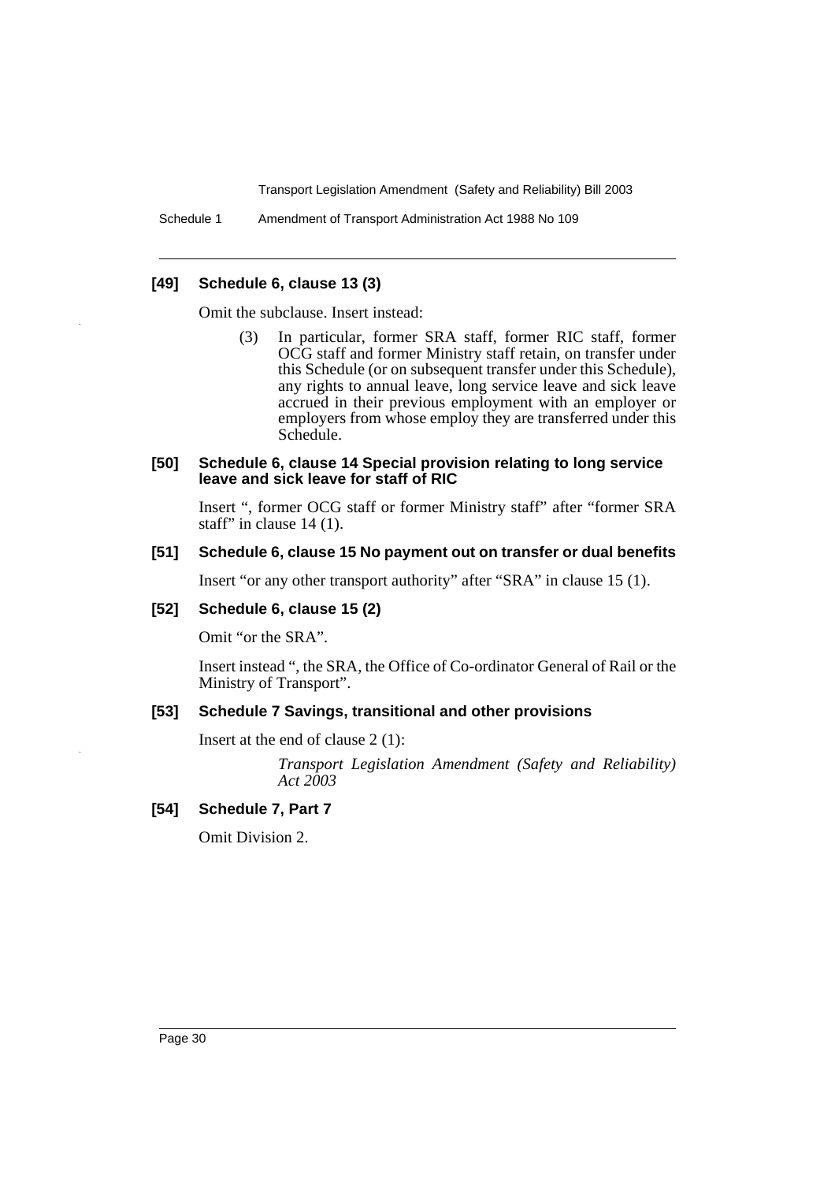**[49] Schedule 6, clause 13 (3)**

Omit the subclause. Insert instead:

> (3) In particular, former SRA staff, former RIC staff, former OCG staff and former Ministry staff retain, on transfer under this Schedule (or on subsequent transfer under this Schedule), any rights to annual leave, long service leave and sick leave accrued in their previous employment with an employer or employers from whose employ they are transferred under this Schedule.

**[50] Schedule 6, clause 14 Special provision relating to long service leave and sick leave for staff of RIC**

Insert ", former OCG staff or former Ministry staff" after "former SRA staff" in clause 14 (1).

**[51] Schedule 6, clause 15 No payment out on transfer or dual benefits**

Insert "or any other transport authority" after "SRA" in clause 15 (1).

**[52] Schedule 6, clause 15 (2)**

Omit "or the SRA".

Insert instead ", the SRA, the Office of Co-ordinator General of Rail or the Ministry of Transport".

**[53] Schedule 7 Savings, transitional and other provisions**

Insert at the end of clause 2 (1):

> *Transport Legislation Amendment (Safety and Reliability) Act 2003*

**[54] Schedule 7, Part 7**

Omit Division 2.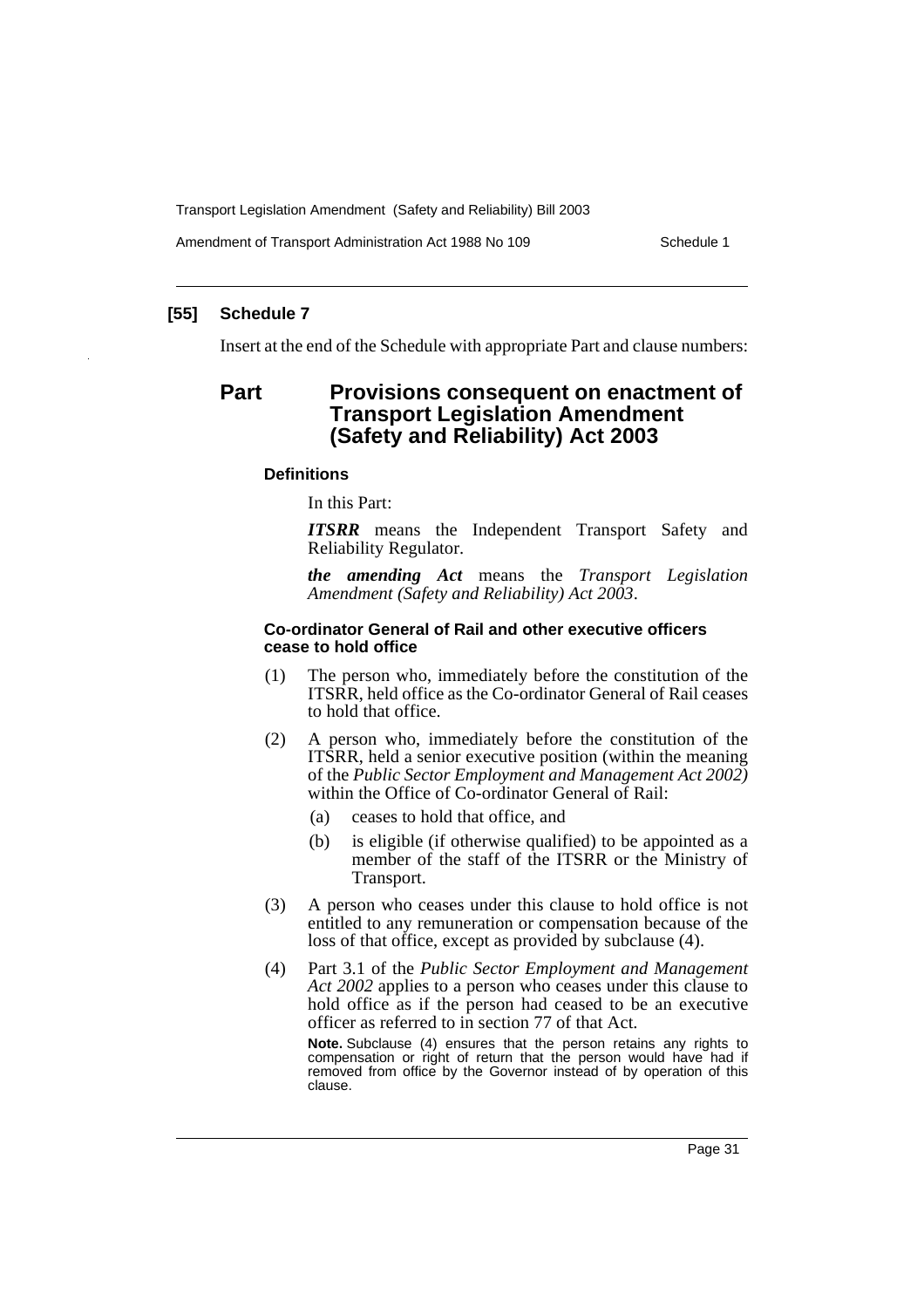## [55] Schedule 7

Insert at the end of the Schedule with appropriate Part and clause numbers:

# Part Provisions consequent on enactment of Transport Legislation Amendment (Safety and Reliability) Act 2003

### Definitions

In this Part:

***ITSRR*** means the Independent Transport Safety and Reliability Regulator.

***the amending Act*** means the *Transport Legislation Amendment (Safety and Reliability) Act 2003*.

### Co-ordinator General of Rail and other executive officers cease to hold office

(1) The person who, immediately before the constitution of the ITSRR, held office as the Co-ordinator General of Rail ceases to hold that office.

(2) A person who, immediately before the constitution of the ITSRR, held a senior executive position (within the meaning of the *Public Sector Employment and Management Act 2002)* within the Office of Co-ordinator General of Rail:

- (a) ceases to hold that office, and
- (b) is eligible (if otherwise qualified) to be appointed as a member of the staff of the ITSRR or the Ministry of Transport.

(3) A person who ceases under this clause to hold office is not entitled to any remuneration or compensation because of the loss of that office, except as provided by subclause (4).

(4) Part 3.1 of the *Public Sector Employment and Management Act 2002* applies to a person who ceases under this clause to hold office as if the person had ceased to be an executive officer as referred to in section 77 of that Act.

**Note.** Subclause (4) ensures that the person retains any rights to compensation or right of return that the person would have had if removed from office by the Governor instead of by operation of this clause.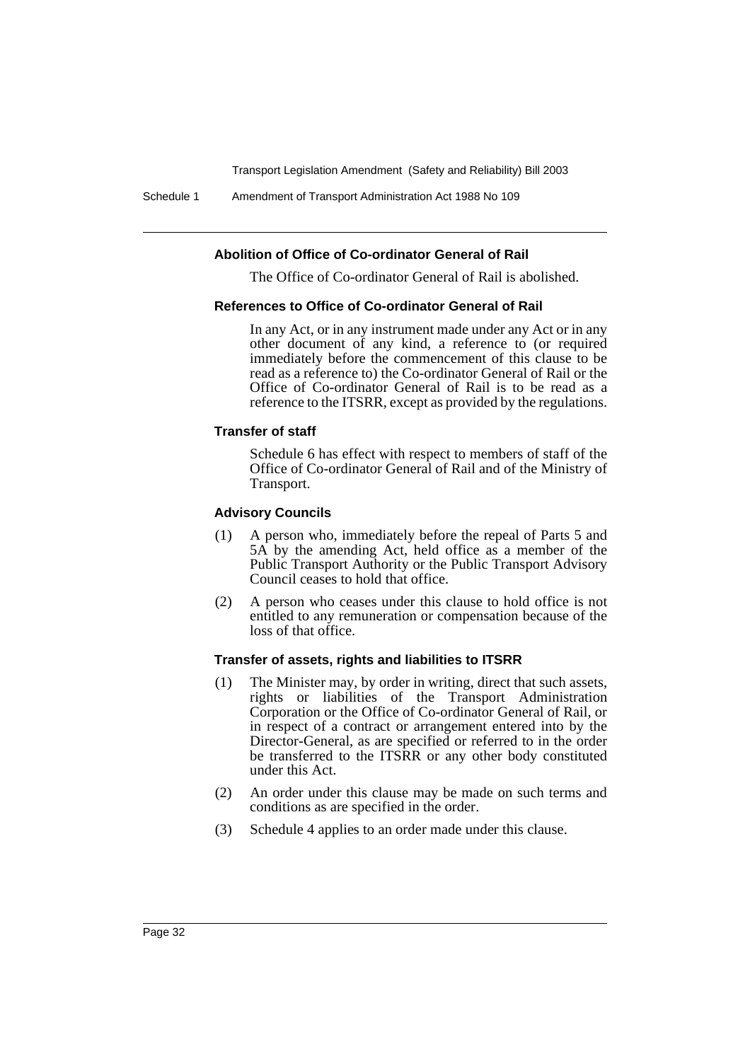#### Abolition of Office of Co-ordinator General of Rail

The Office of Co-ordinator General of Rail is abolished.

#### References to Office of Co-ordinator General of Rail

In any Act, or in any instrument made under any Act or in any other document of any kind, a reference to (or required immediately before the commencement of this clause to be read as a reference to) the Co-ordinator General of Rail or the Office of Co-ordinator General of Rail is to be read as a reference to the ITSRR, except as provided by the regulations.

#### Transfer of staff

Schedule 6 has effect with respect to members of staff of the Office of Co-ordinator General of Rail and of the Ministry of Transport.

#### Advisory Councils

(1) A person who, immediately before the repeal of Parts 5 and 5A by the amending Act, held office as a member of the Public Transport Authority or the Public Transport Advisory Council ceases to hold that office.

(2) A person who ceases under this clause to hold office is not entitled to any remuneration or compensation because of the loss of that office.

#### Transfer of assets, rights and liabilities to ITSRR

(1) The Minister may, by order in writing, direct that such assets, rights or liabilities of the Transport Administration Corporation or the Office of Co-ordinator General of Rail, or in respect of a contract or arrangement entered into by the Director-General, as are specified or referred to in the order be transferred to the ITSRR or any other body constituted under this Act.

(2) An order under this clause may be made on such terms and conditions as are specified in the order.

(3) Schedule 4 applies to an order made under this clause.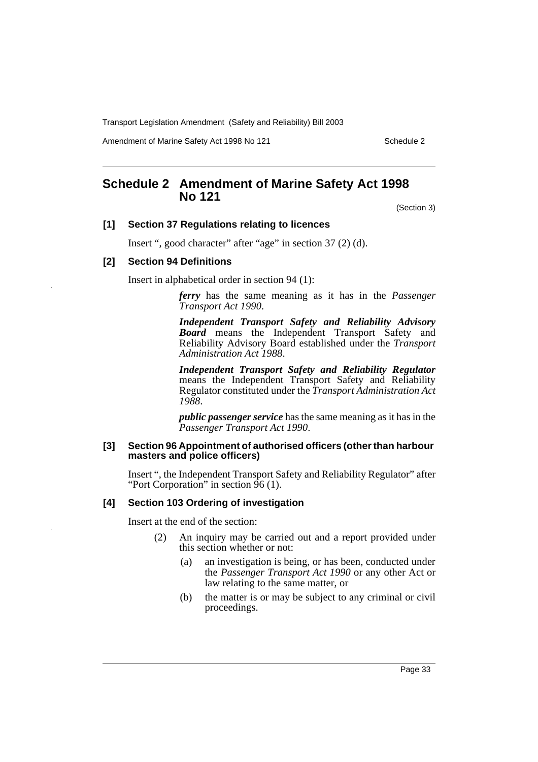## Schedule 2 Amendment of Marine Safety Act 1998 No 121

(Section 3)

### [1] Section 37 Regulations relating to licences

Insert ", good character" after "age" in section 37 (2) (d).

### [2] Section 94 Definitions

Insert in alphabetical order in section 94 (1):

> ***ferry*** has the same meaning as it has in the *Passenger Transport Act 1990*.
>
> ***Independent Transport Safety and Reliability Advisory Board*** means the Independent Transport Safety and Reliability Advisory Board established under the *Transport Administration Act 1988*.
>
> ***Independent Transport Safety and Reliability Regulator*** means the Independent Transport Safety and Reliability Regulator constituted under the *Transport Administration Act 1988*.
>
> ***public passenger service*** has the same meaning as it has in the *Passenger Transport Act 1990*.

### [3] Section 96 Appointment of authorised officers (other than harbour masters and police officers)

Insert ", the Independent Transport Safety and Reliability Regulator" after "Port Corporation" in section 96 (1).

### [4] Section 103 Ordering of investigation

Insert at the end of the section:

> (2) An inquiry may be carried out and a report provided under this section whether or not:
>
> (a) an investigation is being, or has been, conducted under the *Passenger Transport Act 1990* or any other Act or law relating to the same matter, or
>
> (b) the matter is or may be subject to any criminal or civil proceedings.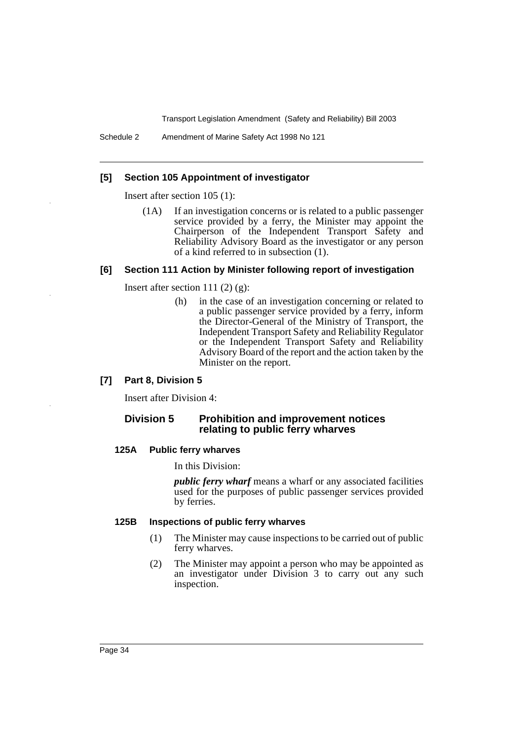**[5] Section 105 Appointment of investigator**

Insert after section 105 (1):

(1A) If an investigation concerns or is related to a public passenger service provided by a ferry, the Minister may appoint the Chairperson of the Independent Transport Safety and Reliability Advisory Board as the investigator or any person of a kind referred to in subsection (1).

**[6] Section 111 Action by Minister following report of investigation**

Insert after section 111 (2) (g):

(h) in the case of an investigation concerning or related to a public passenger service provided by a ferry, inform the Director-General of the Ministry of Transport, the Independent Transport Safety and Reliability Regulator or the Independent Transport Safety and Reliability Advisory Board of the report and the action taken by the Minister on the report.

**[7] Part 8, Division 5**

Insert after Division 4:

## Division 5 Prohibition and improvement notices relating to public ferry wharves

### 125A Public ferry wharves

In this Division:

***public ferry wharf*** means a wharf or any associated facilities used for the purposes of public passenger services provided by ferries.

### 125B Inspections of public ferry wharves

(1) The Minister may cause inspections to be carried out of public ferry wharves.

(2) The Minister may appoint a person who may be appointed as an investigator under Division 3 to carry out any such inspection.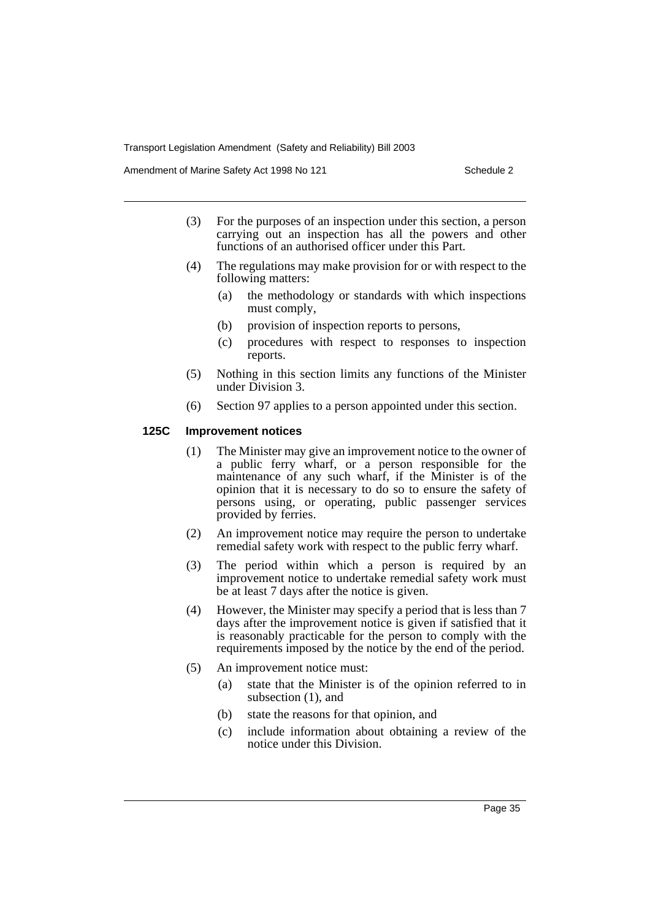(3) For the purposes of an inspection under this section, a person carrying out an inspection has all the powers and other functions of an authorised officer under this Part.

(4) The regulations may make provision for or with respect to the following matters:

(a) the methodology or standards with which inspections must comply,

(b) provision of inspection reports to persons,

(c) procedures with respect to responses to inspection reports.

(5) Nothing in this section limits any functions of the Minister under Division 3.

(6) Section 97 applies to a person appointed under this section.

**125C Improvement notices**

(1) The Minister may give an improvement notice to the owner of a public ferry wharf, or a person responsible for the maintenance of any such wharf, if the Minister is of the opinion that it is necessary to do so to ensure the safety of persons using, or operating, public passenger services provided by ferries.

(2) An improvement notice may require the person to undertake remedial safety work with respect to the public ferry wharf.

(3) The period within which a person is required by an improvement notice to undertake remedial safety work must be at least 7 days after the notice is given.

(4) However, the Minister may specify a period that is less than 7 days after the improvement notice is given if satisfied that it is reasonably practicable for the person to comply with the requirements imposed by the notice by the end of the period.

(5) An improvement notice must:

(a) state that the Minister is of the opinion referred to in subsection (1), and

(b) state the reasons for that opinion, and

(c) include information about obtaining a review of the notice under this Division.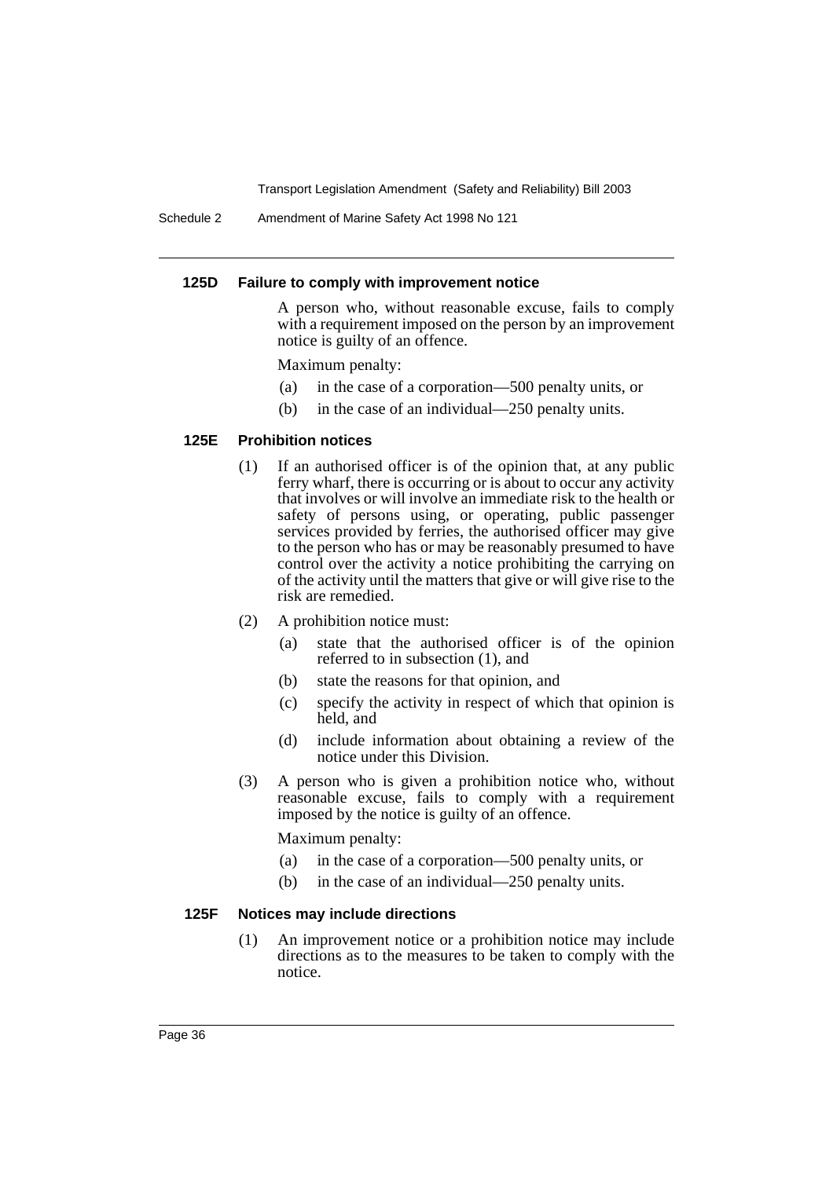#### 125D Failure to comply with improvement notice

A person who, without reasonable excuse, fails to comply with a requirement imposed on the person by an improvement notice is guilty of an offence.

Maximum penalty:

- (a) in the case of a corporation—500 penalty units, or
- (b) in the case of an individual—250 penalty units.

#### 125E Prohibition notices

(1) If an authorised officer is of the opinion that, at any public ferry wharf, there is occurring or is about to occur any activity that involves or will involve an immediate risk to the health or safety of persons using, or operating, public passenger services provided by ferries, the authorised officer may give to the person who has or may be reasonably presumed to have control over the activity a notice prohibiting the carrying on of the activity until the matters that give or will give rise to the risk are remedied.

(2) A prohibition notice must:

- (a) state that the authorised officer is of the opinion referred to in subsection (1), and
- (b) state the reasons for that opinion, and
- (c) specify the activity in respect of which that opinion is held, and
- (d) include information about obtaining a review of the notice under this Division.

(3) A person who is given a prohibition notice who, without reasonable excuse, fails to comply with a requirement imposed by the notice is guilty of an offence.

Maximum penalty:

- (a) in the case of a corporation—500 penalty units, or
- (b) in the case of an individual—250 penalty units.

#### 125F Notices may include directions

(1) An improvement notice or a prohibition notice may include directions as to the measures to be taken to comply with the notice.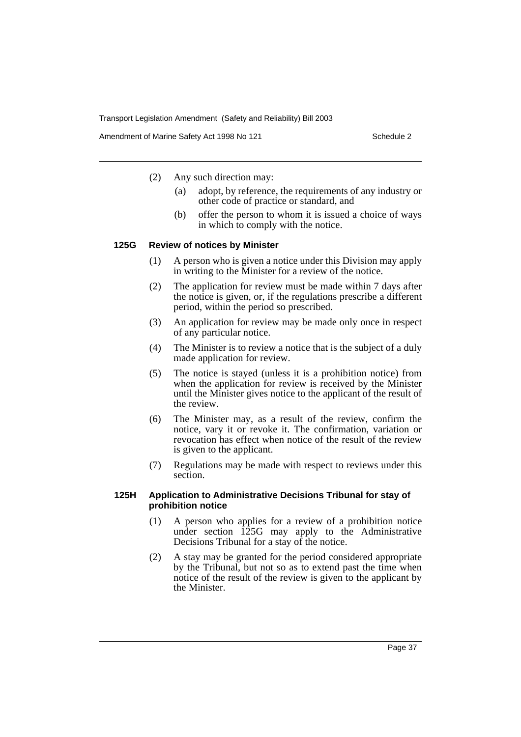(2) Any such direction may:

(a) adopt, by reference, the requirements of any industry or other code of practice or standard, and

(b) offer the person to whom it is issued a choice of ways in which to comply with the notice.

#### 125G Review of notices by Minister

(1) A person who is given a notice under this Division may apply in writing to the Minister for a review of the notice.

(2) The application for review must be made within 7 days after the notice is given, or, if the regulations prescribe a different period, within the period so prescribed.

(3) An application for review may be made only once in respect of any particular notice.

(4) The Minister is to review a notice that is the subject of a duly made application for review.

(5) The notice is stayed (unless it is a prohibition notice) from when the application for review is received by the Minister until the Minister gives notice to the applicant of the result of the review.

(6) The Minister may, as a result of the review, confirm the notice, vary it or revoke it. The confirmation, variation or revocation has effect when notice of the result of the review is given to the applicant.

(7) Regulations may be made with respect to reviews under this section.

#### 125H Application to Administrative Decisions Tribunal for stay of prohibition notice

(1) A person who applies for a review of a prohibition notice under section 125G may apply to the Administrative Decisions Tribunal for a stay of the notice.

(2) A stay may be granted for the period considered appropriate by the Tribunal, but not so as to extend past the time when notice of the result of the review is given to the applicant by the Minister.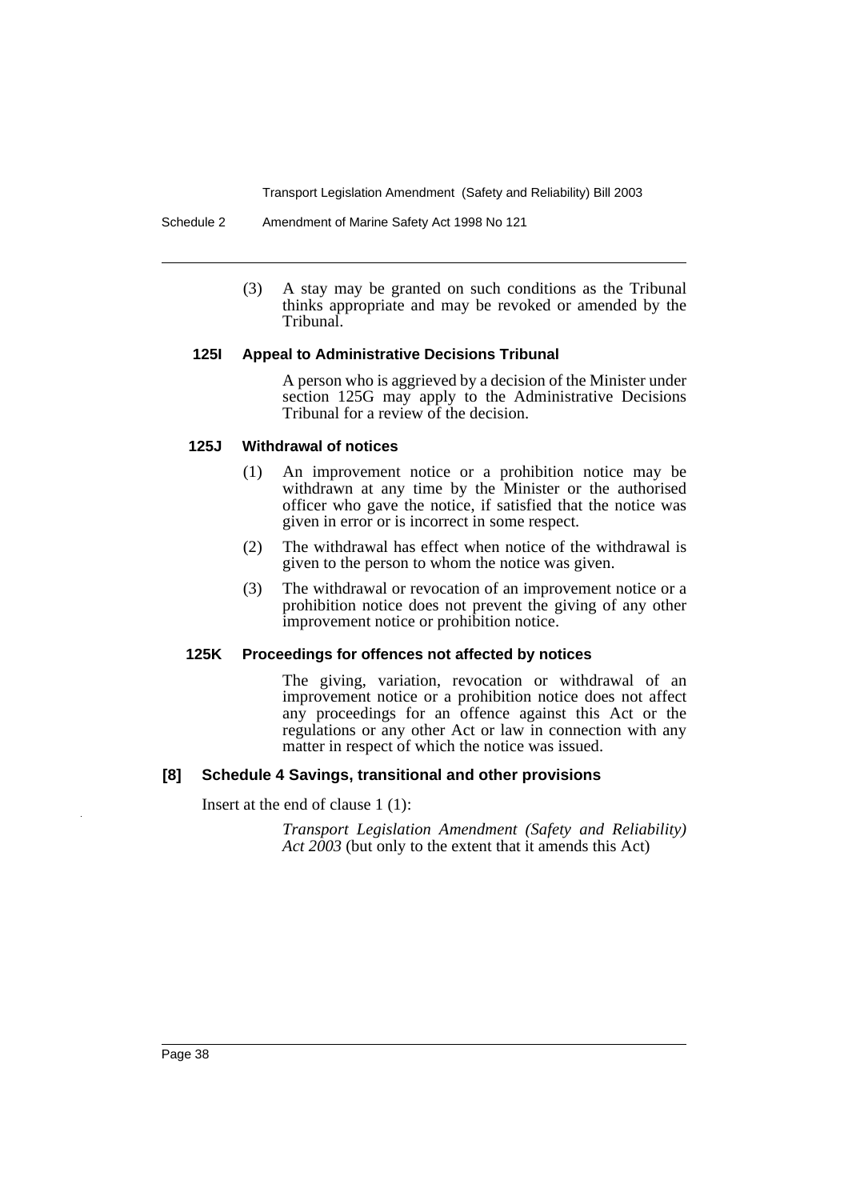(3) A stay may be granted on such conditions as the Tribunal thinks appropriate and may be revoked or amended by the Tribunal.

#### 125I Appeal to Administrative Decisions Tribunal

A person who is aggrieved by a decision of the Minister under section 125G may apply to the Administrative Decisions Tribunal for a review of the decision.

#### 125J Withdrawal of notices

(1) An improvement notice or a prohibition notice may be withdrawn at any time by the Minister or the authorised officer who gave the notice, if satisfied that the notice was given in error or is incorrect in some respect.

(2) The withdrawal has effect when notice of the withdrawal is given to the person to whom the notice was given.

(3) The withdrawal or revocation of an improvement notice or a prohibition notice does not prevent the giving of any other improvement notice or prohibition notice.

#### 125K Proceedings for offences not affected by notices

The giving, variation, revocation or withdrawal of an improvement notice or a prohibition notice does not affect any proceedings for an offence against this Act or the regulations or any other Act or law in connection with any matter in respect of which the notice was issued.

### [8] Schedule 4 Savings, transitional and other provisions

Insert at the end of clause 1 (1):

*Transport Legislation Amendment (Safety and Reliability) Act 2003* (but only to the extent that it amends this Act)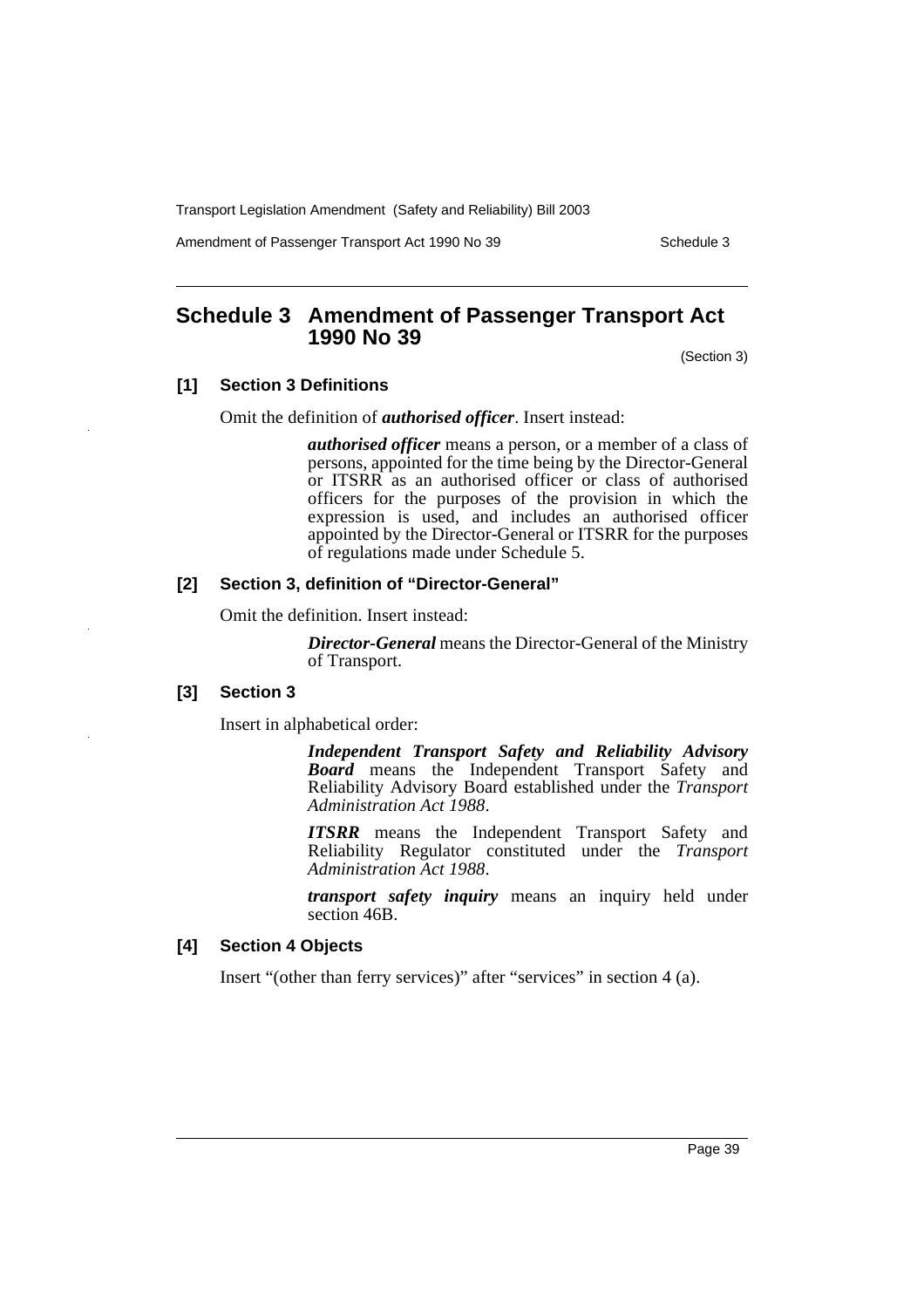# Schedule 3 Amendment of Passenger Transport Act 1990 No 39

(Section 3)

### [1] Section 3 Definitions

Omit the definition of ***authorised officer***. Insert instead:

> ***authorised officer*** means a person, or a member of a class of persons, appointed for the time being by the Director-General or ITSRR as an authorised officer or class of authorised officers for the purposes of the provision in which the expression is used, and includes an authorised officer appointed by the Director-General or ITSRR for the purposes of regulations made under Schedule 5.

### [2] Section 3, definition of "Director-General"

Omit the definition. Insert instead:

> ***Director-General*** means the Director-General of the Ministry of Transport.

### [3] Section 3

Insert in alphabetical order:

> ***Independent Transport Safety and Reliability Advisory Board*** means the Independent Transport Safety and Reliability Advisory Board established under the *Transport Administration Act 1988*.
>
> ***ITSRR*** means the Independent Transport Safety and Reliability Regulator constituted under the *Transport Administration Act 1988*.
>
> ***transport safety inquiry*** means an inquiry held under section 46B.

### [4] Section 4 Objects

Insert "(other than ferry services)" after "services" in section 4 (a).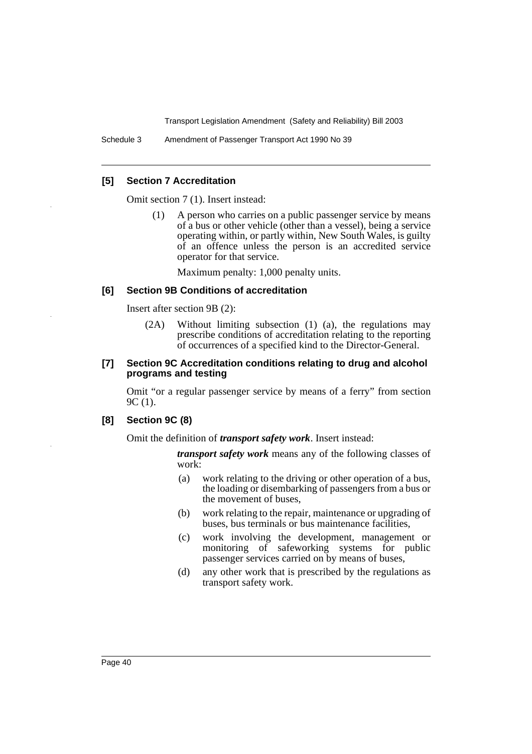### [5] Section 7 Accreditation

Omit section 7 (1). Insert instead:

> (1) A person who carries on a public passenger service by means of a bus or other vehicle (other than a vessel), being a service operating within, or partly within, New South Wales, is guilty of an offence unless the person is an accredited service operator for that service.
>
> Maximum penalty: 1,000 penalty units.

### [6] Section 9B Conditions of accreditation

Insert after section 9B (2):

> (2A) Without limiting subsection (1) (a), the regulations may prescribe conditions of accreditation relating to the reporting of occurrences of a specified kind to the Director-General.

### [7] Section 9C Accreditation conditions relating to drug and alcohol programs and testing

Omit "or a regular passenger service by means of a ferry" from section 9C (1).

### [8] Section 9C (8)

Omit the definition of ***transport safety work***. Insert instead:

> ***transport safety work*** means any of the following classes of work:
>
> (a) work relating to the driving or other operation of a bus, the loading or disembarking of passengers from a bus or the movement of buses,
>
> (b) work relating to the repair, maintenance or upgrading of buses, bus terminals or bus maintenance facilities,
>
> (c) work involving the development, management or monitoring of safeworking systems for public passenger services carried on by means of buses,
>
> (d) any other work that is prescribed by the regulations as transport safety work.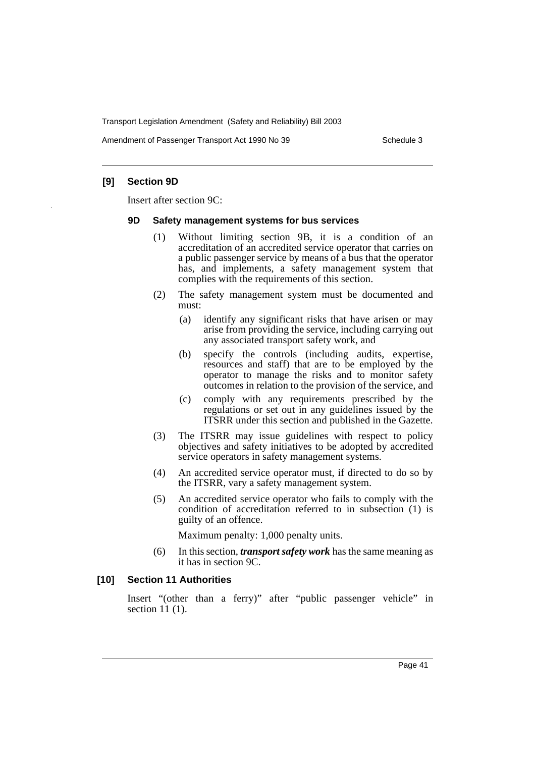### [9] Section 9D

Insert after section 9C:

#### 9D Safety management systems for bus services

(1) Without limiting section 9B, it is a condition of an accreditation of an accredited service operator that carries on a public passenger service by means of a bus that the operator has, and implements, a safety management system that complies with the requirements of this section.

(2) The safety management system must be documented and must:

   (a) identify any significant risks that have arisen or may arise from providing the service, including carrying out any associated transport safety work, and

   (b) specify the controls (including audits, expertise, resources and staff) that are to be employed by the operator to manage the risks and to monitor safety outcomes in relation to the provision of the service, and

   (c) comply with any requirements prescribed by the regulations or set out in any guidelines issued by the ITSRR under this section and published in the Gazette.

(3) The ITSRR may issue guidelines with respect to policy objectives and safety initiatives to be adopted by accredited service operators in safety management systems.

(4) An accredited service operator must, if directed to do so by the ITSRR, vary a safety management system.

(5) An accredited service operator who fails to comply with the condition of accreditation referred to in subsection (1) is guilty of an offence.

Maximum penalty: 1,000 penalty units.

(6) In this section, ***transport safety work*** has the same meaning as it has in section 9C.

### [10] Section 11 Authorities

Insert "(other than a ferry)" after "public passenger vehicle" in section 11 (1).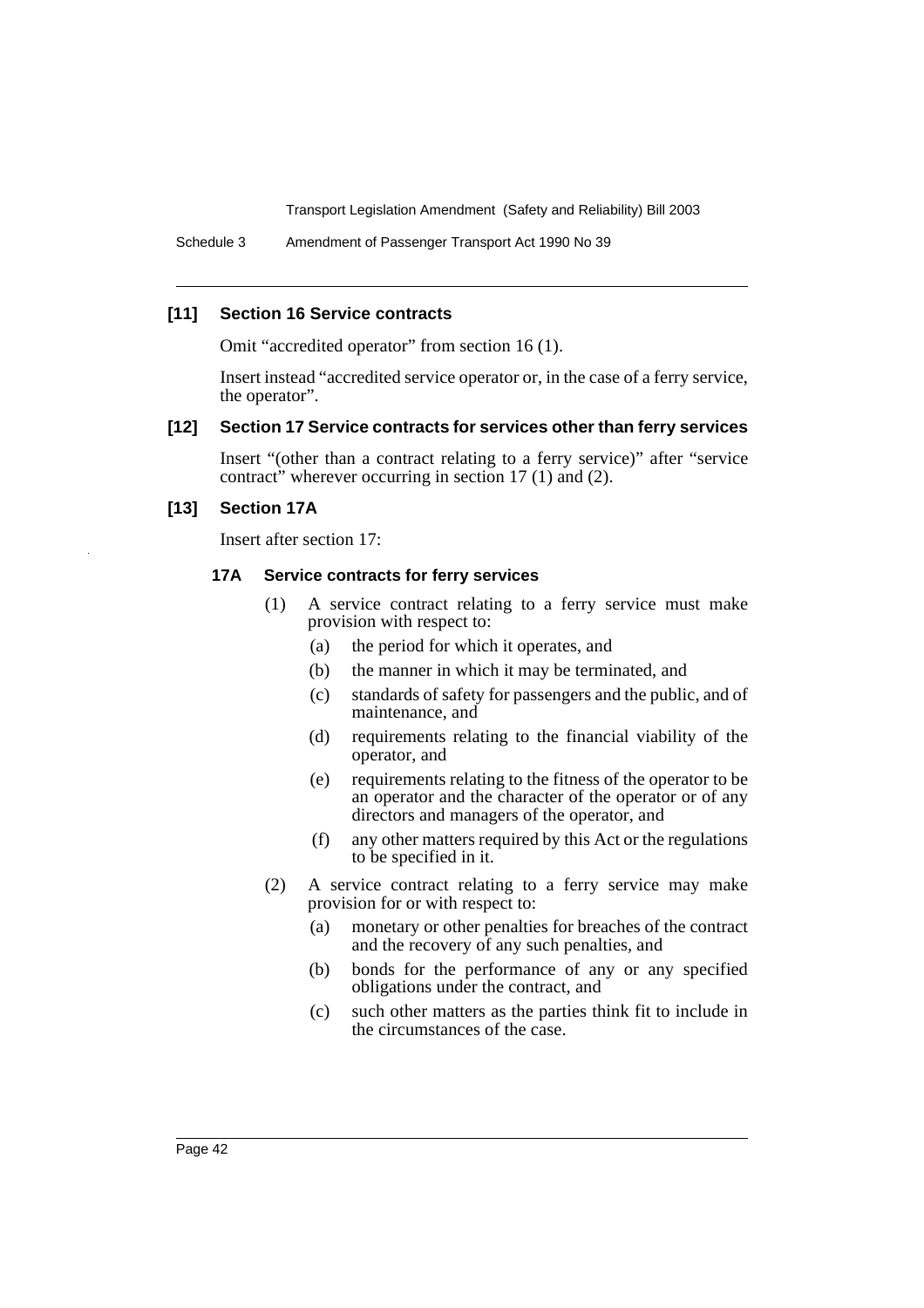### [11] Section 16 Service contracts

Omit "accredited operator" from section 16 (1).

Insert instead "accredited service operator or, in the case of a ferry service, the operator".

### [12] Section 17 Service contracts for services other than ferry services

Insert "(other than a contract relating to a ferry service)" after "service contract" wherever occurring in section 17 (1) and (2).

### [13] Section 17A

Insert after section 17:

#### 17A Service contracts for ferry services

(1) A service contract relating to a ferry service must make provision with respect to:

- (a) the period for which it operates, and
- (b) the manner in which it may be terminated, and
- (c) standards of safety for passengers and the public, and of maintenance, and
- (d) requirements relating to the financial viability of the operator, and
- (e) requirements relating to the fitness of the operator to be an operator and the character of the operator or of any directors and managers of the operator, and
- (f) any other matters required by this Act or the regulations to be specified in it.

(2) A service contract relating to a ferry service may make provision for or with respect to:

- (a) monetary or other penalties for breaches of the contract and the recovery of any such penalties, and
- (b) bonds for the performance of any or any specified obligations under the contract, and
- (c) such other matters as the parties think fit to include in the circumstances of the case.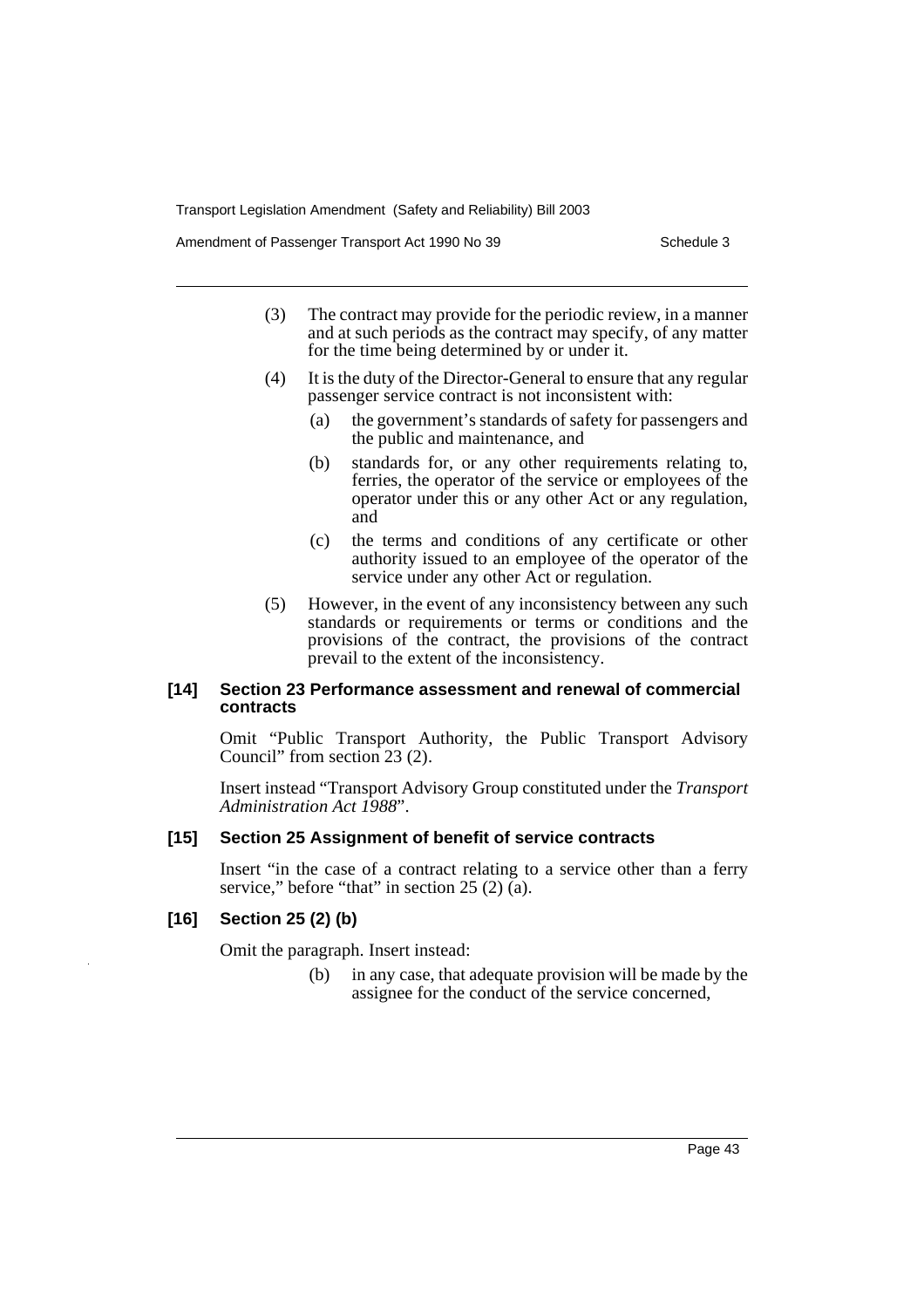(3) The contract may provide for the periodic review, in a manner and at such periods as the contract may specify, of any matter for the time being determined by or under it.

(4) It is the duty of the Director-General to ensure that any regular passenger service contract is not inconsistent with:

- (a) the government's standards of safety for passengers and the public and maintenance, and
- (b) standards for, or any other requirements relating to, ferries, the operator of the service or employees of the operator under this or any other Act or any regulation, and
- (c) the terms and conditions of any certificate or other authority issued to an employee of the operator of the service under any other Act or regulation.

(5) However, in the event of any inconsistency between any such standards or requirements or terms or conditions and the provisions of the contract, the provisions of the contract prevail to the extent of the inconsistency.

#### [14] Section 23 Performance assessment and renewal of commercial contracts

Omit "Public Transport Authority, the Public Transport Advisory Council" from section 23 (2).

Insert instead "Transport Advisory Group constituted under the *Transport Administration Act 1988*".

#### [15] Section 25 Assignment of benefit of service contracts

Insert "in the case of a contract relating to a service other than a ferry service," before "that" in section 25 (2) (a).

#### [16] Section 25 (2) (b)

Omit the paragraph. Insert instead:

- (b) in any case, that adequate provision will be made by the assignee for the conduct of the service concerned,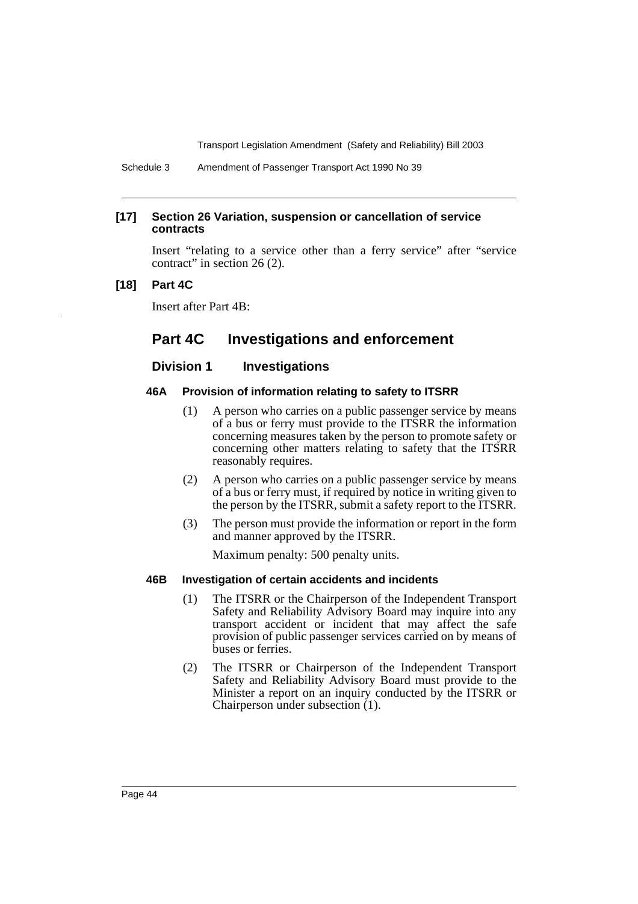**[17] Section 26 Variation, suspension or cancellation of service contracts**

Insert "relating to a service other than a ferry service" after "service contract" in section 26 (2).

**[18] Part 4C**

Insert after Part 4B:

## Part 4C Investigations and enforcement

### Division 1 Investigations

#### 46A Provision of information relating to safety to ITSRR

(1) A person who carries on a public passenger service by means of a bus or ferry must provide to the ITSRR the information concerning measures taken by the person to promote safety or concerning other matters relating to safety that the ITSRR reasonably requires.

(2) A person who carries on a public passenger service by means of a bus or ferry must, if required by notice in writing given to the person by the ITSRR, submit a safety report to the ITSRR.

(3) The person must provide the information or report in the form and manner approved by the ITSRR.

Maximum penalty: 500 penalty units.

#### 46B Investigation of certain accidents and incidents

(1) The ITSRR or the Chairperson of the Independent Transport Safety and Reliability Advisory Board may inquire into any transport accident or incident that may affect the safe provision of public passenger services carried on by means of buses or ferries.

(2) The ITSRR or Chairperson of the Independent Transport Safety and Reliability Advisory Board must provide to the Minister a report on an inquiry conducted by the ITSRR or Chairperson under subsection (1).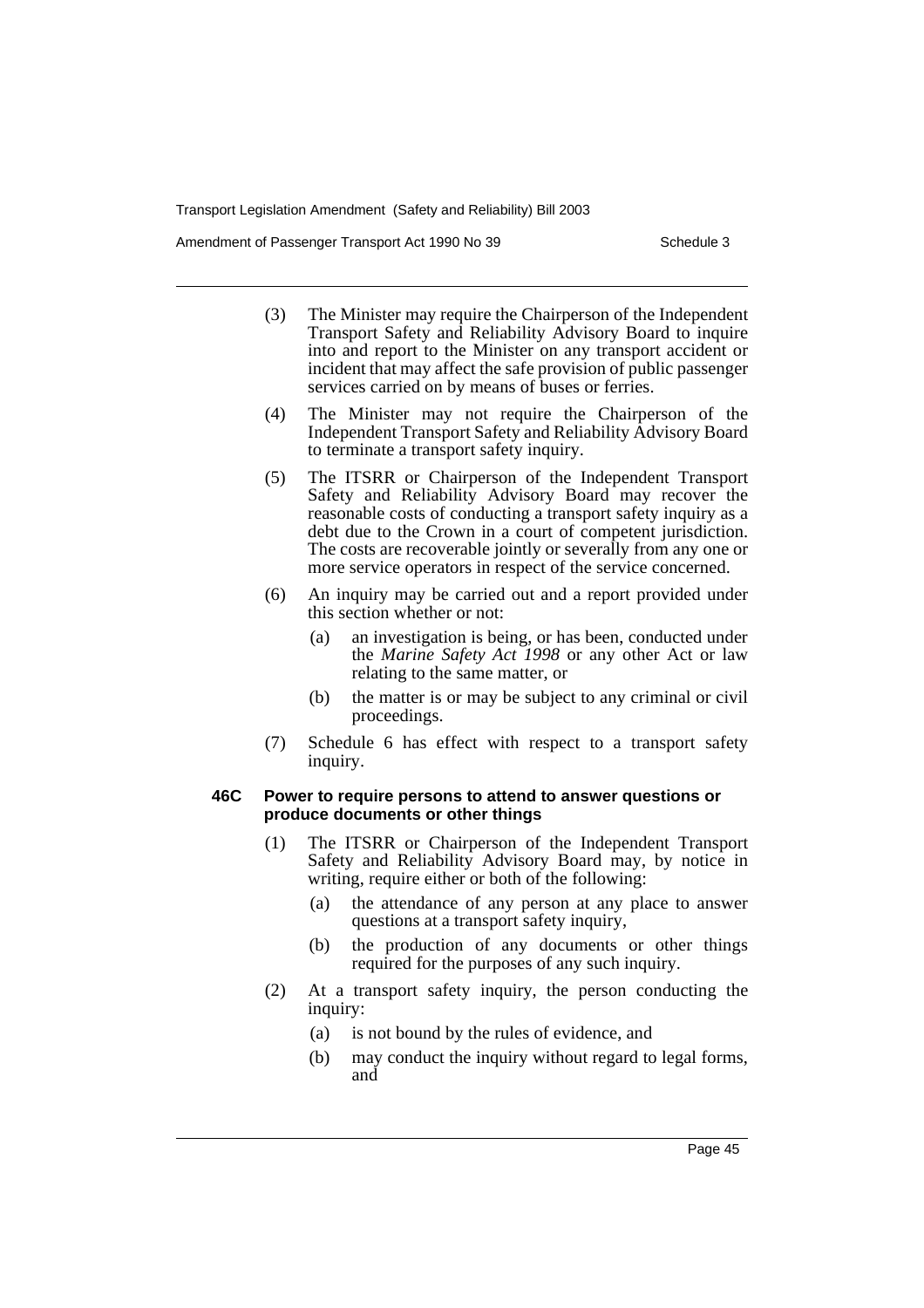(3) The Minister may require the Chairperson of the Independent Transport Safety and Reliability Advisory Board to inquire into and report to the Minister on any transport accident or incident that may affect the safe provision of public passenger services carried on by means of buses or ferries.

(4) The Minister may not require the Chairperson of the Independent Transport Safety and Reliability Advisory Board to terminate a transport safety inquiry.

(5) The ITSRR or Chairperson of the Independent Transport Safety and Reliability Advisory Board may recover the reasonable costs of conducting a transport safety inquiry as a debt due to the Crown in a court of competent jurisdiction. The costs are recoverable jointly or severally from any one or more service operators in respect of the service concerned.

(6) An inquiry may be carried out and a report provided under this section whether or not:

- (a) an investigation is being, or has been, conducted under the *Marine Safety Act 1998* or any other Act or law relating to the same matter, or
- (b) the matter is or may be subject to any criminal or civil proceedings.

(7) Schedule 6 has effect with respect to a transport safety inquiry.

#### 46C Power to require persons to attend to answer questions or produce documents or other things

(1) The ITSRR or Chairperson of the Independent Transport Safety and Reliability Advisory Board may, by notice in writing, require either or both of the following:

- (a) the attendance of any person at any place to answer questions at a transport safety inquiry,
- (b) the production of any documents or other things required for the purposes of any such inquiry.

(2) At a transport safety inquiry, the person conducting the inquiry:

- (a) is not bound by the rules of evidence, and
- (b) may conduct the inquiry without regard to legal forms, and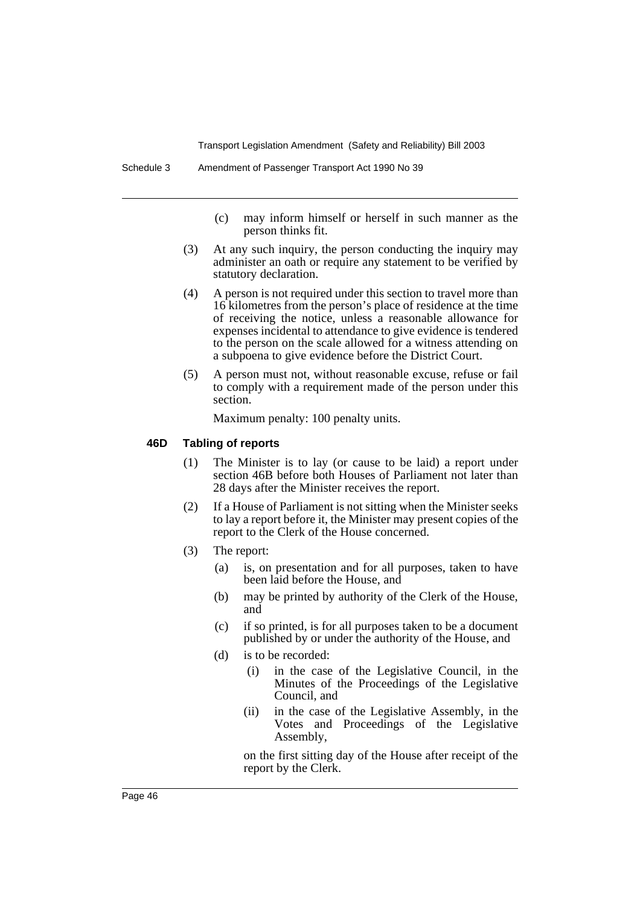(c) may inform himself or herself in such manner as the person thinks fit.

(3) At any such inquiry, the person conducting the inquiry may administer an oath or require any statement to be verified by statutory declaration.

(4) A person is not required under this section to travel more than 16 kilometres from the person's place of residence at the time of receiving the notice, unless a reasonable allowance for expenses incidental to attendance to give evidence is tendered to the person on the scale allowed for a witness attending on a subpoena to give evidence before the District Court.

(5) A person must not, without reasonable excuse, refuse or fail to comply with a requirement made of the person under this section.

Maximum penalty: 100 penalty units.

**46D Tabling of reports**

(1) The Minister is to lay (or cause to be laid) a report under section 46B before both Houses of Parliament not later than 28 days after the Minister receives the report.

(2) If a House of Parliament is not sitting when the Minister seeks to lay a report before it, the Minister may present copies of the report to the Clerk of the House concerned.

(3) The report:

(a) is, on presentation and for all purposes, taken to have been laid before the House, and

(b) may be printed by authority of the Clerk of the House, and

(c) if so printed, is for all purposes taken to be a document published by or under the authority of the House, and

(d) is to be recorded:

(i) in the case of the Legislative Council, in the Minutes of the Proceedings of the Legislative Council, and

(ii) in the case of the Legislative Assembly, in the Votes and Proceedings of the Legislative Assembly,

on the first sitting day of the House after receipt of the report by the Clerk.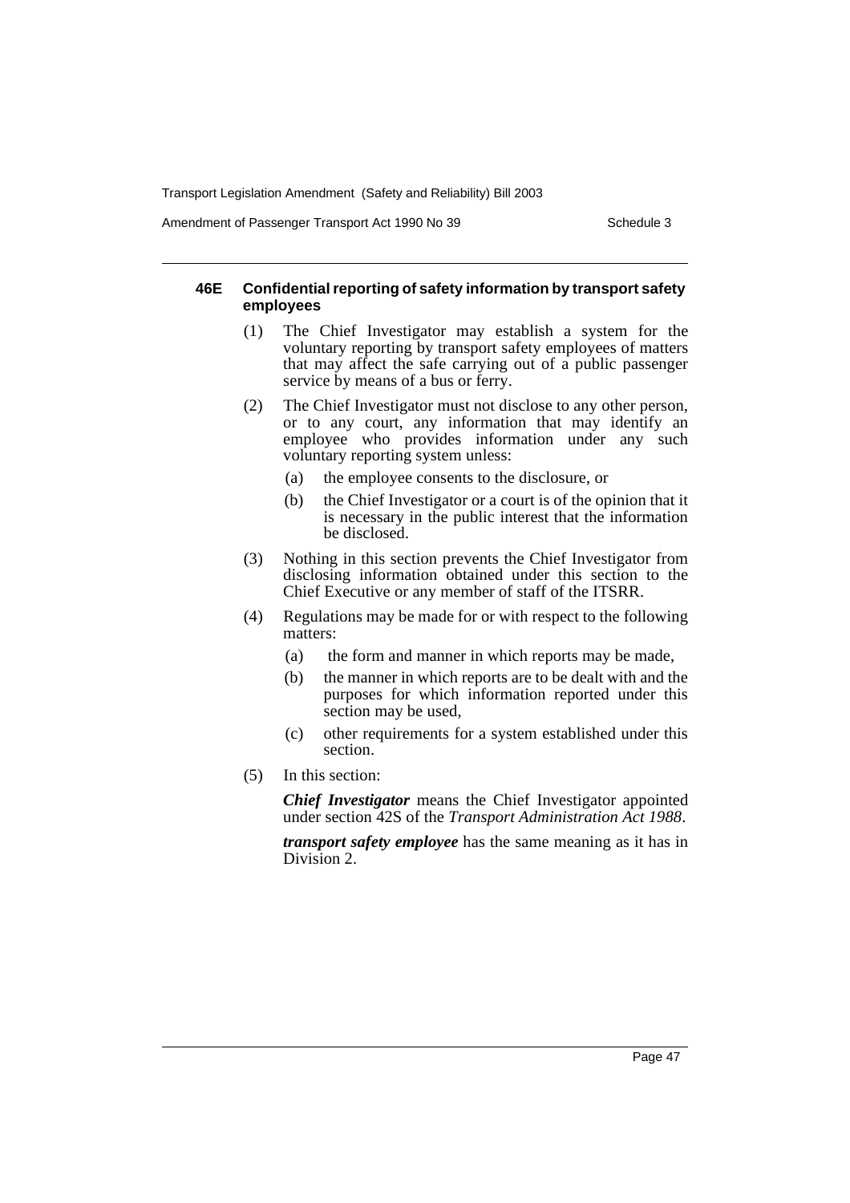#### 46E Confidential reporting of safety information by transport safety employees

(1) The Chief Investigator may establish a system for the voluntary reporting by transport safety employees of matters that may affect the safe carrying out of a public passenger service by means of a bus or ferry.

(2) The Chief Investigator must not disclose to any other person, or to any court, any information that may identify an employee who provides information under any such voluntary reporting system unless:

- (a) the employee consents to the disclosure, or
- (b) the Chief Investigator or a court is of the opinion that it is necessary in the public interest that the information be disclosed.

(3) Nothing in this section prevents the Chief Investigator from disclosing information obtained under this section to the Chief Executive or any member of staff of the ITSRR.

(4) Regulations may be made for or with respect to the following matters:

- (a) the form and manner in which reports may be made,
- (b) the manner in which reports are to be dealt with and the purposes for which information reported under this section may be used,
- (c) other requirements for a system established under this section.

(5) In this section:

***Chief Investigator*** means the Chief Investigator appointed under section 42S of the *Transport Administration Act 1988*.

***transport safety employee*** has the same meaning as it has in Division 2.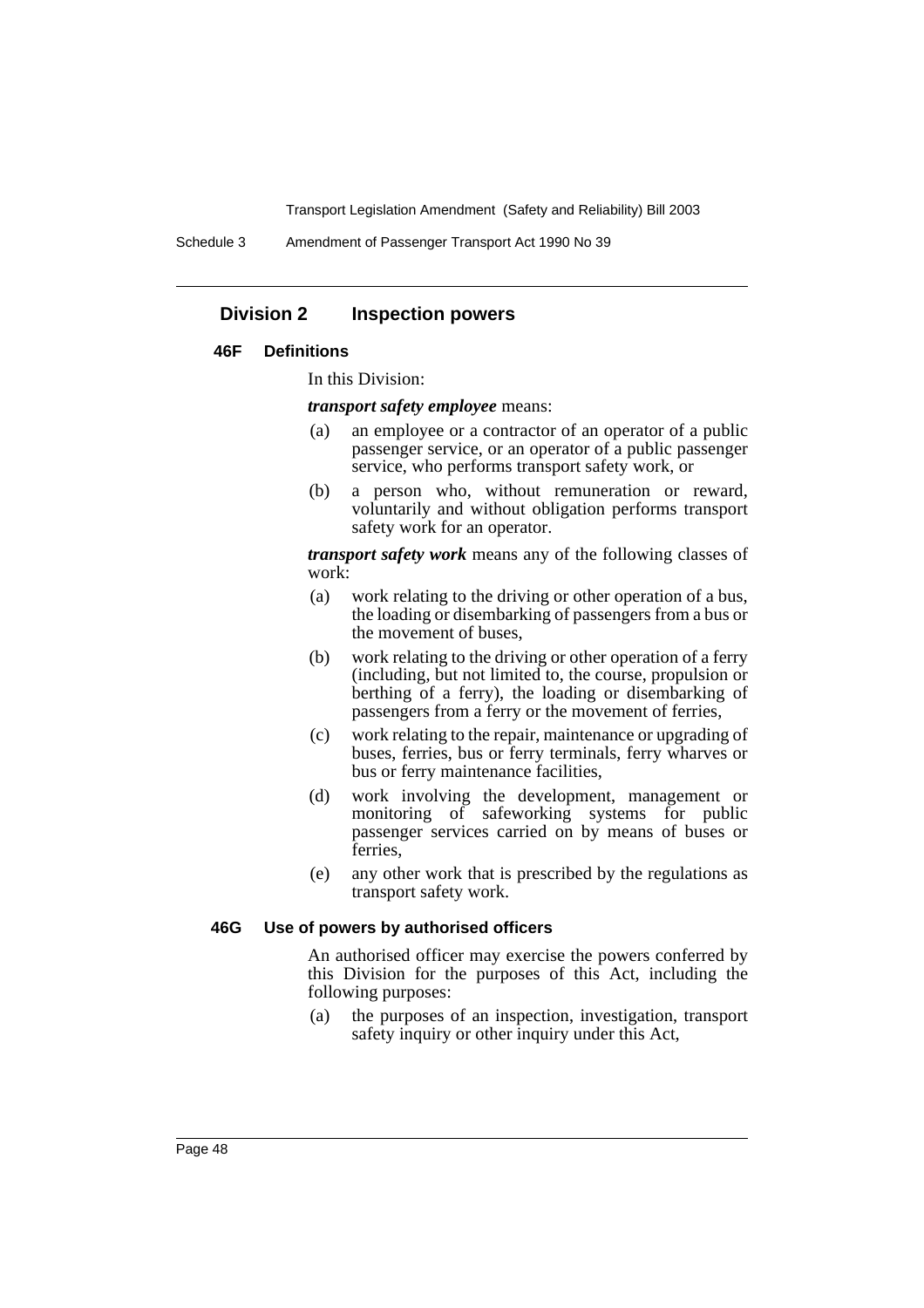## Division 2 Inspection powers

### 46F Definitions

In this Division:

***transport safety employee*** means:

(a) an employee or a contractor of an operator of a public passenger service, or an operator of a public passenger service, who performs transport safety work, or

(b) a person who, without remuneration or reward, voluntarily and without obligation performs transport safety work for an operator.

***transport safety work*** means any of the following classes of work:

(a) work relating to the driving or other operation of a bus, the loading or disembarking of passengers from a bus or the movement of buses,

(b) work relating to the driving or other operation of a ferry (including, but not limited to, the course, propulsion or berthing of a ferry), the loading or disembarking of passengers from a ferry or the movement of ferries,

(c) work relating to the repair, maintenance or upgrading of buses, ferries, bus or ferry terminals, ferry wharves or bus or ferry maintenance facilities,

(d) work involving the development, management or monitoring of safeworking systems for public passenger services carried on by means of buses or ferries,

(e) any other work that is prescribed by the regulations as transport safety work.

### 46G Use of powers by authorised officers

An authorised officer may exercise the powers conferred by this Division for the purposes of this Act, including the following purposes:

(a) the purposes of an inspection, investigation, transport safety inquiry or other inquiry under this Act,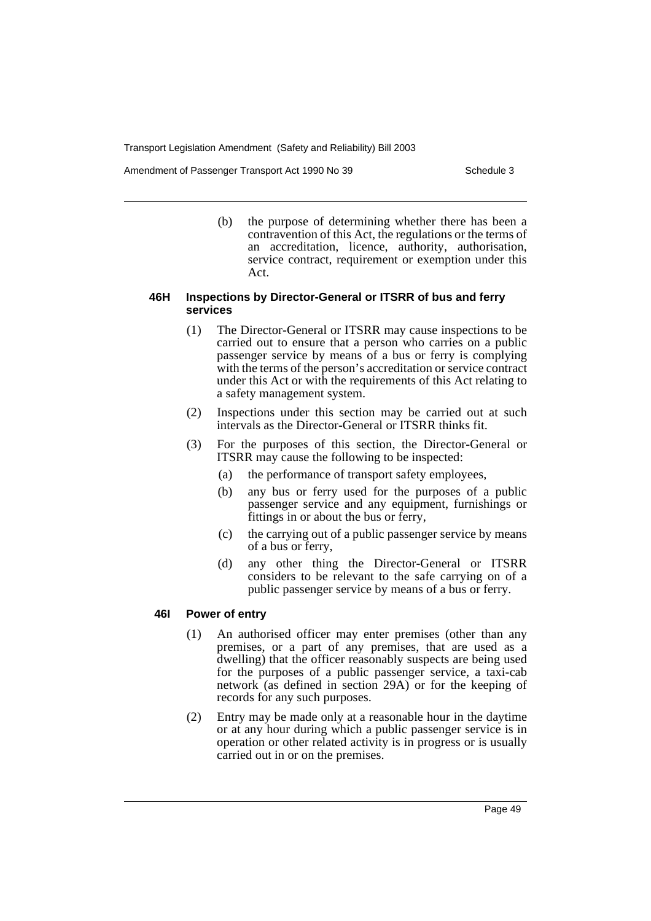(b) the purpose of determining whether there has been a contravention of this Act, the regulations or the terms of an accreditation, licence, authority, authorisation, service contract, requirement or exemption under this Act.

#### 46H Inspections by Director-General or ITSRR of bus and ferry services

(1) The Director-General or ITSRR may cause inspections to be carried out to ensure that a person who carries on a public passenger service by means of a bus or ferry is complying with the terms of the person's accreditation or service contract under this Act or with the requirements of this Act relating to a safety management system.

(2) Inspections under this section may be carried out at such intervals as the Director-General or ITSRR thinks fit.

(3) For the purposes of this section, the Director-General or ITSRR may cause the following to be inspected:

(a) the performance of transport safety employees,

(b) any bus or ferry used for the purposes of a public passenger service and any equipment, furnishings or fittings in or about the bus or ferry,

(c) the carrying out of a public passenger service by means of a bus or ferry,

(d) any other thing the Director-General or ITSRR considers to be relevant to the safe carrying on of a public passenger service by means of a bus or ferry.

#### 46I Power of entry

(1) An authorised officer may enter premises (other than any premises, or a part of any premises, that are used as a dwelling) that the officer reasonably suspects are being used for the purposes of a public passenger service, a taxi-cab network (as defined in section 29A) or for the keeping of records for any such purposes.

(2) Entry may be made only at a reasonable hour in the daytime or at any hour during which a public passenger service is in operation or other related activity is in progress or is usually carried out in or on the premises.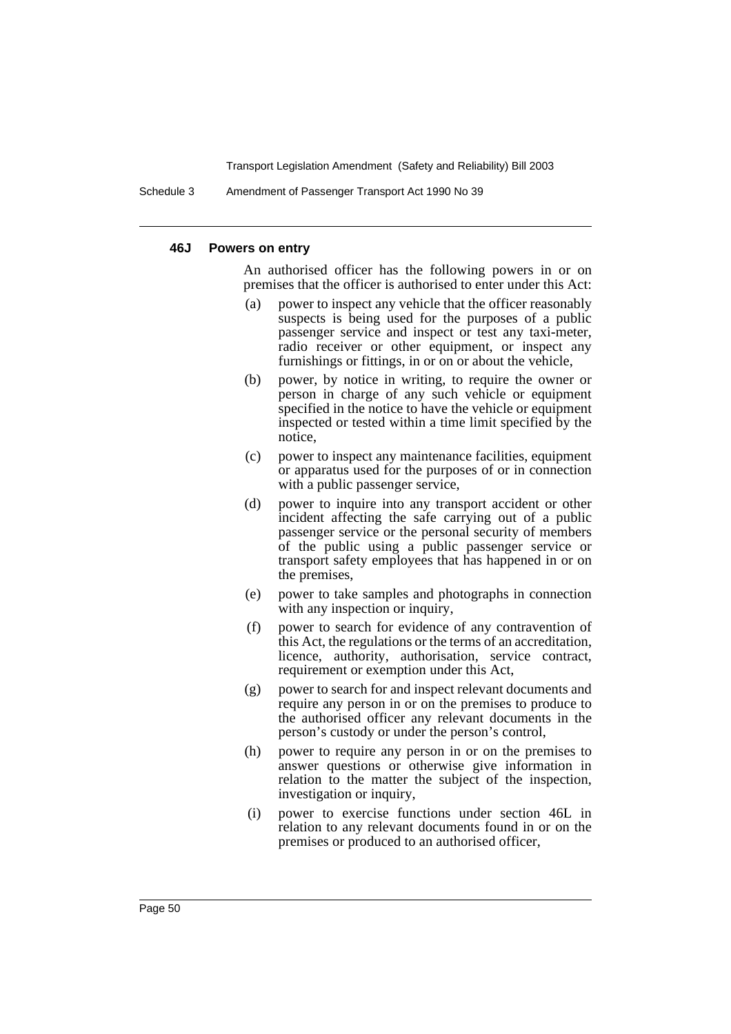#### 46J Powers on entry

An authorised officer has the following powers in or on premises that the officer is authorised to enter under this Act:

(a) power to inspect any vehicle that the officer reasonably suspects is being used for the purposes of a public passenger service and inspect or test any taxi-meter, radio receiver or other equipment, or inspect any furnishings or fittings, in or on or about the vehicle,

(b) power, by notice in writing, to require the owner or person in charge of any such vehicle or equipment specified in the notice to have the vehicle or equipment inspected or tested within a time limit specified by the notice,

(c) power to inspect any maintenance facilities, equipment or apparatus used for the purposes of or in connection with a public passenger service,

(d) power to inquire into any transport accident or other incident affecting the safe carrying out of a public passenger service or the personal security of members of the public using a public passenger service or transport safety employees that has happened in or on the premises,

(e) power to take samples and photographs in connection with any inspection or inquiry,

(f) power to search for evidence of any contravention of this Act, the regulations or the terms of an accreditation, licence, authority, authorisation, service contract, requirement or exemption under this Act,

(g) power to search for and inspect relevant documents and require any person in or on the premises to produce to the authorised officer any relevant documents in the person's custody or under the person's control,

(h) power to require any person in or on the premises to answer questions or otherwise give information in relation to the matter the subject of the inspection, investigation or inquiry,

(i) power to exercise functions under section 46L in relation to any relevant documents found in or on the premises or produced to an authorised officer,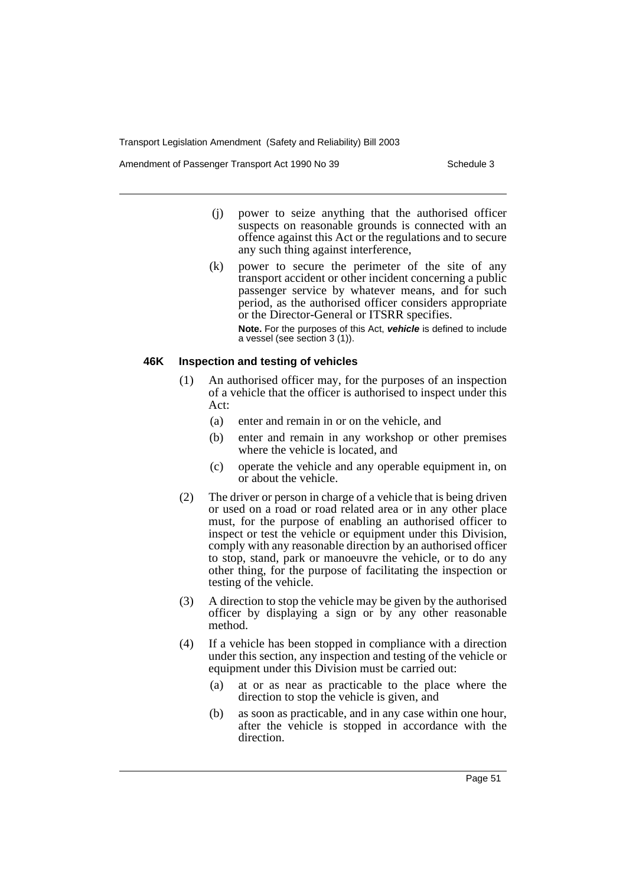(j) power to seize anything that the authorised officer suspects on reasonable grounds is connected with an offence against this Act or the regulations and to secure any such thing against interference,

(k) power to secure the perimeter of the site of any transport accident or other incident concerning a public passenger service by whatever means, and for such period, as the authorised officer considers appropriate or the Director-General or ITSRR specifies.

**Note.** For the purposes of this Act, ***vehicle*** is defined to include a vessel (see section 3 (1)).

#### 46K Inspection and testing of vehicles

(1) An authorised officer may, for the purposes of an inspection of a vehicle that the officer is authorised to inspect under this Act:

(a) enter and remain in or on the vehicle, and

(b) enter and remain in any workshop or other premises where the vehicle is located, and

(c) operate the vehicle and any operable equipment in, on or about the vehicle.

(2) The driver or person in charge of a vehicle that is being driven or used on a road or road related area or in any other place must, for the purpose of enabling an authorised officer to inspect or test the vehicle or equipment under this Division, comply with any reasonable direction by an authorised officer to stop, stand, park or manoeuvre the vehicle, or to do any other thing, for the purpose of facilitating the inspection or testing of the vehicle.

(3) A direction to stop the vehicle may be given by the authorised officer by displaying a sign or by any other reasonable method.

(4) If a vehicle has been stopped in compliance with a direction under this section, any inspection and testing of the vehicle or equipment under this Division must be carried out:

(a) at or as near as practicable to the place where the direction to stop the vehicle is given, and

(b) as soon as practicable, and in any case within one hour, after the vehicle is stopped in accordance with the direction.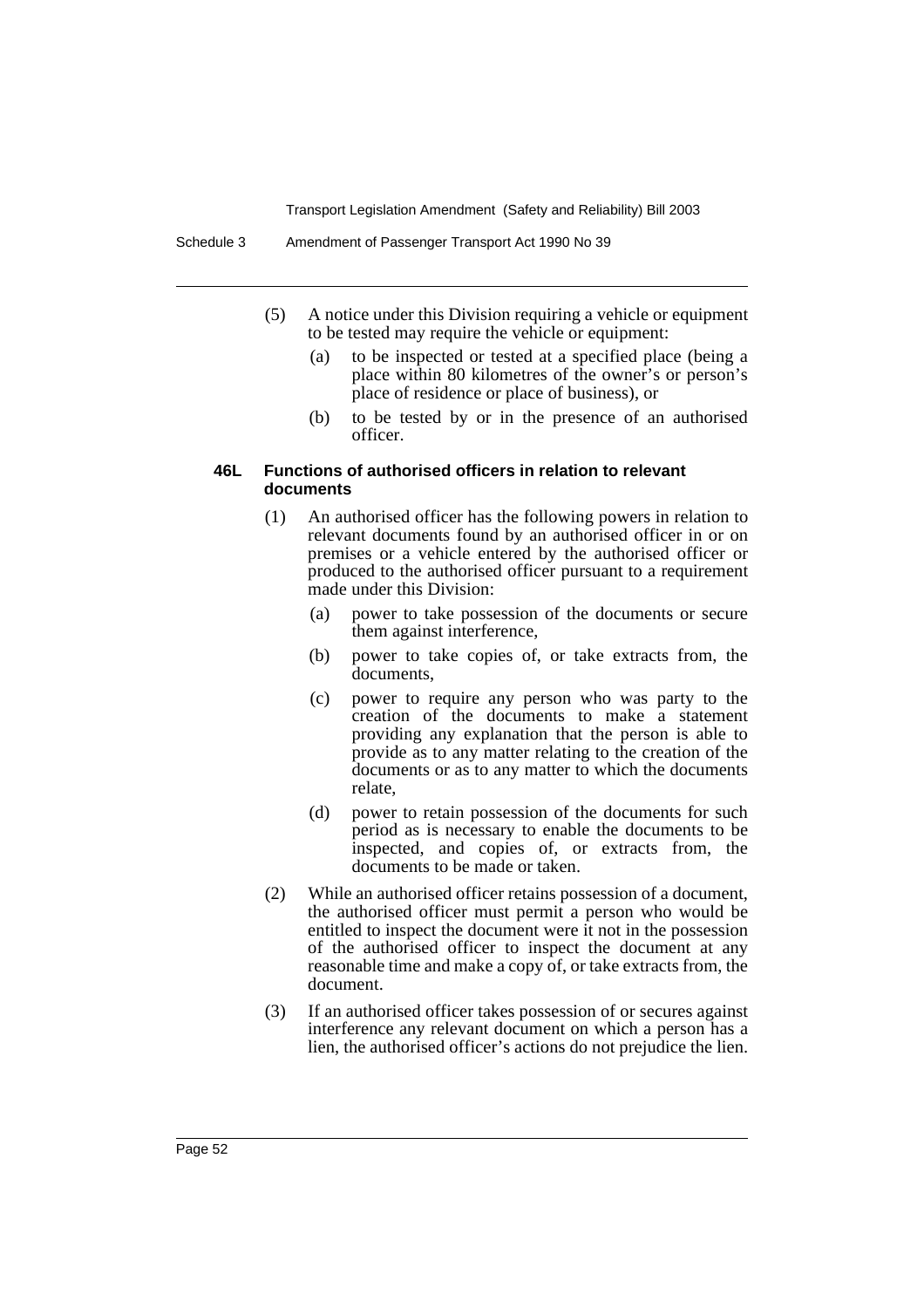(5) A notice under this Division requiring a vehicle or equipment to be tested may require the vehicle or equipment:

  (a) to be inspected or tested at a specified place (being a place within 80 kilometres of the owner's or person's place of residence or place of business), or

  (b) to be tested by or in the presence of an authorised officer.

#### 46L Functions of authorised officers in relation to relevant documents

(1) An authorised officer has the following powers in relation to relevant documents found by an authorised officer in or on premises or a vehicle entered by the authorised officer or produced to the authorised officer pursuant to a requirement made under this Division:

  (a) power to take possession of the documents or secure them against interference,

  (b) power to take copies of, or take extracts from, the documents,

  (c) power to require any person who was party to the creation of the documents to make a statement providing any explanation that the person is able to provide as to any matter relating to the creation of the documents or as to any matter to which the documents relate,

  (d) power to retain possession of the documents for such period as is necessary to enable the documents to be inspected, and copies of, or extracts from, the documents to be made or taken.

(2) While an authorised officer retains possession of a document, the authorised officer must permit a person who would be entitled to inspect the document were it not in the possession of the authorised officer to inspect the document at any reasonable time and make a copy of, or take extracts from, the document.

(3) If an authorised officer takes possession of or secures against interference any relevant document on which a person has a lien, the authorised officer's actions do not prejudice the lien.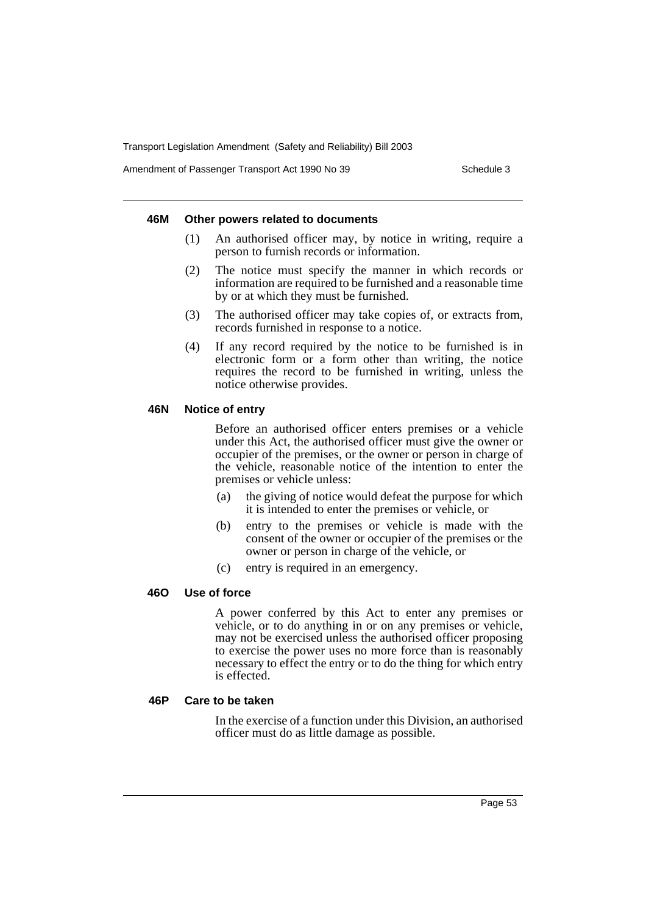#### 46M Other powers related to documents

(1) An authorised officer may, by notice in writing, require a person to furnish records or information.

(2) The notice must specify the manner in which records or information are required to be furnished and a reasonable time by or at which they must be furnished.

(3) The authorised officer may take copies of, or extracts from, records furnished in response to a notice.

(4) If any record required by the notice to be furnished is in electronic form or a form other than writing, the notice requires the record to be furnished in writing, unless the notice otherwise provides.

#### 46N Notice of entry

Before an authorised officer enters premises or a vehicle under this Act, the authorised officer must give the owner or occupier of the premises, or the owner or person in charge of the vehicle, reasonable notice of the intention to enter the premises or vehicle unless:

(a) the giving of notice would defeat the purpose for which it is intended to enter the premises or vehicle, or

(b) entry to the premises or vehicle is made with the consent of the owner or occupier of the premises or the owner or person in charge of the vehicle, or

(c) entry is required in an emergency.

#### 46O Use of force

A power conferred by this Act to enter any premises or vehicle, or to do anything in or on any premises or vehicle, may not be exercised unless the authorised officer proposing to exercise the power uses no more force than is reasonably necessary to effect the entry or to do the thing for which entry is effected.

#### 46P Care to be taken

In the exercise of a function under this Division, an authorised officer must do as little damage as possible.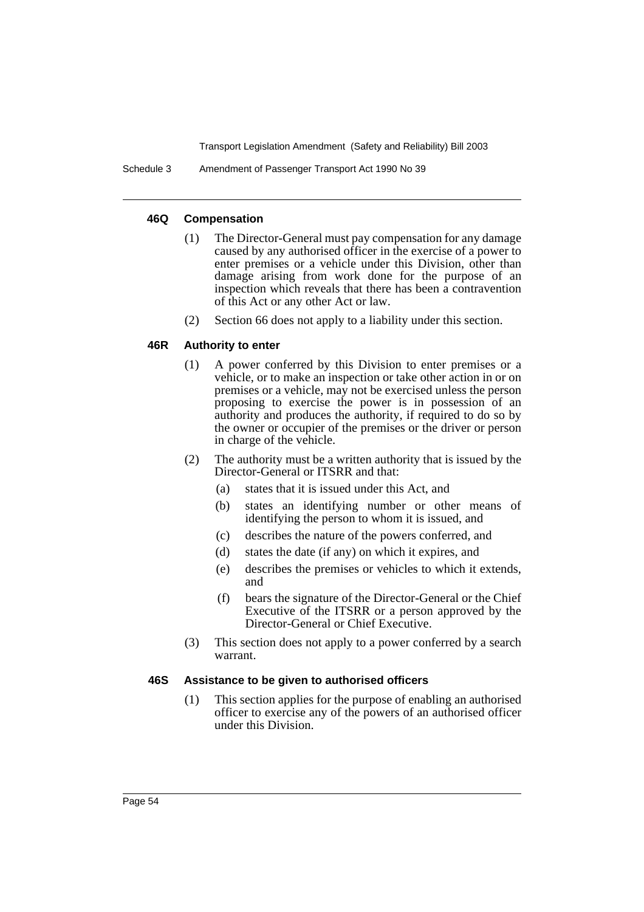#### 46Q Compensation

(1) The Director-General must pay compensation for any damage caused by any authorised officer in the exercise of a power to enter premises or a vehicle under this Division, other than damage arising from work done for the purpose of an inspection which reveals that there has been a contravention of this Act or any other Act or law.

(2) Section 66 does not apply to a liability under this section.

#### 46R Authority to enter

(1) A power conferred by this Division to enter premises or a vehicle, or to make an inspection or take other action in or on premises or a vehicle, may not be exercised unless the person proposing to exercise the power is in possession of an authority and produces the authority, if required to do so by the owner or occupier of the premises or the driver or person in charge of the vehicle.

(2) The authority must be a written authority that is issued by the Director-General or ITSRR and that:

- (a) states that it is issued under this Act, and
- (b) states an identifying number or other means of identifying the person to whom it is issued, and
- (c) describes the nature of the powers conferred, and
- (d) states the date (if any) on which it expires, and
- (e) describes the premises or vehicles to which it extends, and
- (f) bears the signature of the Director-General or the Chief Executive of the ITSRR or a person approved by the Director-General or Chief Executive.

(3) This section does not apply to a power conferred by a search warrant.

#### 46S Assistance to be given to authorised officers

(1) This section applies for the purpose of enabling an authorised officer to exercise any of the powers of an authorised officer under this Division.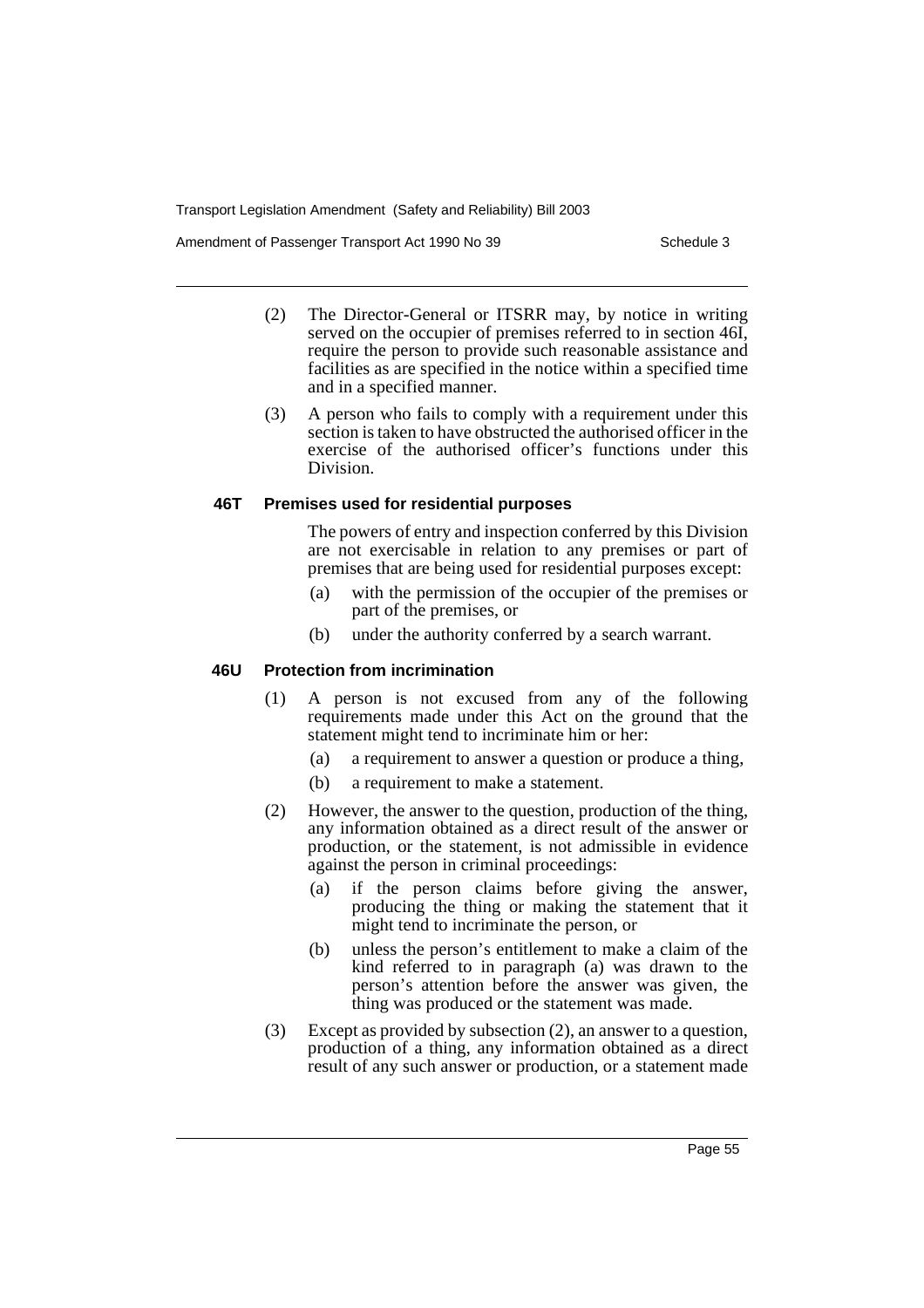(2) The Director-General or ITSRR may, by notice in writing served on the occupier of premises referred to in section 46I, require the person to provide such reasonable assistance and facilities as are specified in the notice within a specified time and in a specified manner.

(3) A person who fails to comply with a requirement under this section is taken to have obstructed the authorised officer in the exercise of the authorised officer's functions under this Division.

### 46T Premises used for residential purposes

The powers of entry and inspection conferred by this Division are not exercisable in relation to any premises or part of premises that are being used for residential purposes except:

(a) with the permission of the occupier of the premises or part of the premises, or

(b) under the authority conferred by a search warrant.

### 46U Protection from incrimination

(1) A person is not excused from any of the following requirements made under this Act on the ground that the statement might tend to incriminate him or her:

(a) a requirement to answer a question or produce a thing,

(b) a requirement to make a statement.

(2) However, the answer to the question, production of the thing, any information obtained as a direct result of the answer or production, or the statement, is not admissible in evidence against the person in criminal proceedings:

(a) if the person claims before giving the answer, producing the thing or making the statement that it might tend to incriminate the person, or

(b) unless the person's entitlement to make a claim of the kind referred to in paragraph (a) was drawn to the person's attention before the answer was given, the thing was produced or the statement was made.

(3) Except as provided by subsection (2), an answer to a question, production of a thing, any information obtained as a direct result of any such answer or production, or a statement made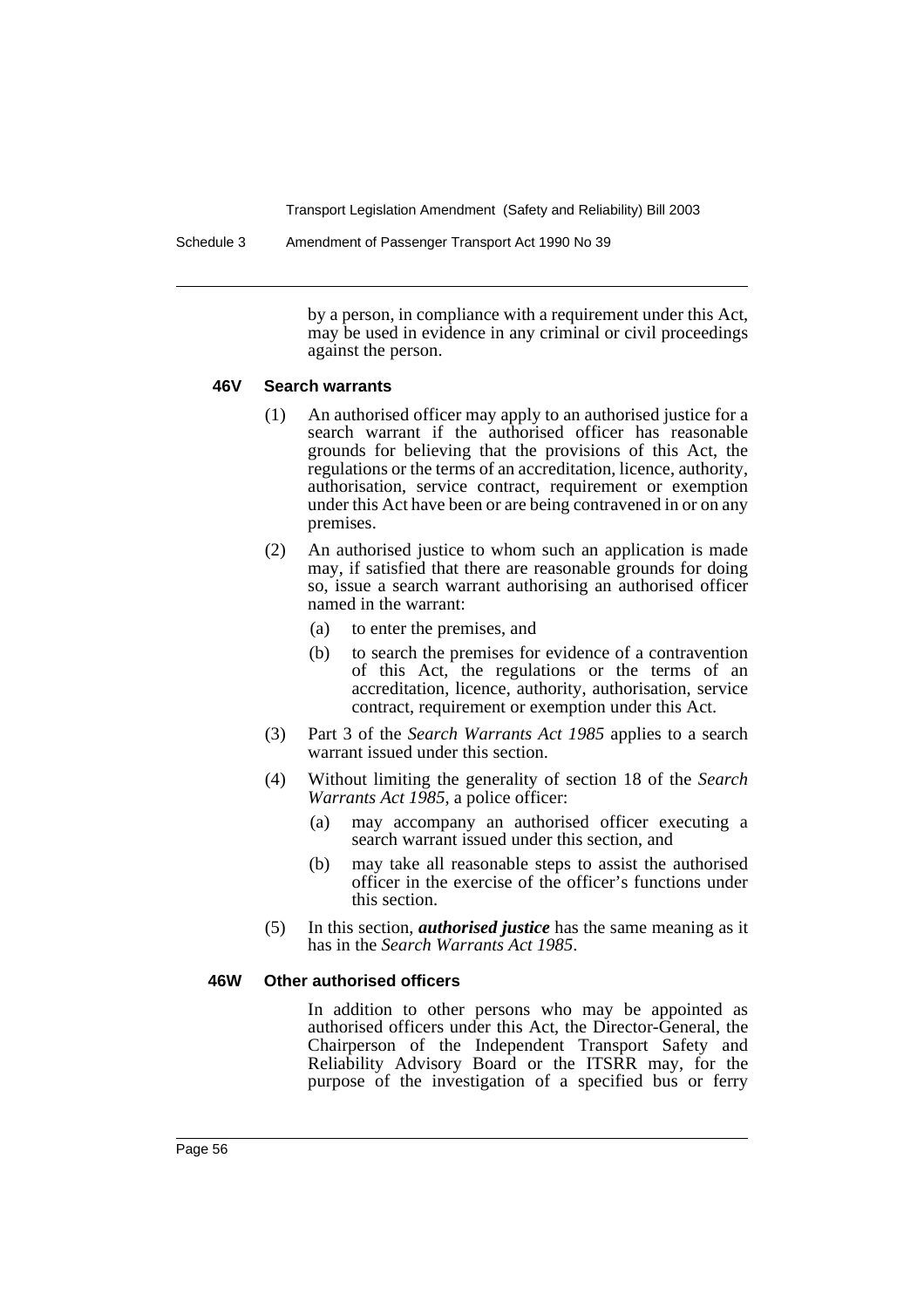by a person, in compliance with a requirement under this Act, may be used in evidence in any criminal or civil proceedings against the person.

#### 46V Search warrants

(1) An authorised officer may apply to an authorised justice for a search warrant if the authorised officer has reasonable grounds for believing that the provisions of this Act, the regulations or the terms of an accreditation, licence, authority, authorisation, service contract, requirement or exemption under this Act have been or are being contravened in or on any premises.

(2) An authorised justice to whom such an application is made may, if satisfied that there are reasonable grounds for doing so, issue a search warrant authorising an authorised officer named in the warrant:

- (a) to enter the premises, and
- (b) to search the premises for evidence of a contravention of this Act, the regulations or the terms of an accreditation, licence, authority, authorisation, service contract, requirement or exemption under this Act.

(3) Part 3 of the *Search Warrants Act 1985* applies to a search warrant issued under this section.

(4) Without limiting the generality of section 18 of the *Search Warrants Act 1985*, a police officer:

- (a) may accompany an authorised officer executing a search warrant issued under this section, and
- (b) may take all reasonable steps to assist the authorised officer in the exercise of the officer's functions under this section.

(5) In this section, ***authorised justice*** has the same meaning as it has in the *Search Warrants Act 1985*.

#### 46W Other authorised officers

In addition to other persons who may be appointed as authorised officers under this Act, the Director-General, the Chairperson of the Independent Transport Safety and Reliability Advisory Board or the ITSRR may, for the purpose of the investigation of a specified bus or ferry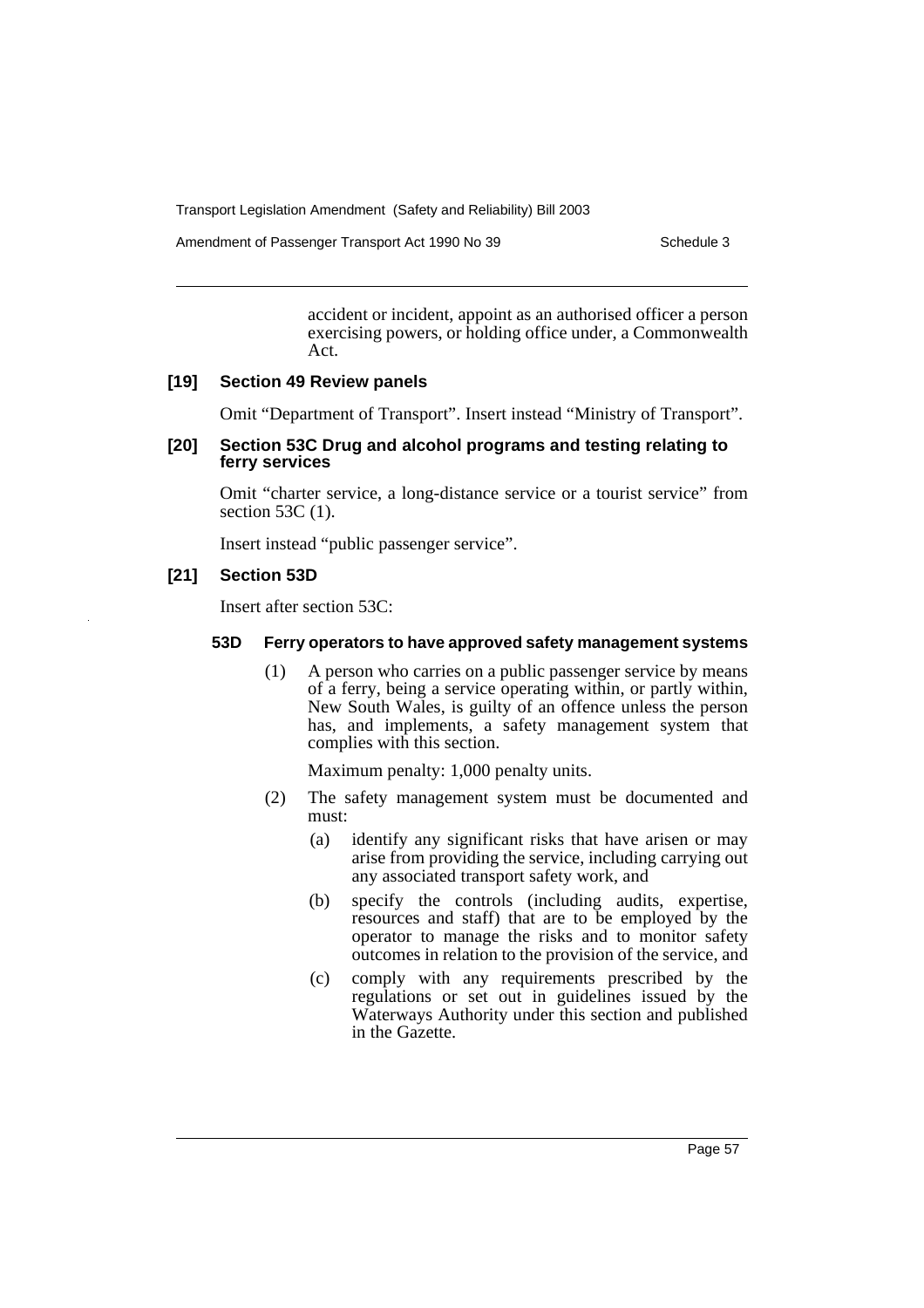accident or incident, appoint as an authorised officer a person exercising powers, or holding office under, a Commonwealth Act.

### [19] Section 49 Review panels

Omit "Department of Transport". Insert instead "Ministry of Transport".

### [20] Section 53C Drug and alcohol programs and testing relating to ferry services

Omit "charter service, a long-distance service or a tourist service" from section 53C (1).

Insert instead "public passenger service".

### [21] Section 53D

Insert after section 53C:

#### 53D Ferry operators to have approved safety management systems

(1) A person who carries on a public passenger service by means of a ferry, being a service operating within, or partly within, New South Wales, is guilty of an offence unless the person has, and implements, a safety management system that complies with this section.

Maximum penalty: 1,000 penalty units.

(2) The safety management system must be documented and must:

(a) identify any significant risks that have arisen or may arise from providing the service, including carrying out any associated transport safety work, and

(b) specify the controls (including audits, expertise, resources and staff) that are to be employed by the operator to manage the risks and to monitor safety outcomes in relation to the provision of the service, and

(c) comply with any requirements prescribed by the regulations or set out in guidelines issued by the Waterways Authority under this section and published in the Gazette.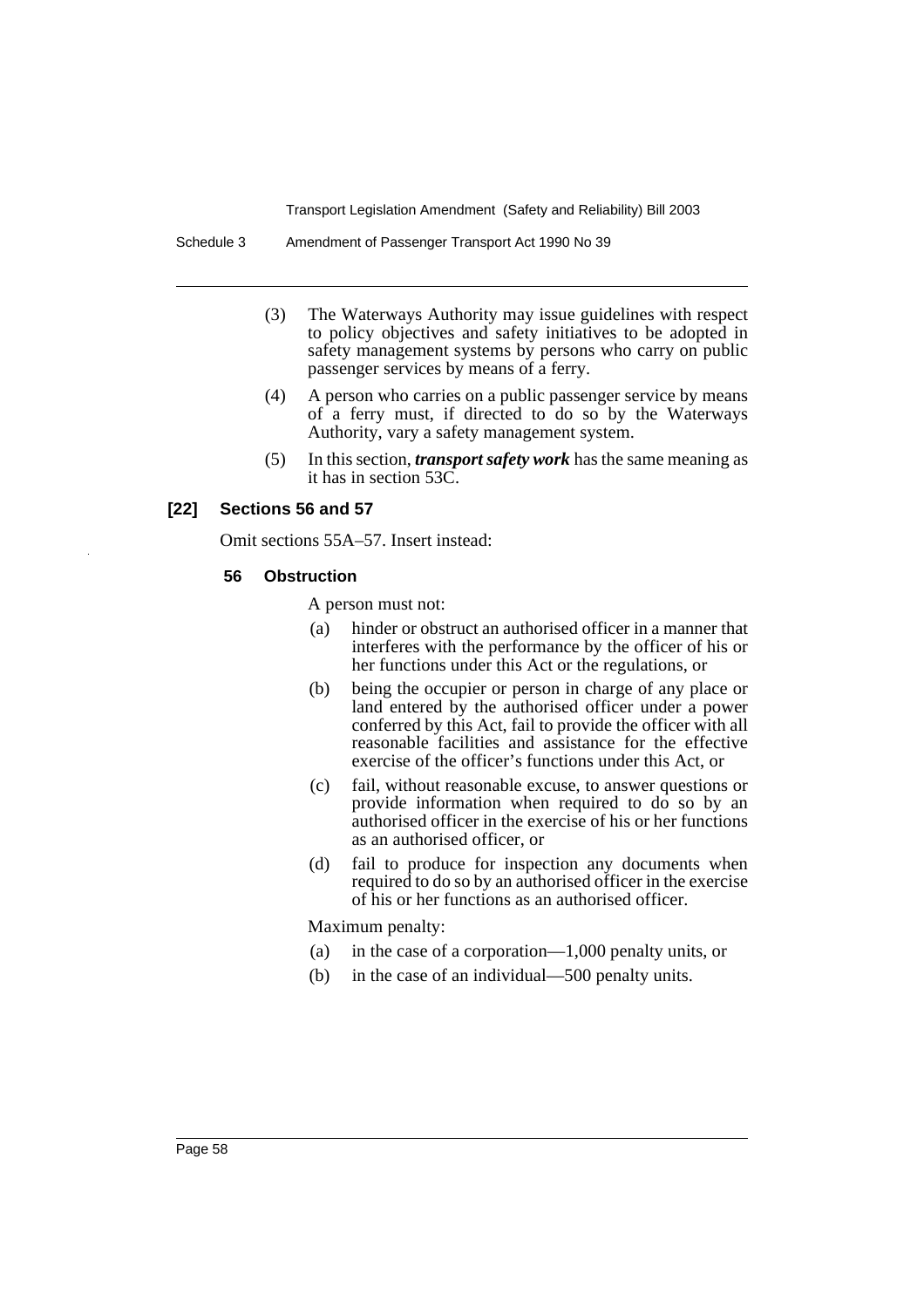(3) The Waterways Authority may issue guidelines with respect to policy objectives and safety initiatives to be adopted in safety management systems by persons who carry on public passenger services by means of a ferry.

(4) A person who carries on a public passenger service by means of a ferry must, if directed to do so by the Waterways Authority, vary a safety management system.

(5) In this section, ***transport safety work*** has the same meaning as it has in section 53C.

### [22] Sections 56 and 57

Omit sections 55A–57. Insert instead:

#### 56 Obstruction

A person must not:

(a) hinder or obstruct an authorised officer in a manner that interferes with the performance by the officer of his or her functions under this Act or the regulations, or

(b) being the occupier or person in charge of any place or land entered by the authorised officer under a power conferred by this Act, fail to provide the officer with all reasonable facilities and assistance for the effective exercise of the officer's functions under this Act, or

(c) fail, without reasonable excuse, to answer questions or provide information when required to do so by an authorised officer in the exercise of his or her functions as an authorised officer, or

(d) fail to produce for inspection any documents when required to do so by an authorised officer in the exercise of his or her functions as an authorised officer.

Maximum penalty:

(a) in the case of a corporation—1,000 penalty units, or

(b) in the case of an individual—500 penalty units.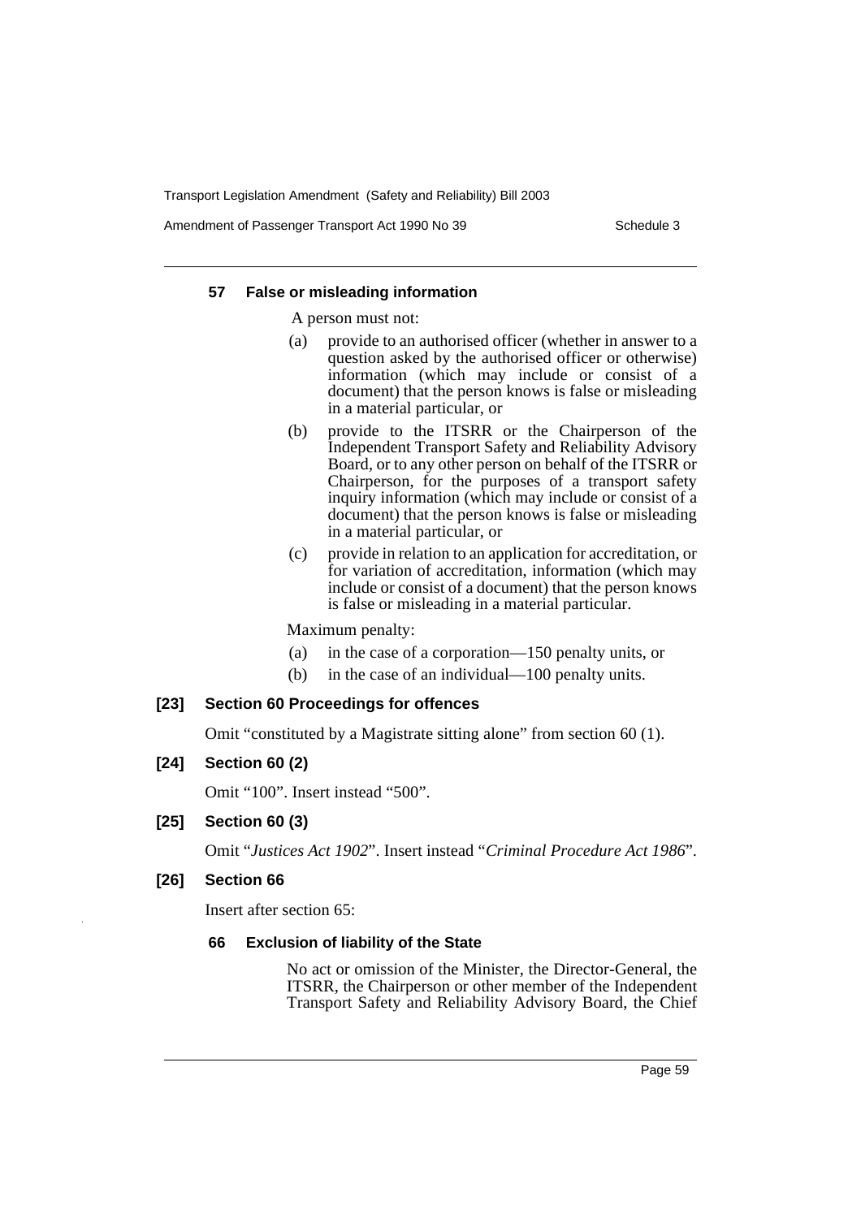#### 57 False or misleading information

A person must not:

(a) provide to an authorised officer (whether in answer to a question asked by the authorised officer or otherwise) information (which may include or consist of a document) that the person knows is false or misleading in a material particular, or

(b) provide to the ITSRR or the Chairperson of the Independent Transport Safety and Reliability Advisory Board, or to any other person on behalf of the ITSRR or Chairperson, for the purposes of a transport safety inquiry information (which may include or consist of a document) that the person knows is false or misleading in a material particular, or

(c) provide in relation to an application for accreditation, or for variation of accreditation, information (which may include or consist of a document) that the person knows is false or misleading in a material particular.

Maximum penalty:

(a) in the case of a corporation—150 penalty units, or

(b) in the case of an individual—100 penalty units.

### [23] Section 60 Proceedings for offences

Omit "constituted by a Magistrate sitting alone" from section 60 (1).

### [24] Section 60 (2)

Omit "100". Insert instead "500".

### [25] Section 60 (3)

Omit "*Justices Act 1902*". Insert instead "*Criminal Procedure Act 1986*".

### [26] Section 66

Insert after section 65:

#### 66 Exclusion of liability of the State

No act or omission of the Minister, the Director-General, the ITSRR, the Chairperson or other member of the Independent Transport Safety and Reliability Advisory Board, the Chief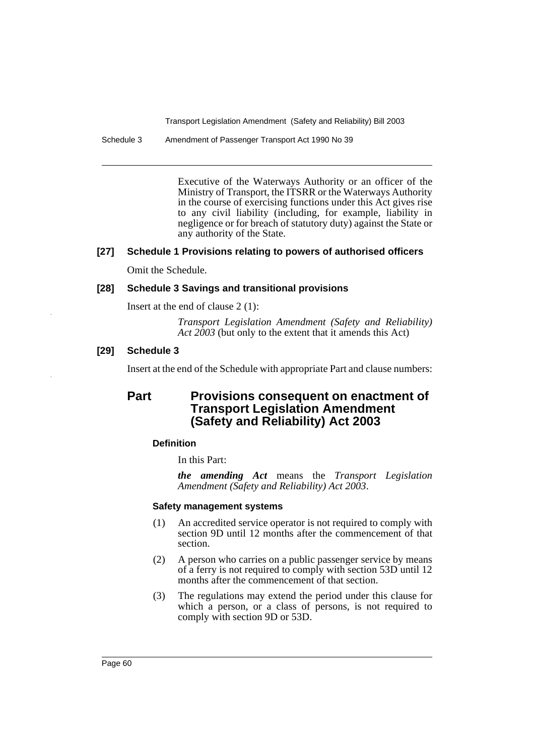Executive of the Waterways Authority or an officer of the Ministry of Transport, the ITSRR or the Waterways Authority in the course of exercising functions under this Act gives rise to any civil liability (including, for example, liability in negligence or for breach of statutory duty) against the State or any authority of the State.

### [27] Schedule 1 Provisions relating to powers of authorised officers

Omit the Schedule.

### [28] Schedule 3 Savings and transitional provisions

Insert at the end of clause 2 (1):

> *Transport Legislation Amendment (Safety and Reliability) Act 2003* (but only to the extent that it amends this Act)

### [29] Schedule 3

Insert at the end of the Schedule with appropriate Part and clause numbers:

## Part Provisions consequent on enactment of Transport Legislation Amendment (Safety and Reliability) Act 2003

#### Definition

In this Part:

***the amending Act*** means the *Transport Legislation Amendment (Safety and Reliability) Act 2003*.

#### Safety management systems

(1) An accredited service operator is not required to comply with section 9D until 12 months after the commencement of that section.

(2) A person who carries on a public passenger service by means of a ferry is not required to comply with section 53D until 12 months after the commencement of that section.

(3) The regulations may extend the period under this clause for which a person, or a class of persons, is not required to comply with section 9D or 53D.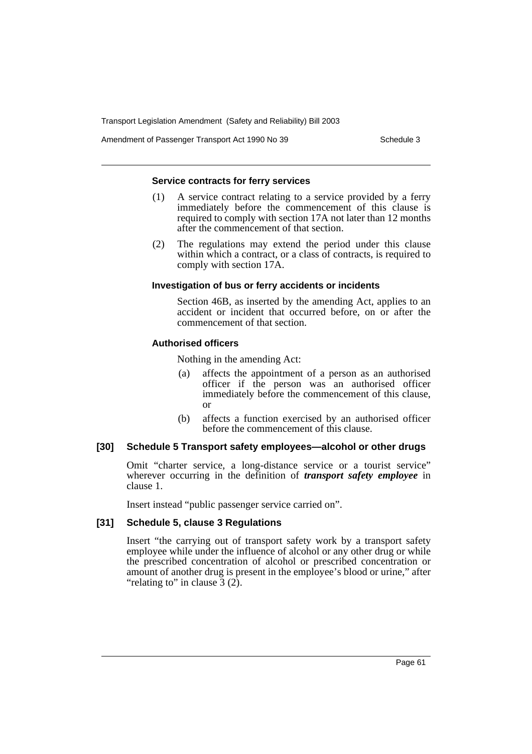#### Service contracts for ferry services

(1) A service contract relating to a service provided by a ferry immediately before the commencement of this clause is required to comply with section 17A not later than 12 months after the commencement of that section.

(2) The regulations may extend the period under this clause within which a contract, or a class of contracts, is required to comply with section 17A.

#### Investigation of bus or ferry accidents or incidents

Section 46B, as inserted by the amending Act, applies to an accident or incident that occurred before, on or after the commencement of that section.

#### Authorised officers

Nothing in the amending Act:

(a) affects the appointment of a person as an authorised officer if the person was an authorised officer immediately before the commencement of this clause, or

(b) affects a function exercised by an authorised officer before the commencement of this clause.

### [30] Schedule 5 Transport safety employees—alcohol or other drugs

Omit "charter service, a long-distance service or a tourist service" wherever occurring in the definition of ***transport safety employee*** in clause 1.

Insert instead "public passenger service carried on".

### [31] Schedule 5, clause 3 Regulations

Insert "the carrying out of transport safety work by a transport safety employee while under the influence of alcohol or any other drug or while the prescribed concentration of alcohol or prescribed concentration or amount of another drug is present in the employee's blood or urine," after "relating to" in clause 3 (2).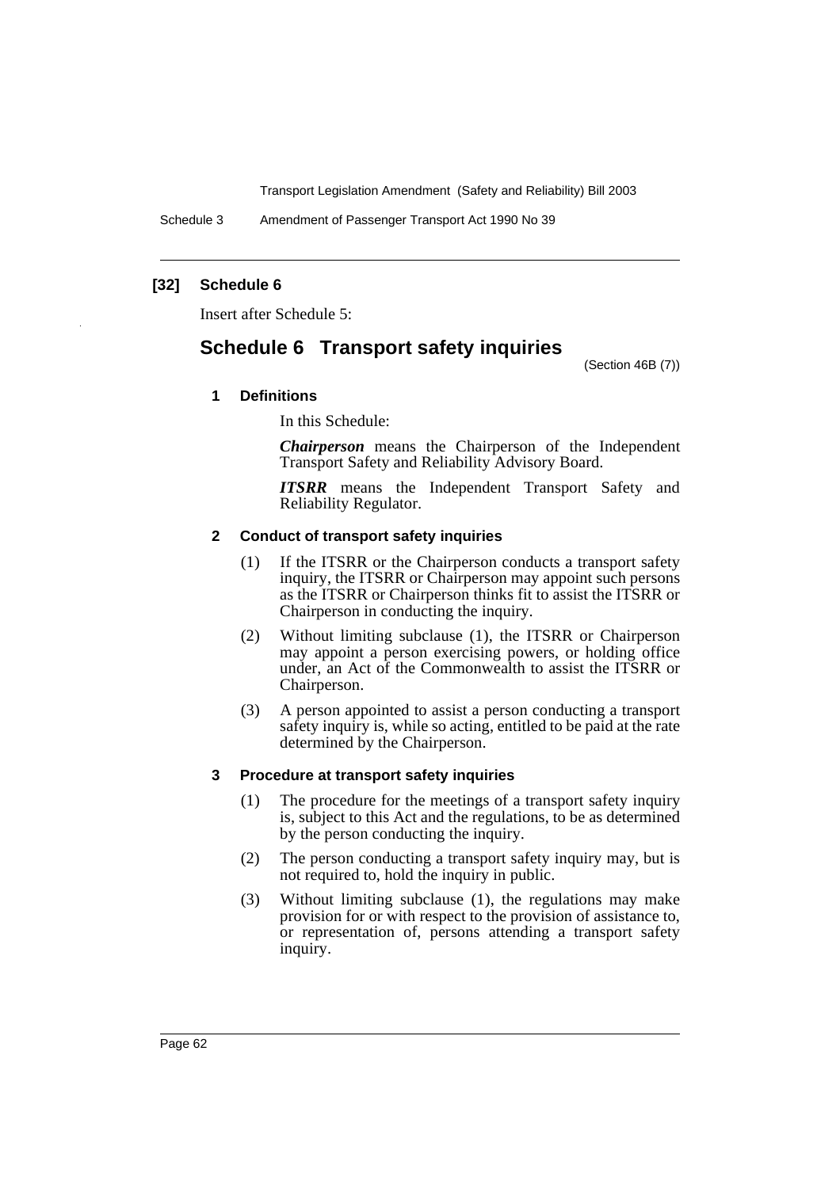**[32] Schedule 6**

Insert after Schedule 5:

## Schedule 6 Transport safety inquiries

(Section 46B (7))

### 1 Definitions

In this Schedule:

***Chairperson*** means the Chairperson of the Independent Transport Safety and Reliability Advisory Board.

***ITSRR*** means the Independent Transport Safety and Reliability Regulator.

### 2 Conduct of transport safety inquiries

(1) If the ITSRR or the Chairperson conducts a transport safety inquiry, the ITSRR or Chairperson may appoint such persons as the ITSRR or Chairperson thinks fit to assist the ITSRR or Chairperson in conducting the inquiry.

(2) Without limiting subclause (1), the ITSRR or Chairperson may appoint a person exercising powers, or holding office under, an Act of the Commonwealth to assist the ITSRR or Chairperson.

(3) A person appointed to assist a person conducting a transport safety inquiry is, while so acting, entitled to be paid at the rate determined by the Chairperson.

### 3 Procedure at transport safety inquiries

(1) The procedure for the meetings of a transport safety inquiry is, subject to this Act and the regulations, to be as determined by the person conducting the inquiry.

(2) The person conducting a transport safety inquiry may, but is not required to, hold the inquiry in public.

(3) Without limiting subclause (1), the regulations may make provision for or with respect to the provision of assistance to, or representation of, persons attending a transport safety inquiry.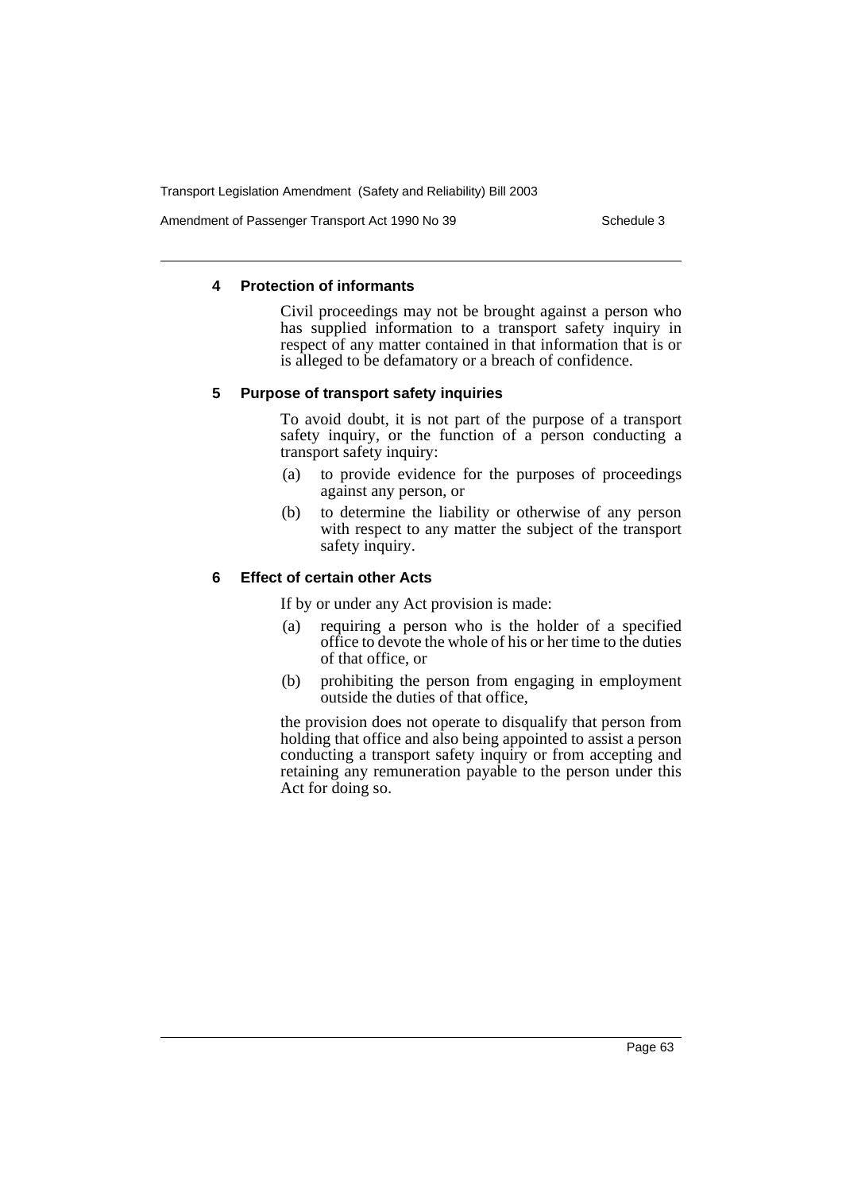### 4 Protection of informants

Civil proceedings may not be brought against a person who has supplied information to a transport safety inquiry in respect of any matter contained in that information that is or is alleged to be defamatory or a breach of confidence.

### 5 Purpose of transport safety inquiries

To avoid doubt, it is not part of the purpose of a transport safety inquiry, or the function of a person conducting a transport safety inquiry:

(a) to provide evidence for the purposes of proceedings against any person, or

(b) to determine the liability or otherwise of any person with respect to any matter the subject of the transport safety inquiry.

### 6 Effect of certain other Acts

If by or under any Act provision is made:

(a) requiring a person who is the holder of a specified office to devote the whole of his or her time to the duties of that office, or

(b) prohibiting the person from engaging in employment outside the duties of that office,

the provision does not operate to disqualify that person from holding that office and also being appointed to assist a person conducting a transport safety inquiry or from accepting and retaining any remuneration payable to the person under this Act for doing so.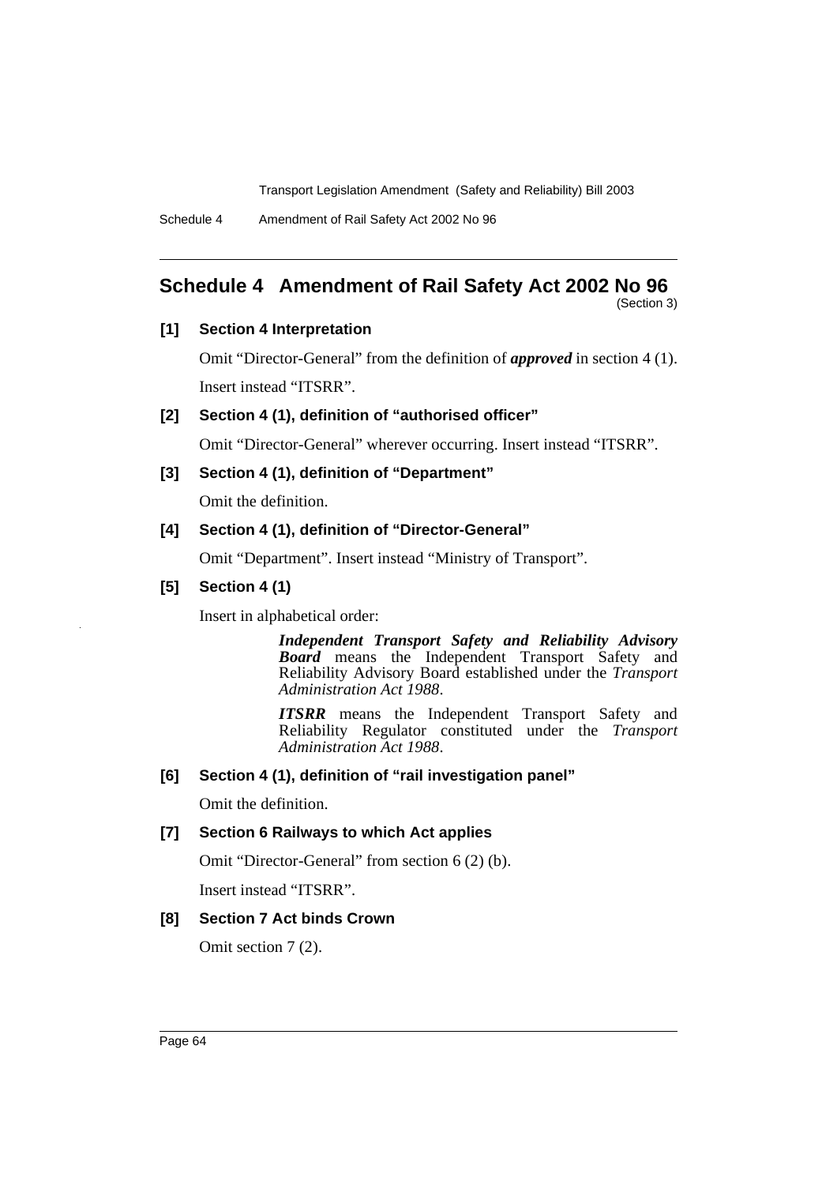## Schedule 4 Amendment of Rail Safety Act 2002 No 96

(Section 3)

**[1] Section 4 Interpretation**

Omit "Director-General" from the definition of ***approved*** in section 4 (1).

Insert instead "ITSRR".

**[2] Section 4 (1), definition of "authorised officer"**

Omit "Director-General" wherever occurring. Insert instead "ITSRR".

**[3] Section 4 (1), definition of "Department"**

Omit the definition.

**[4] Section 4 (1), definition of "Director-General"**

Omit "Department". Insert instead "Ministry of Transport".

**[5] Section 4 (1)**

Insert in alphabetical order:

> ***Independent Transport Safety and Reliability Advisory Board*** means the Independent Transport Safety and Reliability Advisory Board established under the *Transport Administration Act 1988*.
>
> ***ITSRR*** means the Independent Transport Safety and Reliability Regulator constituted under the *Transport Administration Act 1988*.

**[6] Section 4 (1), definition of "rail investigation panel"**

Omit the definition.

**[7] Section 6 Railways to which Act applies**

Omit "Director-General" from section 6 (2) (b).

Insert instead "ITSRR".

**[8] Section 7 Act binds Crown**

Omit section 7 (2).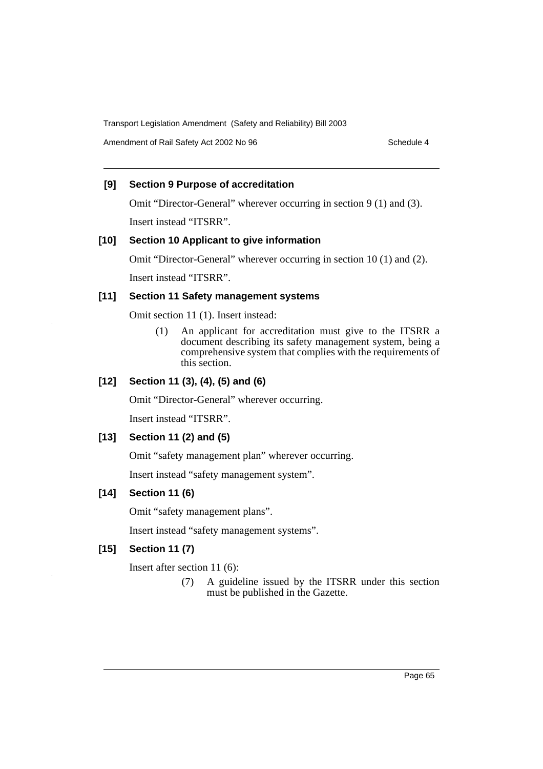**[9] Section 9 Purpose of accreditation**

Omit "Director-General" wherever occurring in section 9 (1) and (3).

Insert instead "ITSRR".

**[10] Section 10 Applicant to give information**

Omit "Director-General" wherever occurring in section 10 (1) and (2).

Insert instead "ITSRR".

**[11] Section 11 Safety management systems**

Omit section 11 (1). Insert instead:

> (1) An applicant for accreditation must give to the ITSRR a document describing its safety management system, being a comprehensive system that complies with the requirements of this section.

**[12] Section 11 (3), (4), (5) and (6)**

Omit "Director-General" wherever occurring.

Insert instead "ITSRR".

**[13] Section 11 (2) and (5)**

Omit "safety management plan" wherever occurring.

Insert instead "safety management system".

**[14] Section 11 (6)**

Omit "safety management plans".

Insert instead "safety management systems".

**[15] Section 11 (7)**

Insert after section 11 (6):

> (7) A guideline issued by the ITSRR under this section must be published in the Gazette.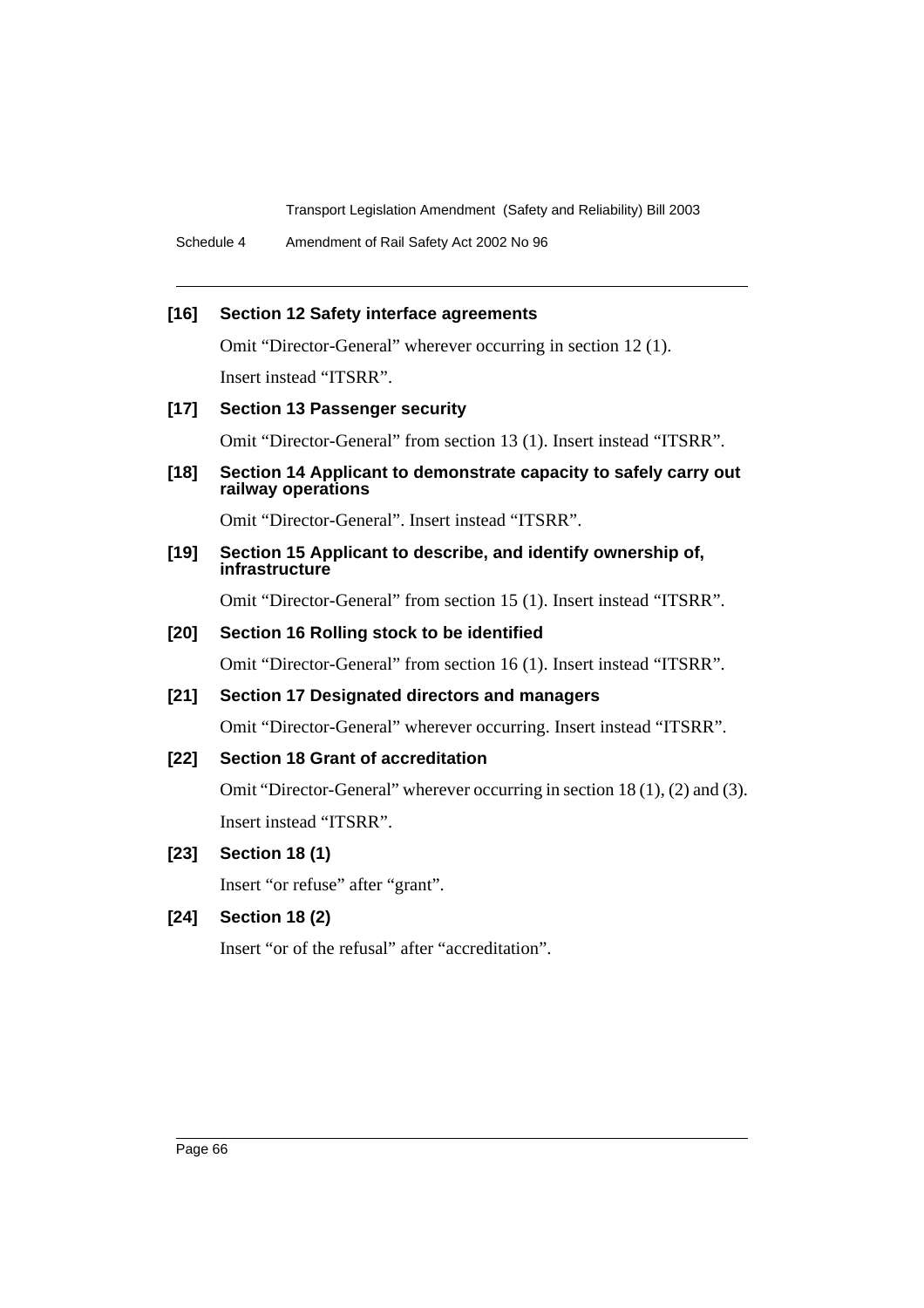### [16] Section 12 Safety interface agreements

Omit "Director-General" wherever occurring in section 12 (1).

Insert instead "ITSRR".

### [17] Section 13 Passenger security

Omit "Director-General" from section 13 (1). Insert instead "ITSRR".

### [18] Section 14 Applicant to demonstrate capacity to safely carry out railway operations

Omit "Director-General". Insert instead "ITSRR".

### [19] Section 15 Applicant to describe, and identify ownership of, infrastructure

Omit "Director-General" from section 15 (1). Insert instead "ITSRR".

### [20] Section 16 Rolling stock to be identified

Omit "Director-General" from section 16 (1). Insert instead "ITSRR".

### [21] Section 17 Designated directors and managers

Omit "Director-General" wherever occurring. Insert instead "ITSRR".

### [22] Section 18 Grant of accreditation

Omit "Director-General" wherever occurring in section 18 (1), (2) and (3).

Insert instead "ITSRR".

### [23] Section 18 (1)

Insert "or refuse" after "grant".

### [24] Section 18 (2)

Insert "or of the refusal" after "accreditation".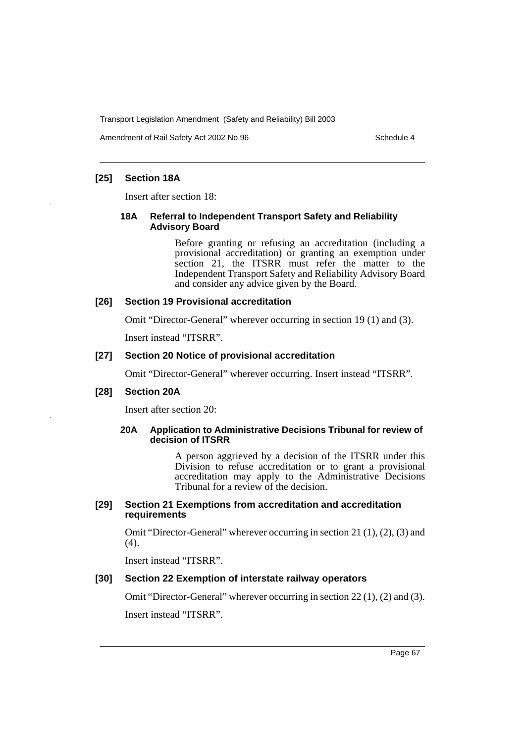### [25] Section 18A

Insert after section 18:

#### 18A Referral to Independent Transport Safety and Reliability Advisory Board

Before granting or refusing an accreditation (including a provisional accreditation) or granting an exemption under section 21, the ITSRR must refer the matter to the Independent Transport Safety and Reliability Advisory Board and consider any advice given by the Board.

### [26] Section 19 Provisional accreditation

Omit "Director-General" wherever occurring in section 19 (1) and (3).

Insert instead "ITSRR".

### [27] Section 20 Notice of provisional accreditation

Omit "Director-General" wherever occurring. Insert instead "ITSRR".

### [28] Section 20A

Insert after section 20:

#### 20A Application to Administrative Decisions Tribunal for review of decision of ITSRR

A person aggrieved by a decision of the ITSRR under this Division to refuse accreditation or to grant a provisional accreditation may apply to the Administrative Decisions Tribunal for a review of the decision.

### [29] Section 21 Exemptions from accreditation and accreditation requirements

Omit "Director-General" wherever occurring in section 21 (1), (2), (3) and (4).

Insert instead "ITSRR".

### [30] Section 22 Exemption of interstate railway operators

Omit "Director-General" wherever occurring in section 22 (1), (2) and (3).

Insert instead "ITSRR".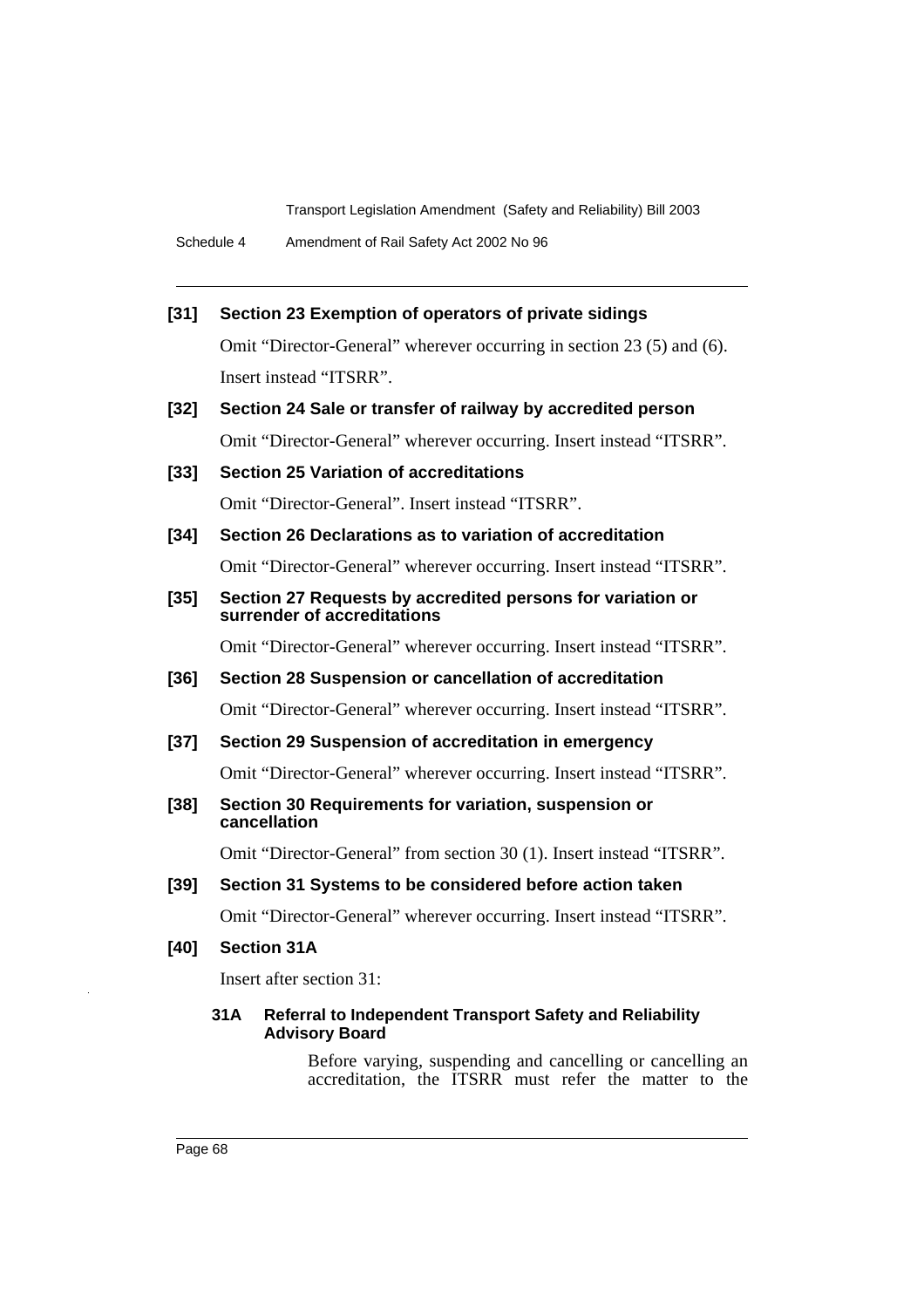**[31] Section 23 Exemption of operators of private sidings**

Omit "Director-General" wherever occurring in section 23 (5) and (6). Insert instead "ITSRR".

**[32] Section 24 Sale or transfer of railway by accredited person**

Omit "Director-General" wherever occurring. Insert instead "ITSRR".

**[33] Section 25 Variation of accreditations**

Omit "Director-General". Insert instead "ITSRR".

**[34] Section 26 Declarations as to variation of accreditation**

Omit "Director-General" wherever occurring. Insert instead "ITSRR".

**[35] Section 27 Requests by accredited persons for variation or surrender of accreditations**

Omit "Director-General" wherever occurring. Insert instead "ITSRR".

**[36] Section 28 Suspension or cancellation of accreditation**

Omit "Director-General" wherever occurring. Insert instead "ITSRR".

**[37] Section 29 Suspension of accreditation in emergency**

Omit "Director-General" wherever occurring. Insert instead "ITSRR".

**[38] Section 30 Requirements for variation, suspension or cancellation**

Omit "Director-General" from section 30 (1). Insert instead "ITSRR".

**[39] Section 31 Systems to be considered before action taken**

Omit "Director-General" wherever occurring. Insert instead "ITSRR".

**[40] Section 31A**

Insert after section 31:

**31A Referral to Independent Transport Safety and Reliability Advisory Board**

Before varying, suspending and cancelling or cancelling an accreditation, the ITSRR must refer the matter to the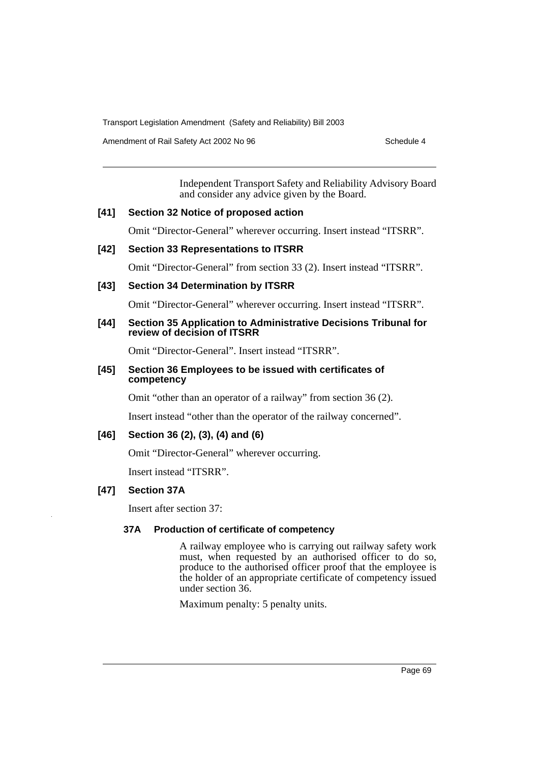Independent Transport Safety and Reliability Advisory Board and consider any advice given by the Board.

**[41] Section 32 Notice of proposed action**

Omit "Director-General" wherever occurring. Insert instead "ITSRR".

**[42] Section 33 Representations to ITSRR**

Omit "Director-General" from section 33 (2). Insert instead "ITSRR".

**[43] Section 34 Determination by ITSRR**

Omit "Director-General" wherever occurring. Insert instead "ITSRR".

**[44] Section 35 Application to Administrative Decisions Tribunal for review of decision of ITSRR**

Omit "Director-General". Insert instead "ITSRR".

**[45] Section 36 Employees to be issued with certificates of competency**

Omit "other than an operator of a railway" from section 36 (2).

Insert instead "other than the operator of the railway concerned".

**[46] Section 36 (2), (3), (4) and (6)**

Omit "Director-General" wherever occurring.

Insert instead "ITSRR".

**[47] Section 37A**

Insert after section 37:

**37A Production of certificate of competency**

A railway employee who is carrying out railway safety work must, when requested by an authorised officer to do so, produce to the authorised officer proof that the employee is the holder of an appropriate certificate of competency issued under section 36.

Maximum penalty: 5 penalty units.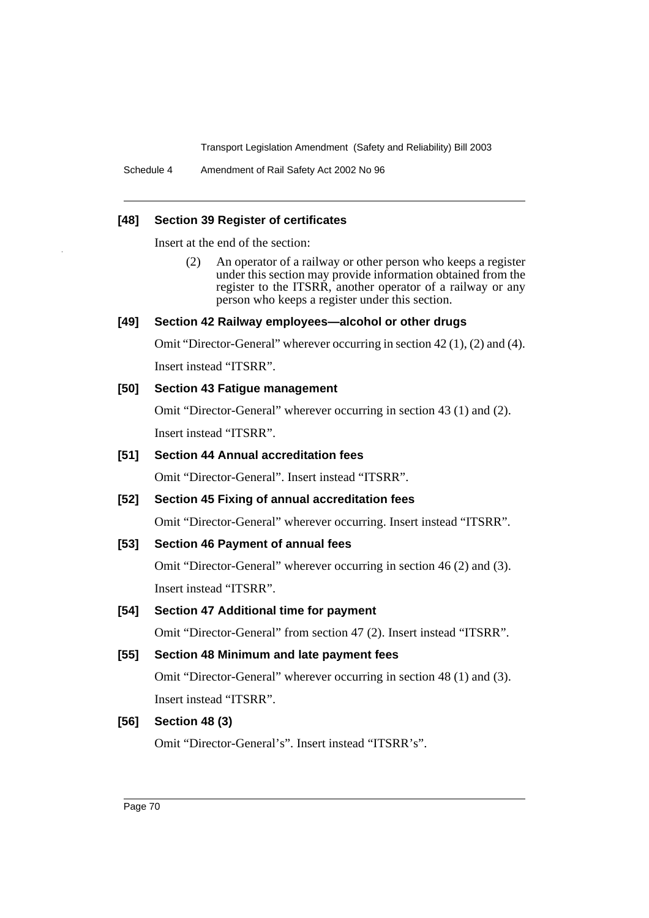### [48] Section 39 Register of certificates

Insert at the end of the section:

> (2) An operator of a railway or other person who keeps a register under this section may provide information obtained from the register to the ITSRR, another operator of a railway or any person who keeps a register under this section.

### [49] Section 42 Railway employees—alcohol or other drugs

Omit "Director-General" wherever occurring in section 42 (1), (2) and (4).

Insert instead "ITSRR".

### [50] Section 43 Fatigue management

Omit "Director-General" wherever occurring in section 43 (1) and (2).

Insert instead "ITSRR".

### [51] Section 44 Annual accreditation fees

Omit "Director-General". Insert instead "ITSRR".

### [52] Section 45 Fixing of annual accreditation fees

Omit "Director-General" wherever occurring. Insert instead "ITSRR".

### [53] Section 46 Payment of annual fees

Omit "Director-General" wherever occurring in section 46 (2) and (3).

Insert instead "ITSRR".

### [54] Section 47 Additional time for payment

Omit "Director-General" from section 47 (2). Insert instead "ITSRR".

### [55] Section 48 Minimum and late payment fees

Omit "Director-General" wherever occurring in section 48 (1) and (3).

Insert instead "ITSRR".

### [56] Section 48 (3)

Omit "Director-General's". Insert instead "ITSRR's".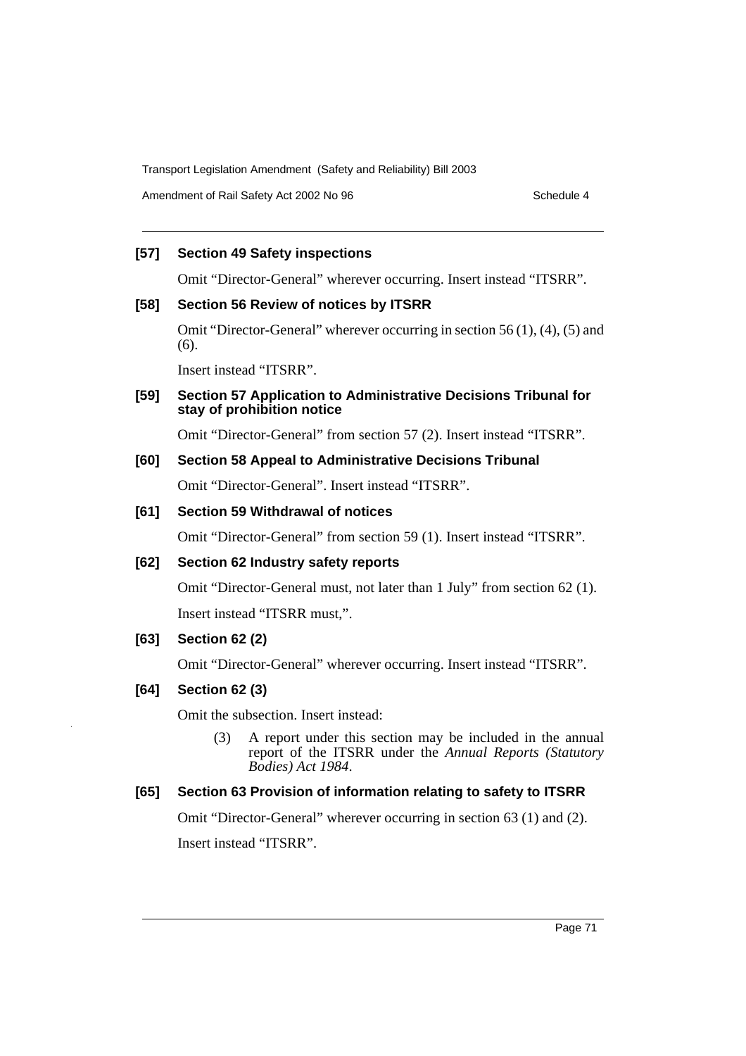**[57] Section 49 Safety inspections**

Omit "Director-General" wherever occurring. Insert instead "ITSRR".

**[58] Section 56 Review of notices by ITSRR**

Omit "Director-General" wherever occurring in section 56 (1), (4), (5) and (6).

Insert instead "ITSRR".

**[59] Section 57 Application to Administrative Decisions Tribunal for stay of prohibition notice**

Omit "Director-General" from section 57 (2). Insert instead "ITSRR".

**[60] Section 58 Appeal to Administrative Decisions Tribunal**

Omit "Director-General". Insert instead "ITSRR".

**[61] Section 59 Withdrawal of notices**

Omit "Director-General" from section 59 (1). Insert instead "ITSRR".

**[62] Section 62 Industry safety reports**

Omit "Director-General must, not later than 1 July" from section 62 (1).

Insert instead "ITSRR must,".

**[63] Section 62 (2)**

Omit "Director-General" wherever occurring. Insert instead "ITSRR".

**[64] Section 62 (3)**

Omit the subsection. Insert instead:

> (3) A report under this section may be included in the annual report of the ITSRR under the *Annual Reports (Statutory Bodies) Act 1984*.

**[65] Section 63 Provision of information relating to safety to ITSRR**

Omit "Director-General" wherever occurring in section 63 (1) and (2).

Insert instead "ITSRR".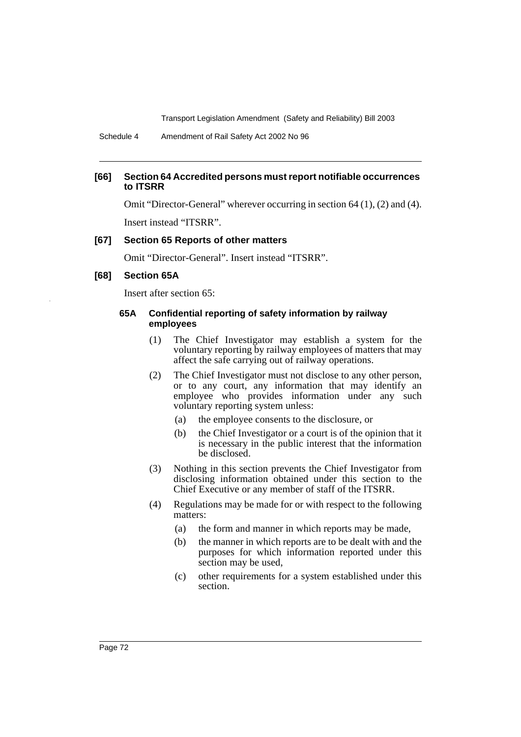**[66] Section 64 Accredited persons must report notifiable occurrences to ITSRR**

Omit "Director-General" wherever occurring in section 64 (1), (2) and (4).

Insert instead "ITSRR".

**[67] Section 65 Reports of other matters**

Omit "Director-General". Insert instead "ITSRR".

**[68] Section 65A**

Insert after section 65:

**65A Confidential reporting of safety information by railway employees**

(1) The Chief Investigator may establish a system for the voluntary reporting by railway employees of matters that may affect the safe carrying out of railway operations.

(2) The Chief Investigator must not disclose to any other person, or to any court, any information that may identify an employee who provides information under any such voluntary reporting system unless:

(a) the employee consents to the disclosure, or

(b) the Chief Investigator or a court is of the opinion that it is necessary in the public interest that the information be disclosed.

(3) Nothing in this section prevents the Chief Investigator from disclosing information obtained under this section to the Chief Executive or any member of staff of the ITSRR.

(4) Regulations may be made for or with respect to the following matters:

(a) the form and manner in which reports may be made,

(b) the manner in which reports are to be dealt with and the purposes for which information reported under this section may be used,

(c) other requirements for a system established under this section.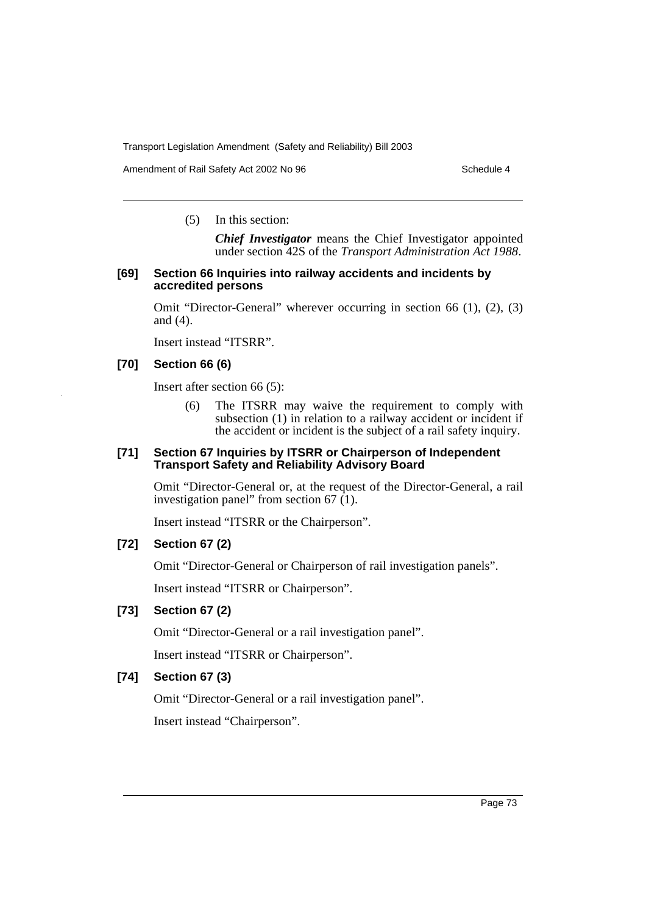(5) In this section:

***Chief Investigator*** means the Chief Investigator appointed under section 42S of the *Transport Administration Act 1988*.

#### [69] Section 66 Inquiries into railway accidents and incidents by accredited persons

Omit "Director-General" wherever occurring in section 66 (1), (2), (3) and (4).

Insert instead "ITSRR".

#### [70] Section 66 (6)

Insert after section 66 (5):

(6) The ITSRR may waive the requirement to comply with subsection (1) in relation to a railway accident or incident if the accident or incident is the subject of a rail safety inquiry.

#### [71] Section 67 Inquiries by ITSRR or Chairperson of Independent Transport Safety and Reliability Advisory Board

Omit "Director-General or, at the request of the Director-General, a rail investigation panel" from section 67 (1).

Insert instead "ITSRR or the Chairperson".

#### [72] Section 67 (2)

Omit "Director-General or Chairperson of rail investigation panels".

Insert instead "ITSRR or Chairperson".

#### [73] Section 67 (2)

Omit "Director-General or a rail investigation panel".

Insert instead "ITSRR or Chairperson".

#### [74] Section 67 (3)

Omit "Director-General or a rail investigation panel".

Insert instead "Chairperson".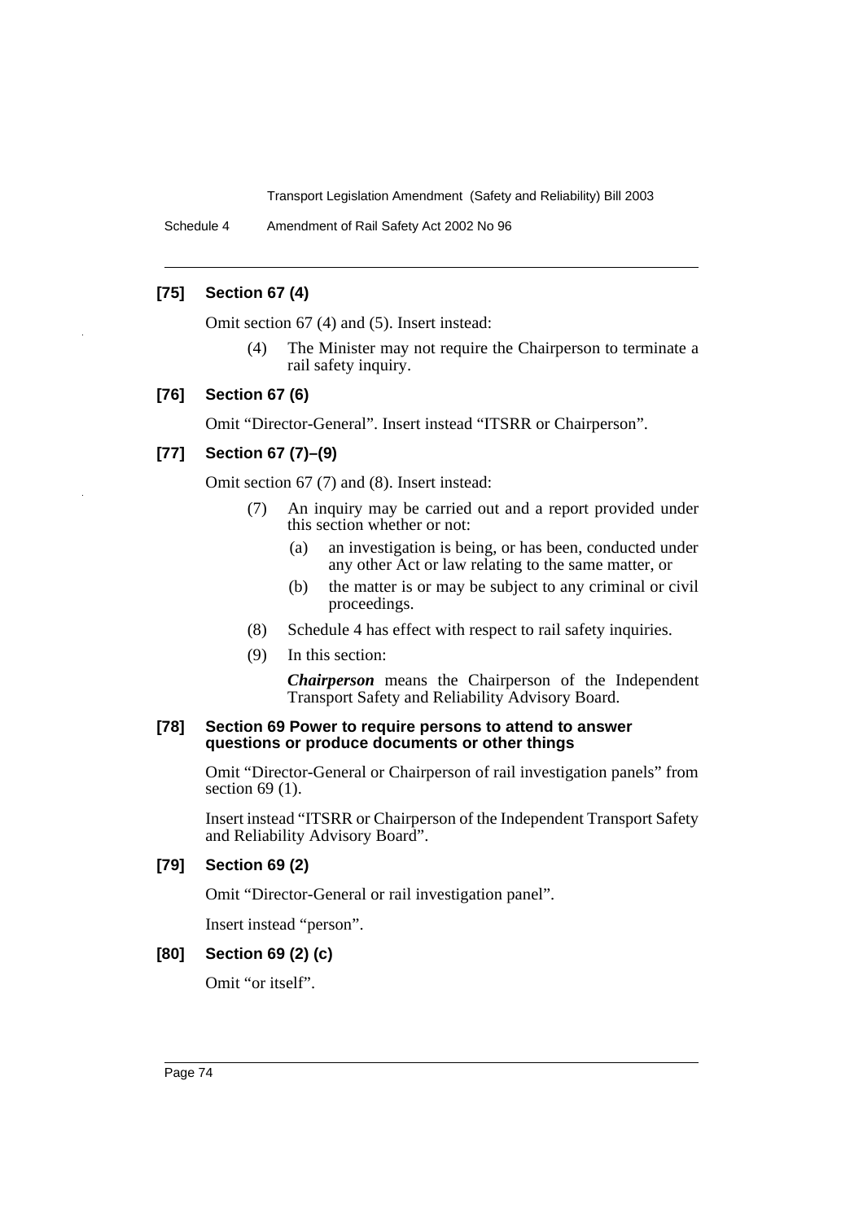### [75] Section 67 (4)

Omit section 67 (4) and (5). Insert instead:

> (4) The Minister may not require the Chairperson to terminate a rail safety inquiry.

### [76] Section 67 (6)

Omit "Director-General". Insert instead "ITSRR or Chairperson".

### [77] Section 67 (7)–(9)

Omit section 67 (7) and (8). Insert instead:

> (7) An inquiry may be carried out and a report provided under this section whether or not:
>
> > (a) an investigation is being, or has been, conducted under any other Act or law relating to the same matter, or
> >
> > (b) the matter is or may be subject to any criminal or civil proceedings.
>
> (8) Schedule 4 has effect with respect to rail safety inquiries.
>
> (9) In this section:
>
> ***Chairperson*** means the Chairperson of the Independent Transport Safety and Reliability Advisory Board.

### [78] Section 69 Power to require persons to attend to answer questions or produce documents or other things

Omit "Director-General or Chairperson of rail investigation panels" from section 69 (1).

Insert instead "ITSRR or Chairperson of the Independent Transport Safety and Reliability Advisory Board".

### [79] Section 69 (2)

Omit "Director-General or rail investigation panel".

Insert instead "person".

### [80] Section 69 (2) (c)

Omit "or itself".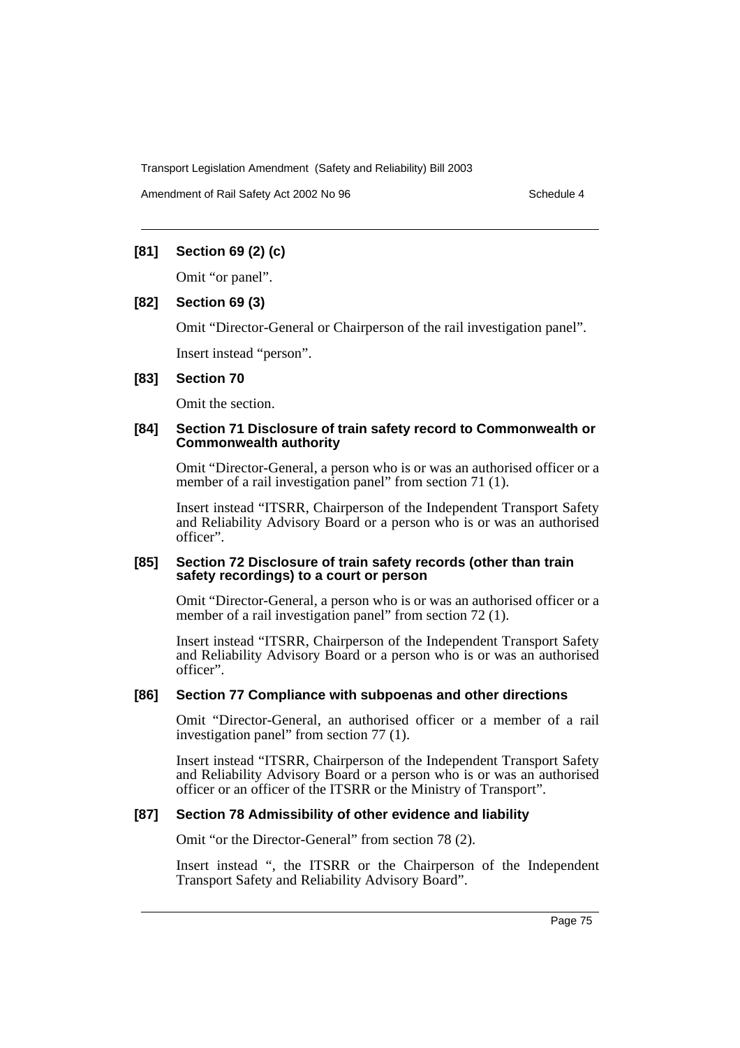**[81] Section 69 (2) (c)**

Omit "or panel".

**[82] Section 69 (3)**

Omit "Director-General or Chairperson of the rail investigation panel".

Insert instead "person".

**[83] Section 70**

Omit the section.

**[84] Section 71 Disclosure of train safety record to Commonwealth or Commonwealth authority**

Omit "Director-General, a person who is or was an authorised officer or a member of a rail investigation panel" from section 71 (1).

Insert instead "ITSRR, Chairperson of the Independent Transport Safety and Reliability Advisory Board or a person who is or was an authorised officer".

**[85] Section 72 Disclosure of train safety records (other than train safety recordings) to a court or person**

Omit "Director-General, a person who is or was an authorised officer or a member of a rail investigation panel" from section 72 (1).

Insert instead "ITSRR, Chairperson of the Independent Transport Safety and Reliability Advisory Board or a person who is or was an authorised officer".

**[86] Section 77 Compliance with subpoenas and other directions**

Omit "Director-General, an authorised officer or a member of a rail investigation panel" from section 77 (1).

Insert instead "ITSRR, Chairperson of the Independent Transport Safety and Reliability Advisory Board or a person who is or was an authorised officer or an officer of the ITSRR or the Ministry of Transport".

**[87] Section 78 Admissibility of other evidence and liability**

Omit "or the Director-General" from section 78 (2).

Insert instead ", the ITSRR or the Chairperson of the Independent Transport Safety and Reliability Advisory Board".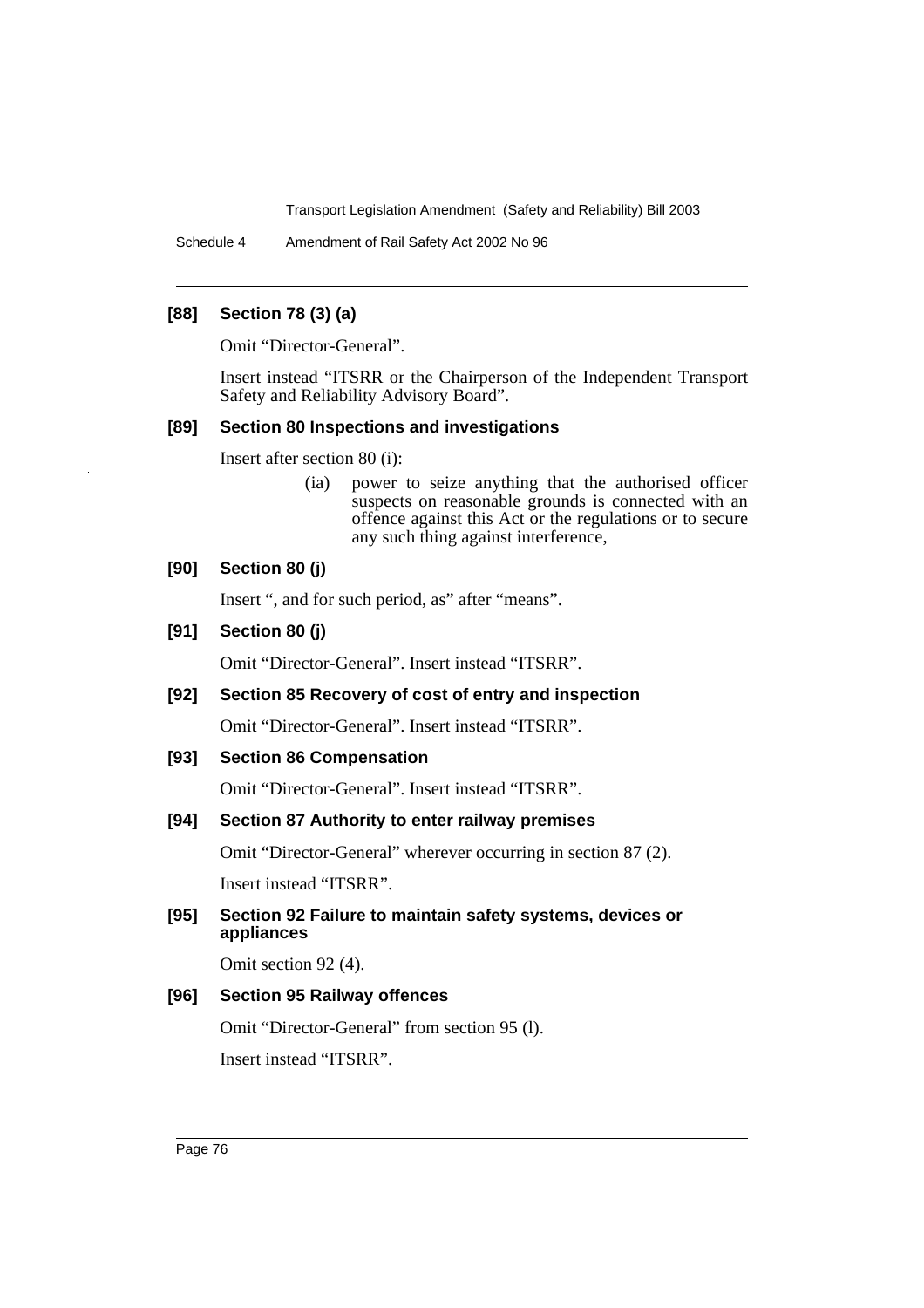### [88] Section 78 (3) (a)

Omit "Director-General".

Insert instead "ITSRR or the Chairperson of the Independent Transport Safety and Reliability Advisory Board".

### [89] Section 80 Inspections and investigations

Insert after section 80 (i):

> (ia) power to seize anything that the authorised officer suspects on reasonable grounds is connected with an offence against this Act or the regulations or to secure any such thing against interference,

### [90] Section 80 (j)

Insert ", and for such period, as" after "means".

### [91] Section 80 (j)

Omit "Director-General". Insert instead "ITSRR".

### [92] Section 85 Recovery of cost of entry and inspection

Omit "Director-General". Insert instead "ITSRR".

### [93] Section 86 Compensation

Omit "Director-General". Insert instead "ITSRR".

### [94] Section 87 Authority to enter railway premises

Omit "Director-General" wherever occurring in section 87 (2).

Insert instead "ITSRR".

### [95] Section 92 Failure to maintain safety systems, devices or appliances

Omit section 92 (4).

### [96] Section 95 Railway offences

Omit "Director-General" from section 95 (l).

Insert instead "ITSRR".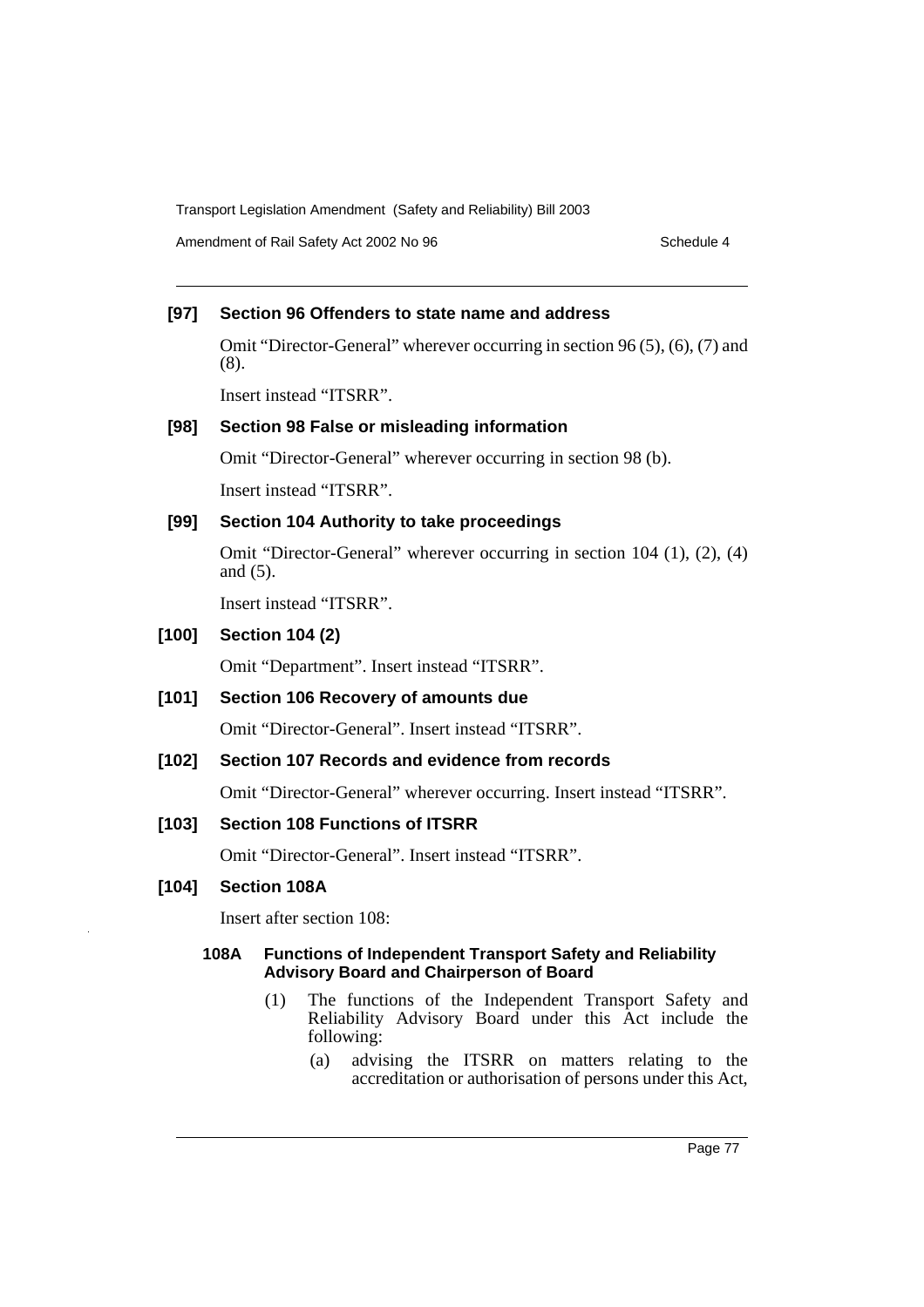### [97] Section 96 Offenders to state name and address

Omit "Director-General" wherever occurring in section 96 (5), (6), (7) and (8).

Insert instead "ITSRR".

### [98] Section 98 False or misleading information

Omit "Director-General" wherever occurring in section 98 (b).

Insert instead "ITSRR".

### [99] Section 104 Authority to take proceedings

Omit "Director-General" wherever occurring in section 104 (1), (2), (4) and (5).

Insert instead "ITSRR".

### [100] Section 104 (2)

Omit "Department". Insert instead "ITSRR".

### [101] Section 106 Recovery of amounts due

Omit "Director-General". Insert instead "ITSRR".

### [102] Section 107 Records and evidence from records

Omit "Director-General" wherever occurring. Insert instead "ITSRR".

### [103] Section 108 Functions of ITSRR

Omit "Director-General". Insert instead "ITSRR".

### [104] Section 108A

Insert after section 108:

**108A Functions of Independent Transport Safety and Reliability Advisory Board and Chairperson of Board**

(1) The functions of the Independent Transport Safety and Reliability Advisory Board under this Act include the following:

(a) advising the ITSRR on matters relating to the accreditation or authorisation of persons under this Act,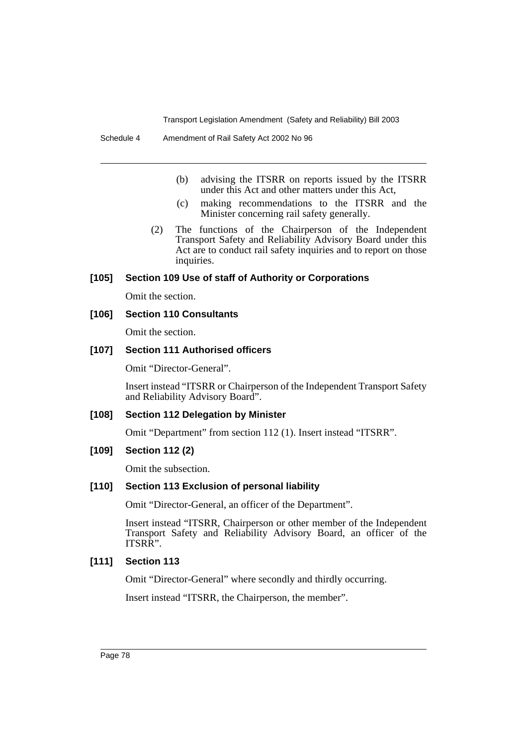(b) advising the ITSRR on reports issued by the ITSRR under this Act and other matters under this Act,

(c) making recommendations to the ITSRR and the Minister concerning rail safety generally.

(2) The functions of the Chairperson of the Independent Transport Safety and Reliability Advisory Board under this Act are to conduct rail safety inquiries and to report on those inquiries.

### [105] Section 109 Use of staff of Authority or Corporations

Omit the section.

### [106] Section 110 Consultants

Omit the section.

### [107] Section 111 Authorised officers

Omit "Director-General".

Insert instead "ITSRR or Chairperson of the Independent Transport Safety and Reliability Advisory Board".

### [108] Section 112 Delegation by Minister

Omit "Department" from section 112 (1). Insert instead "ITSRR".

### [109] Section 112 (2)

Omit the subsection.

### [110] Section 113 Exclusion of personal liability

Omit "Director-General, an officer of the Department".

Insert instead "ITSRR, Chairperson or other member of the Independent Transport Safety and Reliability Advisory Board, an officer of the ITSRR".

### [111] Section 113

Omit "Director-General" where secondly and thirdly occurring.

Insert instead "ITSRR, the Chairperson, the member".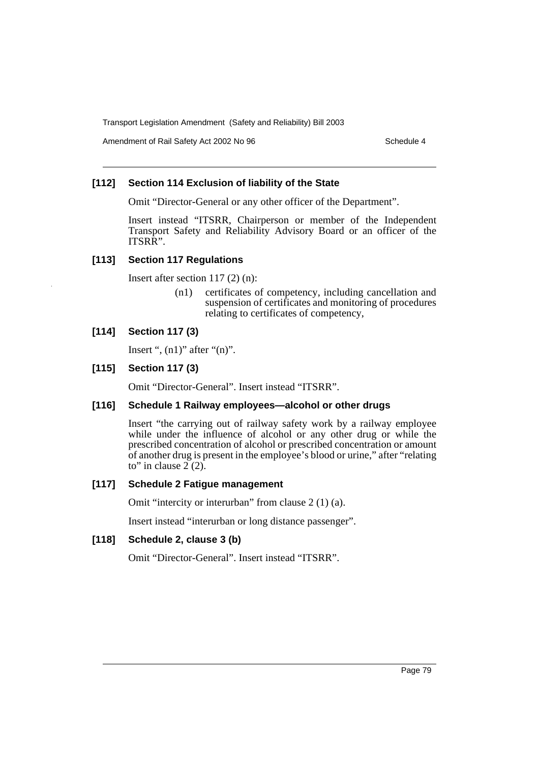### [112] Section 114 Exclusion of liability of the State

Omit "Director-General or any other officer of the Department".

Insert instead "ITSRR, Chairperson or member of the Independent Transport Safety and Reliability Advisory Board or an officer of the ITSRR".

### [113] Section 117 Regulations

Insert after section 117 (2) (n):

> (n1) certificates of competency, including cancellation and suspension of certificates and monitoring of procedures relating to certificates of competency,

### [114] Section 117 (3)

Insert ", (n1)" after "(n)".

### [115] Section 117 (3)

Omit "Director-General". Insert instead "ITSRR".

### [116] Schedule 1 Railway employees—alcohol or other drugs

Insert "the carrying out of railway safety work by a railway employee while under the influence of alcohol or any other drug or while the prescribed concentration of alcohol or prescribed concentration or amount of another drug is present in the employee's blood or urine," after "relating to" in clause 2 (2).

### [117] Schedule 2 Fatigue management

Omit "intercity or interurban" from clause 2 (1) (a).

Insert instead "interurban or long distance passenger".

### [118] Schedule 2, clause 3 (b)

Omit "Director-General". Insert instead "ITSRR".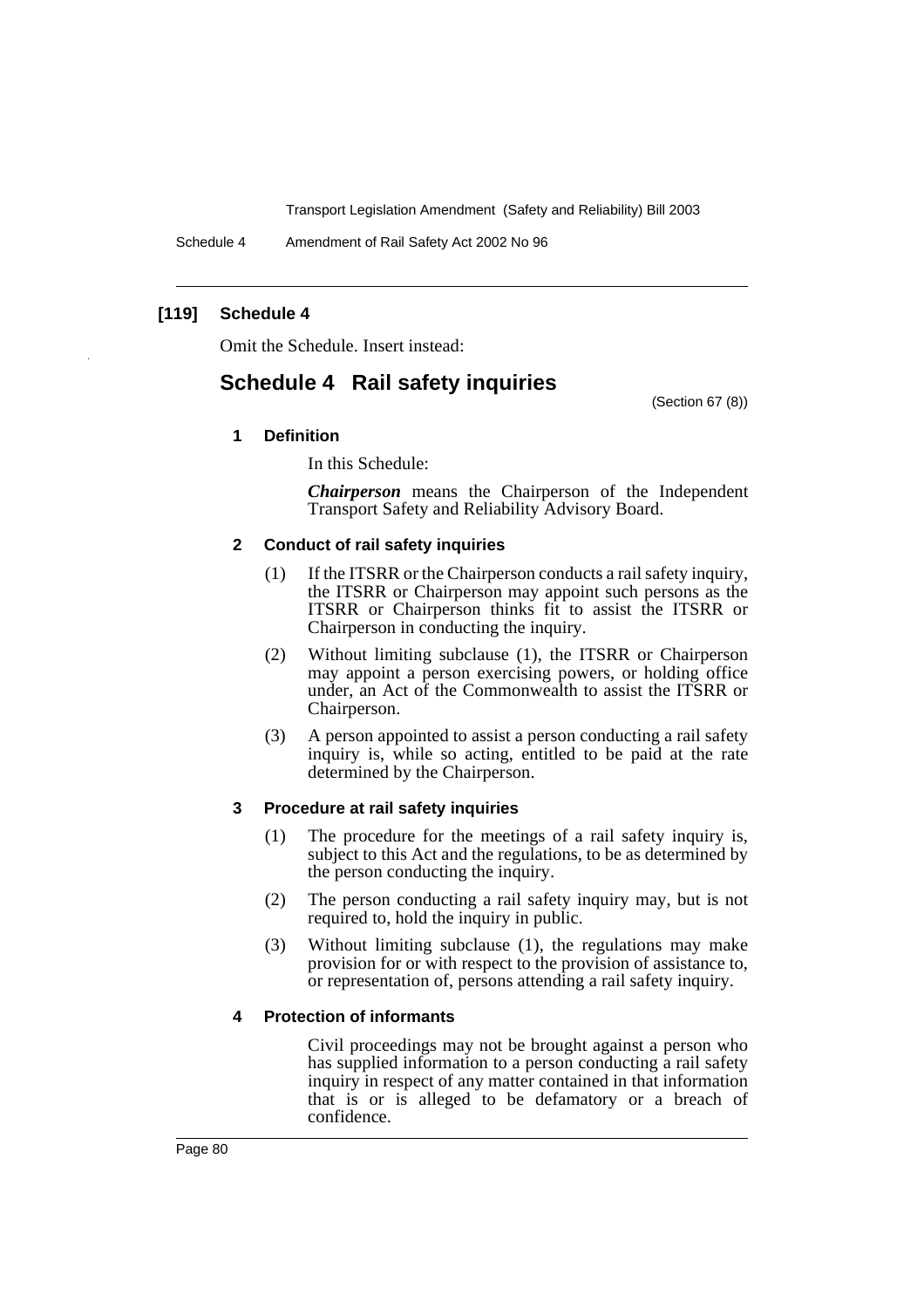**[119] Schedule 4**

Omit the Schedule. Insert instead:

## Schedule 4 Rail safety inquiries

(Section 67 (8))

### 1 Definition

In this Schedule:

***Chairperson*** means the Chairperson of the Independent Transport Safety and Reliability Advisory Board.

### 2 Conduct of rail safety inquiries

(1) If the ITSRR or the Chairperson conducts a rail safety inquiry, the ITSRR or Chairperson may appoint such persons as the ITSRR or Chairperson thinks fit to assist the ITSRR or Chairperson in conducting the inquiry.

(2) Without limiting subclause (1), the ITSRR or Chairperson may appoint a person exercising powers, or holding office under, an Act of the Commonwealth to assist the ITSRR or Chairperson.

(3) A person appointed to assist a person conducting a rail safety inquiry is, while so acting, entitled to be paid at the rate determined by the Chairperson.

### 3 Procedure at rail safety inquiries

(1) The procedure for the meetings of a rail safety inquiry is, subject to this Act and the regulations, to be as determined by the person conducting the inquiry.

(2) The person conducting a rail safety inquiry may, but is not required to, hold the inquiry in public.

(3) Without limiting subclause (1), the regulations may make provision for or with respect to the provision of assistance to, or representation of, persons attending a rail safety inquiry.

### 4 Protection of informants

Civil proceedings may not be brought against a person who has supplied information to a person conducting a rail safety inquiry in respect of any matter contained in that information that is or is alleged to be defamatory or a breach of confidence.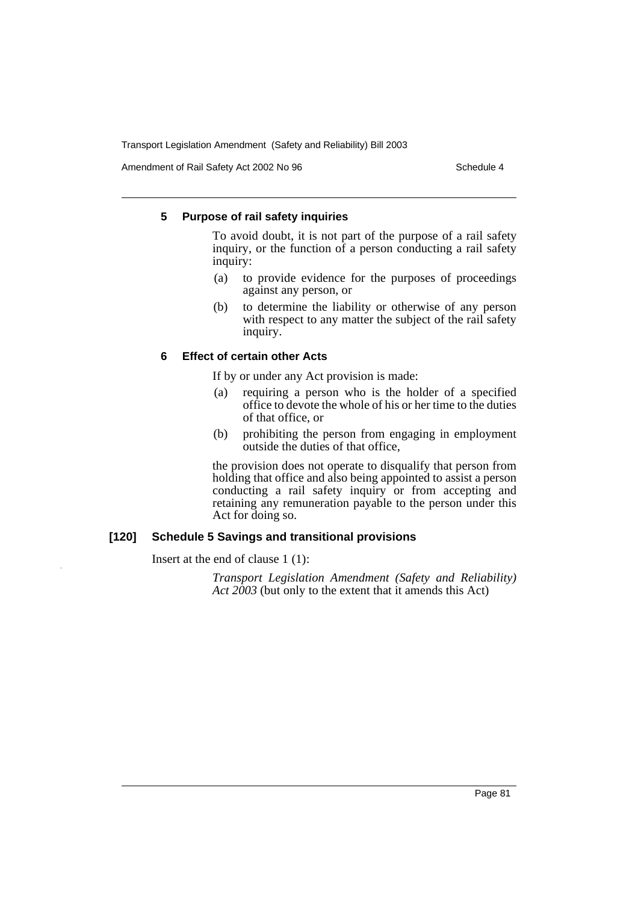#### 5 Purpose of rail safety inquiries

To avoid doubt, it is not part of the purpose of a rail safety inquiry, or the function of a person conducting a rail safety inquiry:

(a) to provide evidence for the purposes of proceedings against any person, or

(b) to determine the liability or otherwise of any person with respect to any matter the subject of the rail safety inquiry.

#### 6 Effect of certain other Acts

If by or under any Act provision is made:

(a) requiring a person who is the holder of a specified office to devote the whole of his or her time to the duties of that office, or

(b) prohibiting the person from engaging in employment outside the duties of that office,

the provision does not operate to disqualify that person from holding that office and also being appointed to assist a person conducting a rail safety inquiry or from accepting and retaining any remuneration payable to the person under this Act for doing so.

### [120] Schedule 5 Savings and transitional provisions

Insert at the end of clause 1 (1):

*Transport Legislation Amendment (Safety and Reliability) Act 2003* (but only to the extent that it amends this Act)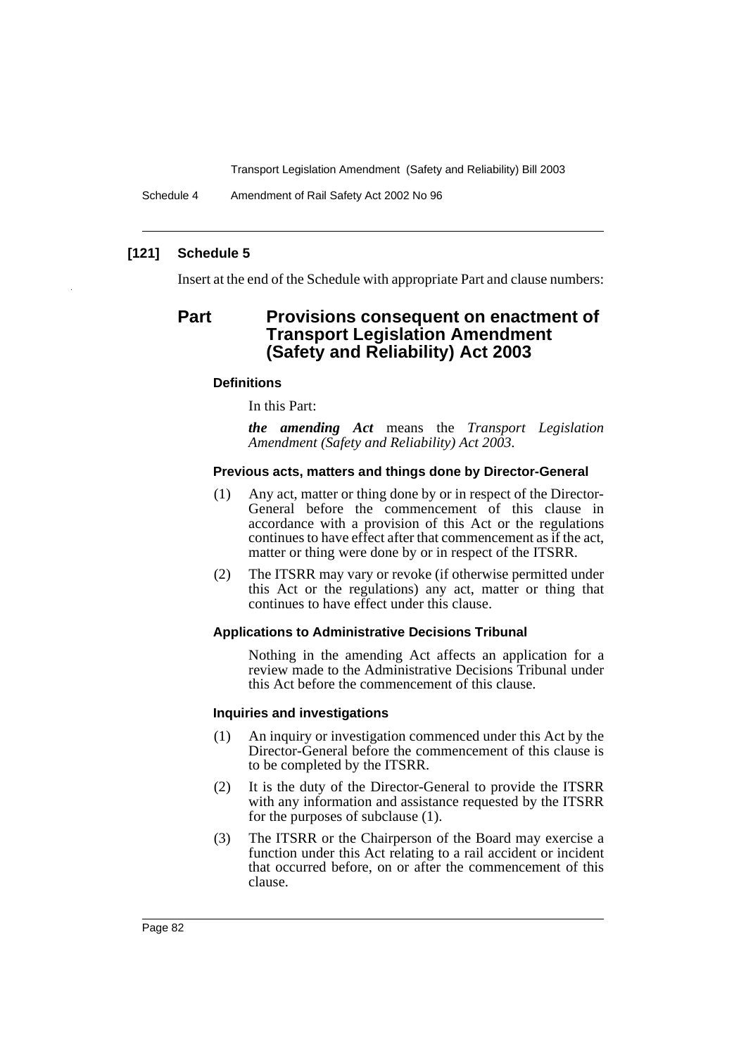## [121] Schedule 5

Insert at the end of the Schedule with appropriate Part and clause numbers:

# Part Provisions consequent on enactment of Transport Legislation Amendment (Safety and Reliability) Act 2003

### Definitions

In this Part:

***the amending Act*** means the *Transport Legislation Amendment (Safety and Reliability) Act 2003*.

### Previous acts, matters and things done by Director-General

(1) Any act, matter or thing done by or in respect of the Director-General before the commencement of this clause in accordance with a provision of this Act or the regulations continues to have effect after that commencement as if the act, matter or thing were done by or in respect of the ITSRR.

(2) The ITSRR may vary or revoke (if otherwise permitted under this Act or the regulations) any act, matter or thing that continues to have effect under this clause.

### Applications to Administrative Decisions Tribunal

Nothing in the amending Act affects an application for a review made to the Administrative Decisions Tribunal under this Act before the commencement of this clause.

### Inquiries and investigations

(1) An inquiry or investigation commenced under this Act by the Director-General before the commencement of this clause is to be completed by the ITSRR.

(2) It is the duty of the Director-General to provide the ITSRR with any information and assistance requested by the ITSRR for the purposes of subclause (1).

(3) The ITSRR or the Chairperson of the Board may exercise a function under this Act relating to a rail accident or incident that occurred before, on or after the commencement of this clause.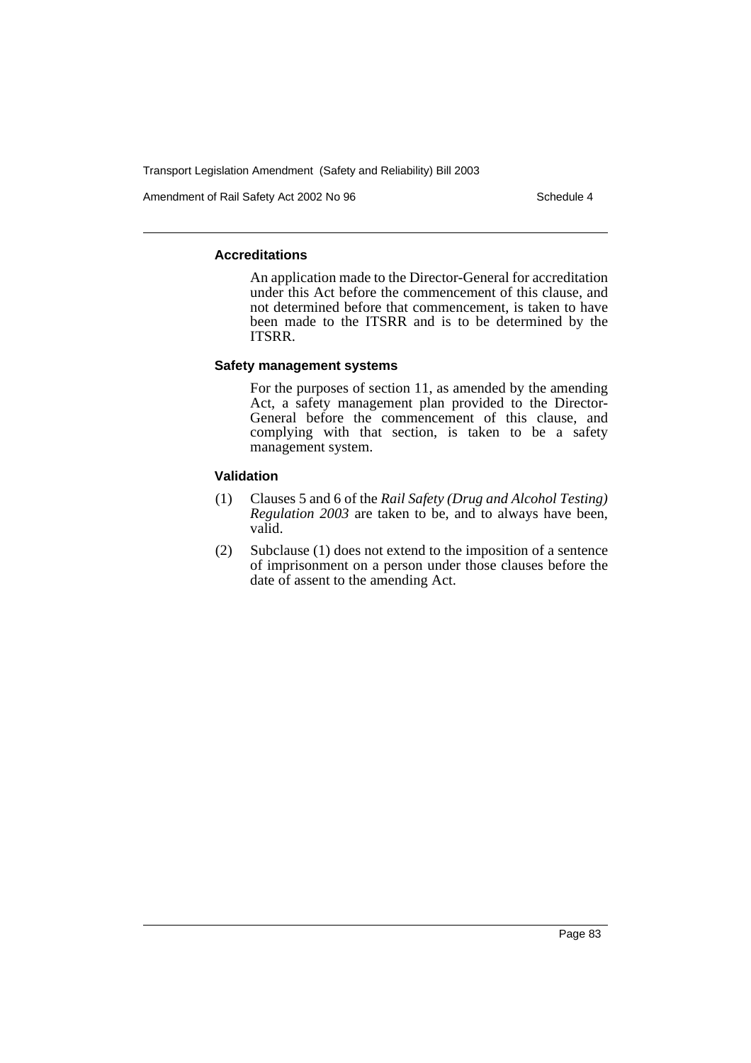### Accreditations

An application made to the Director-General for accreditation under this Act before the commencement of this clause, and not determined before that commencement, is taken to have been made to the ITSRR and is to be determined by the ITSRR.

### Safety management systems

For the purposes of section 11, as amended by the amending Act, a safety management plan provided to the Director-General before the commencement of this clause, and complying with that section, is taken to be a safety management system.

### Validation

(1) Clauses 5 and 6 of the *Rail Safety (Drug and Alcohol Testing) Regulation 2003* are taken to be, and to always have been, valid.

(2) Subclause (1) does not extend to the imposition of a sentence of imprisonment on a person under those clauses before the date of assent to the amending Act.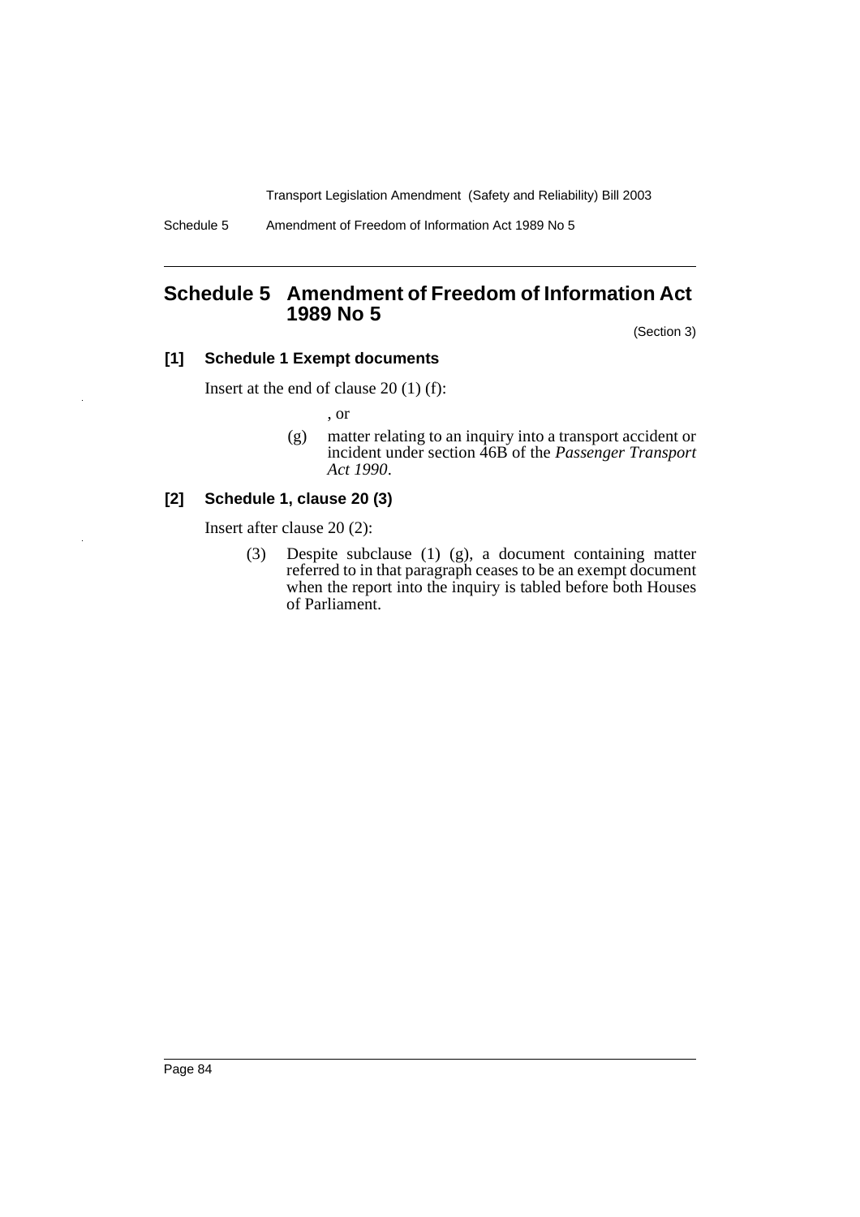## Schedule 5 Amendment of Freedom of Information Act 1989 No 5

(Section 3)

### [1] Schedule 1 Exempt documents

Insert at the end of clause 20 (1) (f):

, or

(g) matter relating to an inquiry into a transport accident or incident under section 46B of the *Passenger Transport Act 1990*.

### [2] Schedule 1, clause 20 (3)

Insert after clause 20 (2):

(3) Despite subclause (1) (g), a document containing matter referred to in that paragraph ceases to be an exempt document when the report into the inquiry is tabled before both Houses of Parliament.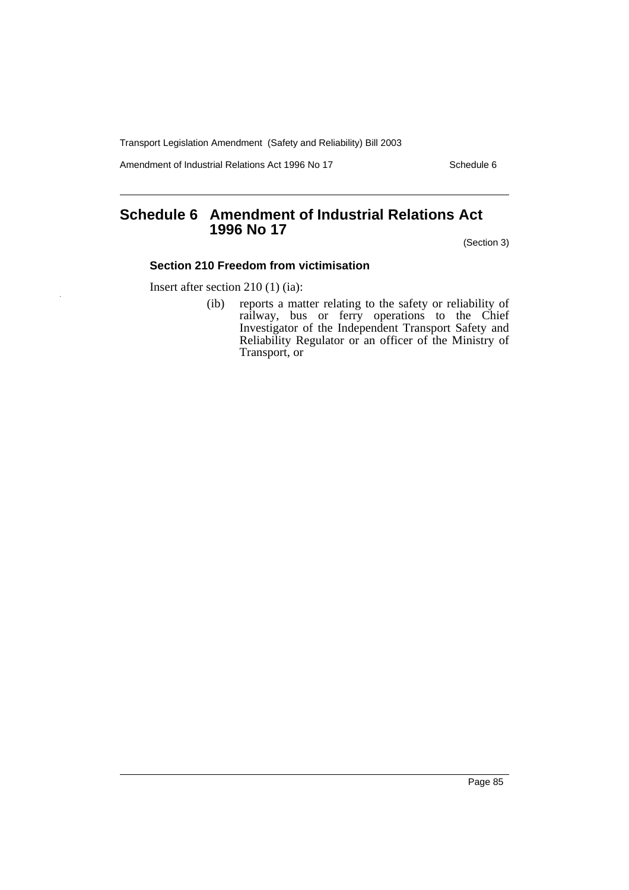# Schedule 6 Amendment of Industrial Relations Act 1996 No 17

(Section 3)

### Section 210 Freedom from victimisation

Insert after section 210 (1) (ia):

(ib) reports a matter relating to the safety or reliability of railway, bus or ferry operations to the Chief Investigator of the Independent Transport Safety and Reliability Regulator or an officer of the Ministry of Transport, or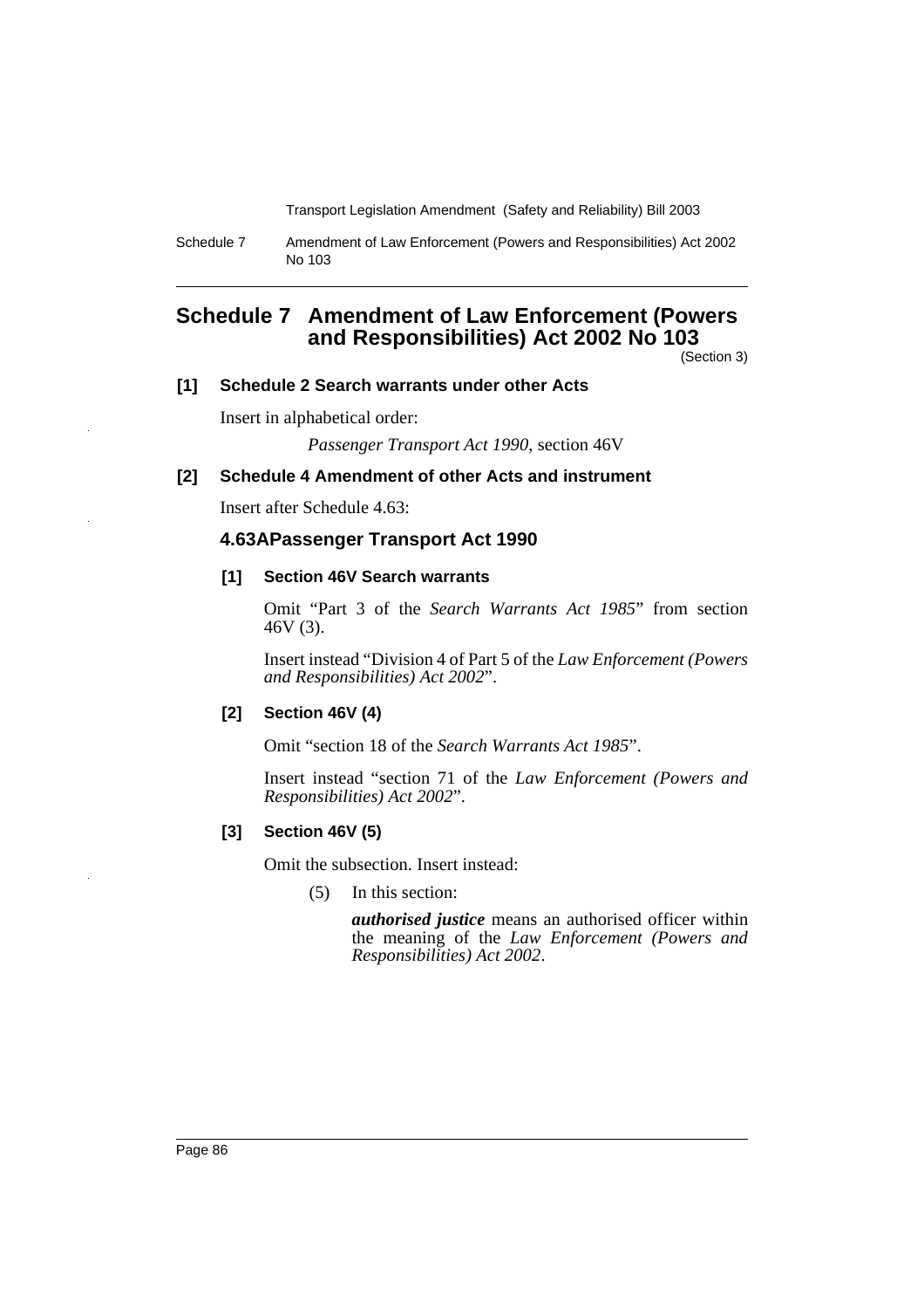# Schedule 7 Amendment of Law Enforcement (Powers and Responsibilities) Act 2002 No 103

(Section 3)

### [1] Schedule 2 Search warrants under other Acts

Insert in alphabetical order:

*Passenger Transport Act 1990*, section 46V

### [2] Schedule 4 Amendment of other Acts and instrument

Insert after Schedule 4.63:

### 4.63A Passenger Transport Act 1990

#### [1] Section 46V Search warrants

Omit "Part 3 of the *Search Warrants Act 1985*" from section 46V (3).

Insert instead "Division 4 of Part 5 of the *Law Enforcement (Powers and Responsibilities) Act 2002*".

#### [2] Section 46V (4)

Omit "section 18 of the *Search Warrants Act 1985*".

Insert instead "section 71 of the *Law Enforcement (Powers and Responsibilities) Act 2002*".

#### [3] Section 46V (5)

Omit the subsection. Insert instead:

(5) In this section:

***authorised justice*** means an authorised officer within the meaning of the *Law Enforcement (Powers and Responsibilities) Act 2002*.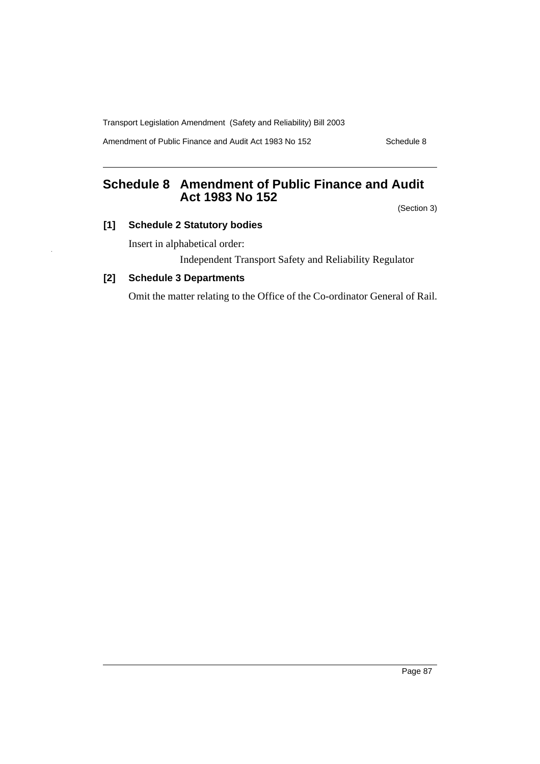## Schedule 8 Amendment of Public Finance and Audit Act 1983 No 152

(Section 3)

### [1] Schedule 2 Statutory bodies

Insert in alphabetical order:

Independent Transport Safety and Reliability Regulator

### [2] Schedule 3 Departments

Omit the matter relating to the Office of the Co-ordinator General of Rail.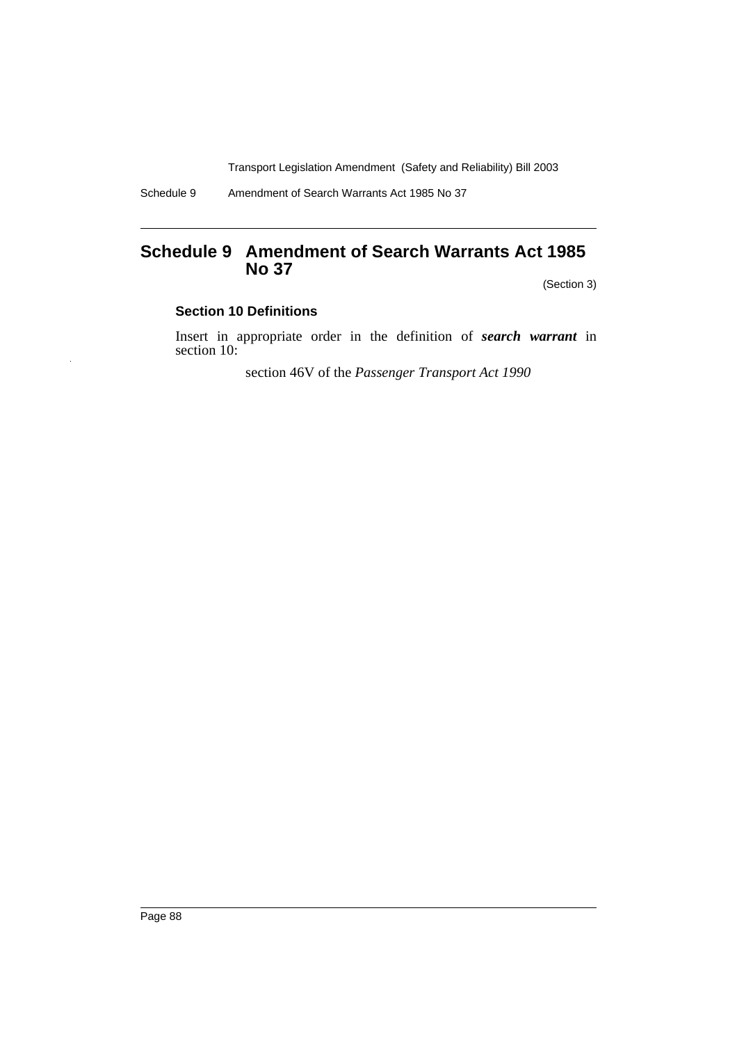# Schedule 9 Amendment of Search Warrants Act 1985 No 37

(Section 3)

### Section 10 Definitions

Insert in appropriate order in the definition of ***search warrant*** in section 10:

> section 46V of the *Passenger Transport Act 1990*